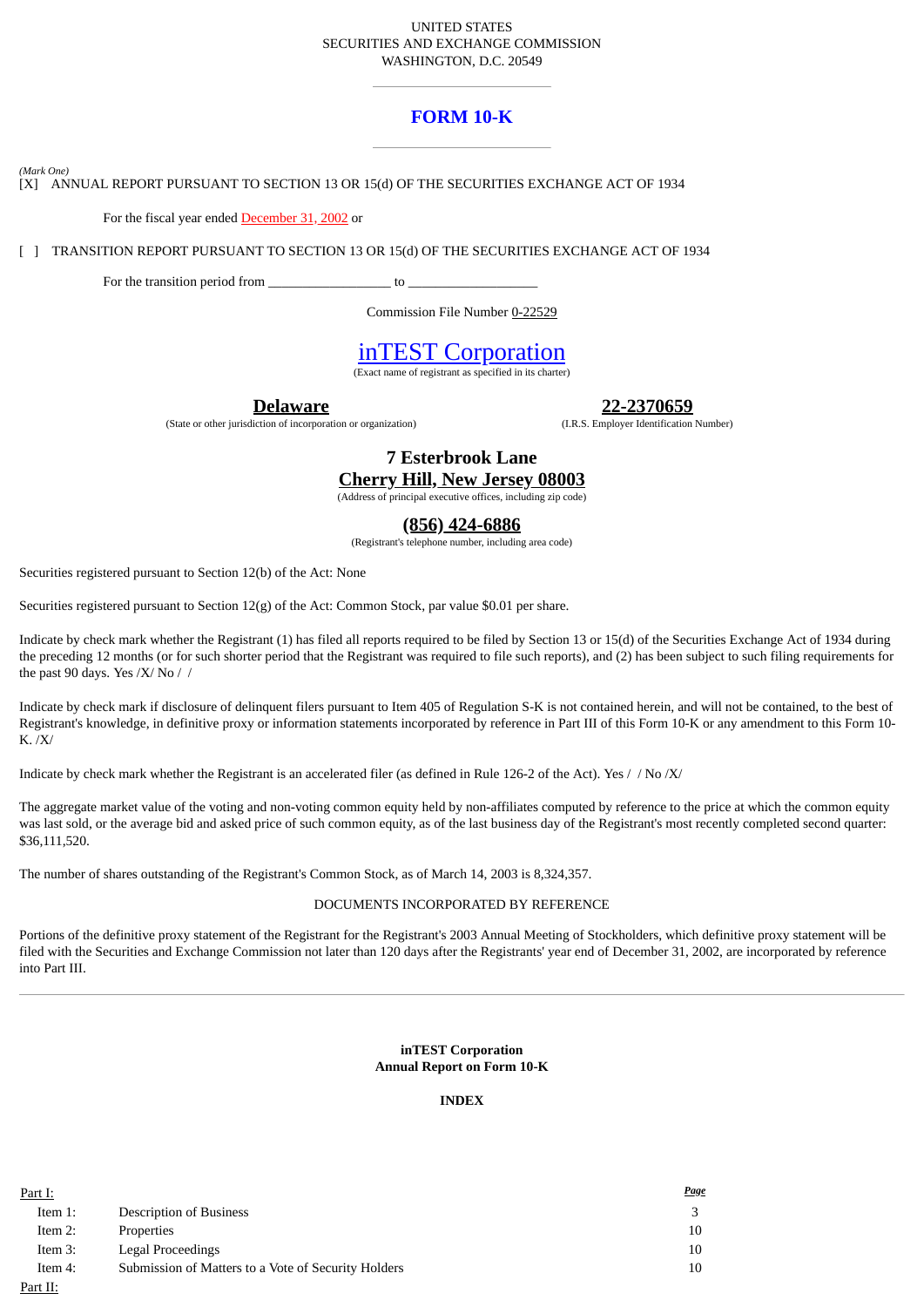UNITED STATES
SECURITIES AND EXCHANGE COMMISSION
WASHINGTON, D.C. 20549

# FORM 10-K

*(Mark One)*
[X] ANNUAL REPORT PURSUANT TO SECTION 13 OR 15(d) OF THE SECURITIES EXCHANGE ACT OF 1934

For the fiscal year ended December 31, 2002 or

[ ] TRANSITION REPORT PURSUANT TO SECTION 13 OR 15(d) OF THE SECURITIES EXCHANGE ACT OF 1934

For the transition period from _________________ to __________________

Commission File Number 0-22529

# inTEST Corporation

(Exact name of registrant as specified in its charter)

| **Delaware** | **22-2370659** |
|---|---|
| (State or other jurisdiction of incorporation or organization) | (I.R.S. Employer Identification Number) |

**7 Esterbrook Lane**
**Cherry Hill, New Jersey 08003**
(Address of principal executive offices, including zip code)

**(856) 424-6886**
(Registrant's telephone number, including area code)

Securities registered pursuant to Section 12(b) of the Act: None

Securities registered pursuant to Section 12(g) of the Act: Common Stock, par value $0.01 per share.

Indicate by check mark whether the Registrant (1) has filed all reports required to be filed by Section 13 or 15(d) of the Securities Exchange Act of 1934 during the preceding 12 months (or for such shorter period that the Registrant was required to file such reports), and (2) has been subject to such filing requirements for the past 90 days. Yes /X/ No / /

Indicate by check mark if disclosure of delinquent filers pursuant to Item 405 of Regulation S-K is not contained herein, and will not be contained, to the best of Registrant's knowledge, in definitive proxy or information statements incorporated by reference in Part III of this Form 10-K or any amendment to this Form 10-K. /X/

Indicate by check mark whether the Registrant is an accelerated filer (as defined in Rule 126-2 of the Act). Yes / / No /X/

The aggregate market value of the voting and non-voting common equity held by non-affiliates computed by reference to the price at which the common equity was last sold, or the average bid and asked price of such common equity, as of the last business day of the Registrant's most recently completed second quarter: $36,111,520.

The number of shares outstanding of the Registrant's Common Stock, as of March 14, 2003 is 8,324,357.

DOCUMENTS INCORPORATED BY REFERENCE

Portions of the definitive proxy statement of the Registrant for the Registrant's 2003 Annual Meeting of Stockholders, which definitive proxy statement will be filed with the Securities and Exchange Commission not later than 120 days after the Registrants' year end of December 31, 2002, are incorporated by reference into Part III.

---

**inTEST Corporation**
**Annual Report on Form 10-K**

**INDEX**

| Part I: | | *Page* |
|---|---|---|
| Item 1: | Description of Business | 3 |
| Item 2: | Properties | 10 |
| Item 3: | Legal Proceedings | 10 |
| Item 4: | Submission of Matters to a Vote of Security Holders | 10 |
| Part II: | | |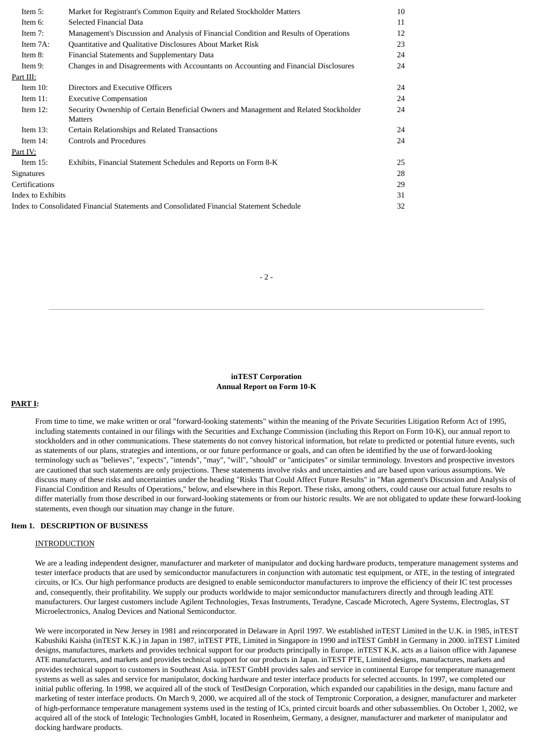| | | |
|---|---|---|
| Item 5: | Market for Registrant's Common Equity and Related Stockholder Matters | 10 |
| Item 6: | Selected Financial Data | 11 |
| Item 7: | Management's Discussion and Analysis of Financial Condition and Results of Operations | 12 |
| Item 7A: | Quantitative and Qualitative Disclosures About Market Risk | 23 |
| Item 8: | Financial Statements and Supplementary Data | 24 |
| Item 9: | Changes in and Disagreements with Accountants on Accounting and Financial Disclosures | 24 |
| Part III: | | |
| Item 10: | Directors and Executive Officers | 24 |
| Item 11: | Executive Compensation | 24 |
| Item 12: | Security Ownership of Certain Beneficial Owners and Management and Related Stockholder Matters | 24 |
| Item 13: | Certain Relationships and Related Transactions | 24 |
| Item 14: | Controls and Procedures | 24 |
| Part IV: | | |
| Item 15: | Exhibits, Financial Statement Schedules and Reports on Form 8-K | 25 |
| Signatures | | 28 |
| Certifications | | 29 |
| Index to Exhibits | | 31 |
| Index to Consolidated Financial Statements and Consolidated Financial Statement Schedule | | 32 |

**inTEST Corporation**
**Annual Report on Form 10-K**

## PART I:

From time to time, we make written or oral "forward-looking statements" within the meaning of the Private Securities Litigation Reform Act of 1995, including statements contained in our filings with the Securities and Exchange Commission (including this Report on Form 10-K), our annual report to stockholders and in other communications. These statements do not convey historical information, but relate to predicted or potential future events, such as statements of our plans, strategies and intentions, or our future performance or goals, and can often be identified by the use of forward-looking terminology such as "believes", "expects", "intends", "may", "will", "should" or "anticipates" or similar terminology. Investors and prospective investors are cautioned that such statements are only projections. These statements involve risks and uncertainties and are based upon various assumptions. We discuss many of these risks and uncertainties under the heading "Risks That Could Affect Future Results" in "Man agement's Discussion and Analysis of Financial Condition and Results of Operations," below, and elsewhere in this Report. These risks, among others, could cause our actual future results to differ materially from those described in our forward-looking statements or from our historic results. We are not obligated to update these forward-looking statements, even though our situation may change in the future.

### Item 1. DESCRIPTION OF BUSINESS

INTRODUCTION

We are a leading independent designer, manufacturer and marketer of manipulator and docking hardware products, temperature management systems and tester interface products that are used by semiconductor manufacturers in conjunction with automatic test equipment, or ATE, in the testing of integrated circuits, or ICs. Our high performance products are designed to enable semiconductor manufacturers to improve the efficiency of their IC test processes and, consequently, their profitability. We supply our products worldwide to major semiconductor manufacturers directly and through leading ATE manufacturers. Our largest customers include Agilent Technologies, Texas Instruments, Teradyne, Cascade Microtech, Agere Systems, Electroglas, ST Microelectronics, Analog Devices and National Semiconductor.

We were incorporated in New Jersey in 1981 and reincorporated in Delaware in April 1997. We established inTEST Limited in the U.K. in 1985, inTEST Kabushiki Kaisha (inTEST K.K.) in Japan in 1987, inTEST PTE, Limited in Singapore in 1990 and inTEST GmbH in Germany in 2000. inTEST Limited designs, manufactures, markets and provides technical support for our products principally in Europe. inTEST K.K. acts as a liaison office with Japanese ATE manufacturers, and markets and provides technical support for our products in Japan. inTEST PTE, Limited designs, manufactures, markets and provides technical support to customers in Southeast Asia. inTEST GmbH provides sales and service in continental Europe for temperature management systems as well as sales and service for manipulator, docking hardware and tester interface products for selected accounts. In 1997, we completed our initial public offering. In 1998, we acquired all of the stock of TestDesign Corporation, which expanded our capabilities in the design, manu facture and marketing of tester interface products. On March 9, 2000, we acquired all of the stock of Temptronic Corporation, a designer, manufacturer and marketer of high-performance temperature management systems used in the testing of ICs, printed circuit boards and other subassemblies. On October 1, 2002, we acquired all of the stock of Intelogic Technologies GmbH, located in Rosenheim, Germany, a designer, manufacturer and marketer of manipulator and docking hardware products.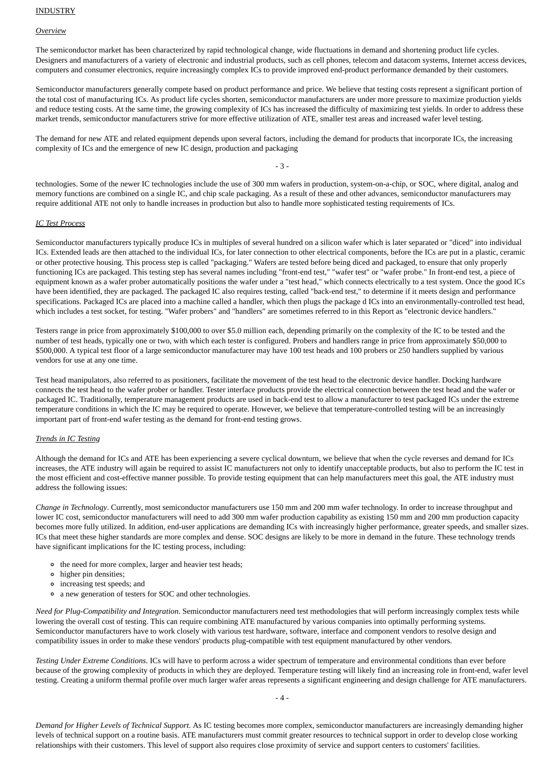## INDUSTRY

### *Overview*

The semiconductor market has been characterized by rapid technological change, wide fluctuations in demand and shortening product life cycles. Designers and manufacturers of a variety of electronic and industrial products, such as cell phones, telecom and datacom systems, Internet access devices, computers and consumer electronics, require increasingly complex ICs to provide improved end-product performance demanded by their customers.

Semiconductor manufacturers generally compete based on product performance and price. We believe that testing costs represent a significant portion of the total cost of manufacturing ICs. As product life cycles shorten, semiconductor manufacturers are under more pressure to maximize production yields and reduce testing costs. At the same time, the growing complexity of ICs has increased the difficulty of maximizing test yields. In order to address these market trends, semiconductor manufacturers strive for more effective utilization of ATE, smaller test areas and increased wafer level testing.

The demand for new ATE and related equipment depends upon several factors, including the demand for products that incorporate ICs, the increasing complexity of ICs and the emergence of new IC design, production and packaging technologies. Some of the newer IC technologies include the use of 300 mm wafers in production, system-on-a-chip, or SOC, where digital, analog and memory functions are combined on a single IC, and chip scale packaging. As a result of these and other advances, semiconductor manufacturers may require additional ATE not only to handle increases in production but also to handle more sophisticated testing requirements of ICs.

### *IC Test Process*

Semiconductor manufacturers typically produce ICs in multiples of several hundred on a silicon wafer which is later separated or "diced" into individual ICs. Extended leads are then attached to the individual ICs, for later connection to other electrical components, before the ICs are put in a plastic, ceramic or other protective housing. This process step is called "packaging." Wafers are tested before being diced and packaged, to ensure that only properly functioning ICs are packaged. This testing step has several names including "front-end test," "wafer test" or "wafer probe." In front-end test, a piece of equipment known as a wafer prober automatically positions the wafer under a "test head," which connects electrically to a test system. Once the good ICs have been identified, they are packaged. The packaged IC also requires testing, called "back-end test," to determine if it meets design and performance specifications. Packaged ICs are placed into a machine called a handler, which then plugs the package d ICs into an environmentally-controlled test head, which includes a test socket, for testing. "Wafer probers" and "handlers" are sometimes referred to in this Report as "electronic device handlers."

Testers range in price from approximately $100,000 to over $5.0 million each, depending primarily on the complexity of the IC to be tested and the number of test heads, typically one or two, with which each tester is configured. Probers and handlers range in price from approximately $50,000 to $500,000. A typical test floor of a large semiconductor manufacturer may have 100 test heads and 100 probers or 250 handlers supplied by various vendors for use at any one time.

Test head manipulators, also referred to as positioners, facilitate the movement of the test head to the electronic device handler. Docking hardware connects the test head to the wafer prober or handler. Tester interface products provide the electrical connection between the test head and the wafer or packaged IC. Traditionally, temperature management products are used in back-end test to allow a manufacturer to test packaged ICs under the extreme temperature conditions in which the IC may be required to operate. However, we believe that temperature-controlled testing will be an increasingly important part of front-end wafer testing as the demand for front-end testing grows.

### *Trends in IC Testing*

Although the demand for ICs and ATE has been experiencing a severe cyclical downturn, we believe that when the cycle reverses and demand for ICs increases, the ATE industry will again be required to assist IC manufacturers not only to identify unacceptable products, but also to perform the IC test in the most efficient and cost-effective manner possible. To provide testing equipment that can help manufacturers meet this goal, the ATE industry must address the following issues:

*Change in Technology*. Currently, most semiconductor manufacturers use 150 mm and 200 mm wafer technology. In order to increase throughput and lower IC cost, semiconductor manufacturers will need to add 300 mm wafer production capability as existing 150 mm and 200 mm production capacity becomes more fully utilized. In addition, end-user applications are demanding ICs with increasingly higher performance, greater speeds, and smaller sizes. ICs that meet these higher standards are more complex and dense. SOC designs are likely to be more in demand in the future. These technology trends have significant implications for the IC testing process, including:

- the need for more complex, larger and heavier test heads;
- higher pin densities;
- increasing test speeds; and
- a new generation of testers for SOC and other technologies.

*Need for Plug-Compatibility and Integration*. Semiconductor manufacturers need test methodologies that will perform increasingly complex tests while lowering the overall cost of testing. This can require combining ATE manufactured by various companies into optimally performing systems. Semiconductor manufacturers have to work closely with various test hardware, software, interface and component vendors to resolve design and compatibility issues in order to make these vendors' products plug-compatible with test equipment manufactured by other vendors.

*Testing Under Extreme Conditions*. ICs will have to perform across a wider spectrum of temperature and environmental conditions than ever before because of the growing complexity of products in which they are deployed. Temperature testing will likely find an increasing role in front-end, wafer level testing. Creating a uniform thermal profile over much larger wafer areas represents a significant engineering and design challenge for ATE manufacturers.

*Demand for Higher Levels of Technical Support*. As IC testing becomes more complex, semiconductor manufacturers are increasingly demanding higher levels of technical support on a routine basis. ATE manufacturers must commit greater resources to technical support in order to develop close working relationships with their customers. This level of support also requires close proximity of service and support centers to customers' facilities.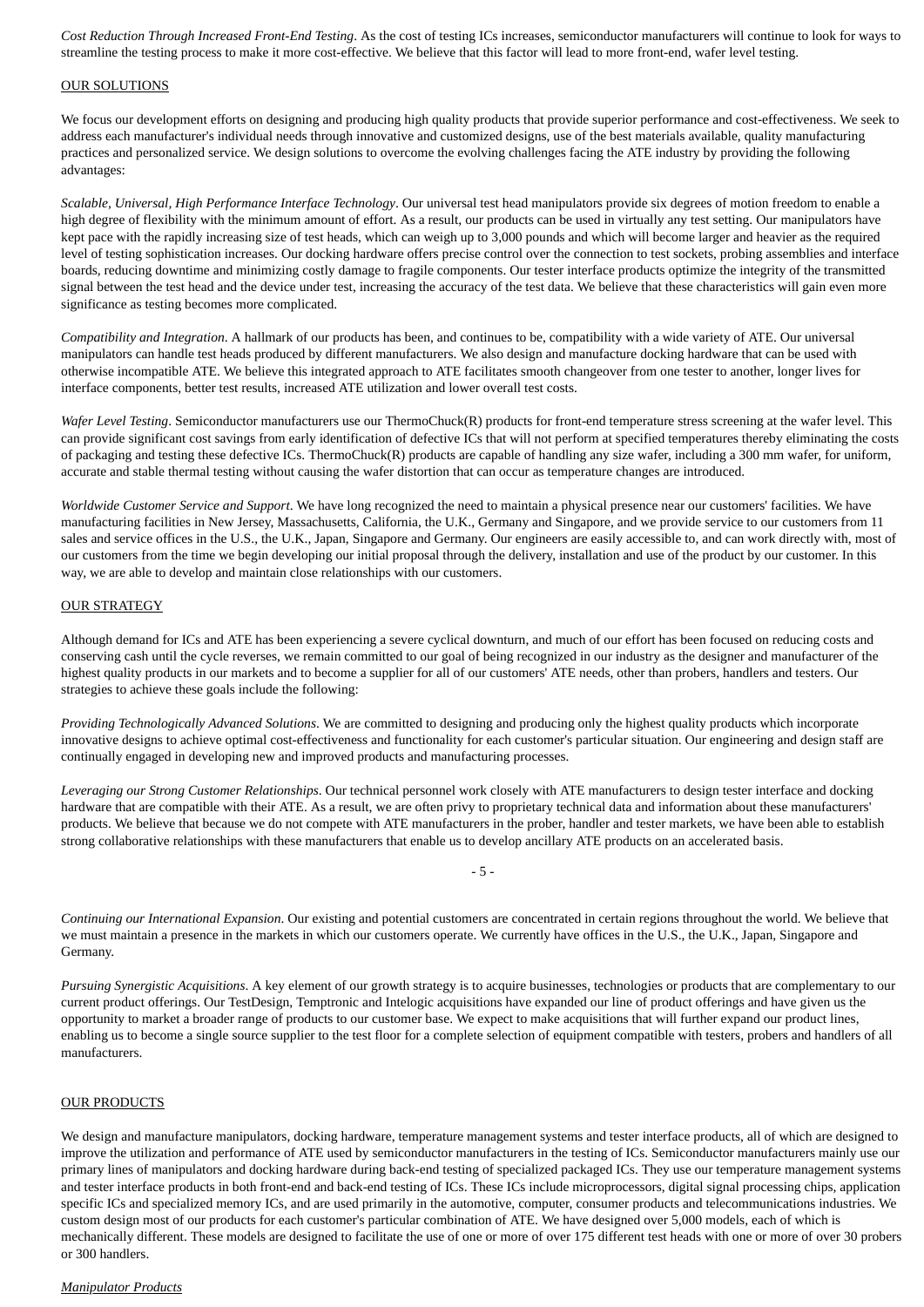*Cost Reduction Through Increased Front-End Testing*. As the cost of testing ICs increases, semiconductor manufacturers will continue to look for ways to streamline the testing process to make it more cost-effective. We believe that this factor will lead to more front-end, wafer level testing.

## OUR SOLUTIONS

We focus our development efforts on designing and producing high quality products that provide superior performance and cost-effectiveness. We seek to address each manufacturer's individual needs through innovative and customized designs, use of the best materials available, quality manufacturing practices and personalized service. We design solutions to overcome the evolving challenges facing the ATE industry by providing the following advantages:

*Scalable, Universal, High Performance Interface Technology*. Our universal test head manipulators provide six degrees of motion freedom to enable a high degree of flexibility with the minimum amount of effort. As a result, our products can be used in virtually any test setting. Our manipulators have kept pace with the rapidly increasing size of test heads, which can weigh up to 3,000 pounds and which will become larger and heavier as the required level of testing sophistication increases. Our docking hardware offers precise control over the connection to test sockets, probing assemblies and interface boards, reducing downtime and minimizing costly damage to fragile components. Our tester interface products optimize the integrity of the transmitted signal between the test head and the device under test, increasing the accuracy of the test data. We believe that these characteristics will gain even more significance as testing becomes more complicated.

*Compatibility and Integration*. A hallmark of our products has been, and continues to be, compatibility with a wide variety of ATE. Our universal manipulators can handle test heads produced by different manufacturers. We also design and manufacture docking hardware that can be used with otherwise incompatible ATE. We believe this integrated approach to ATE facilitates smooth changeover from one tester to another, longer lives for interface components, better test results, increased ATE utilization and lower overall test costs.

*Wafer Level Testing*. Semiconductor manufacturers use our ThermoChuck(R) products for front-end temperature stress screening at the wafer level. This can provide significant cost savings from early identification of defective ICs that will not perform at specified temperatures thereby eliminating the costs of packaging and testing these defective ICs. ThermoChuck(R) products are capable of handling any size wafer, including a 300 mm wafer, for uniform, accurate and stable thermal testing without causing the wafer distortion that can occur as temperature changes are introduced.

*Worldwide Customer Service and Support*. We have long recognized the need to maintain a physical presence near our customers' facilities. We have manufacturing facilities in New Jersey, Massachusetts, California, the U.K., Germany and Singapore, and we provide service to our customers from 11 sales and service offices in the U.S., the U.K., Japan, Singapore and Germany. Our engineers are easily accessible to, and can work directly with, most of our customers from the time we begin developing our initial proposal through the delivery, installation and use of the product by our customer. In this way, we are able to develop and maintain close relationships with our customers.

## OUR STRATEGY

Although demand for ICs and ATE has been experiencing a severe cyclical downturn, and much of our effort has been focused on reducing costs and conserving cash until the cycle reverses, we remain committed to our goal of being recognized in our industry as the designer and manufacturer of the highest quality products in our markets and to become a supplier for all of our customers' ATE needs, other than probers, handlers and testers. Our strategies to achieve these goals include the following:

*Providing Technologically Advanced Solutions*. We are committed to designing and producing only the highest quality products which incorporate innovative designs to achieve optimal cost-effectiveness and functionality for each customer's particular situation. Our engineering and design staff are continually engaged in developing new and improved products and manufacturing processes.

*Leveraging our Strong Customer Relationships*. Our technical personnel work closely with ATE manufacturers to design tester interface and docking hardware that are compatible with their ATE. As a result, we are often privy to proprietary technical data and information about these manufacturers' products. We believe that because we do not compete with ATE manufacturers in the prober, handler and tester markets, we have been able to establish strong collaborative relationships with these manufacturers that enable us to develop ancillary ATE products on an accelerated basis.

*Continuing our International Expansion*. Our existing and potential customers are concentrated in certain regions throughout the world. We believe that we must maintain a presence in the markets in which our customers operate. We currently have offices in the U.S., the U.K., Japan, Singapore and Germany.

*Pursuing Synergistic Acquisitions*. A key element of our growth strategy is to acquire businesses, technologies or products that are complementary to our current product offerings. Our TestDesign, Temptronic and Intelogic acquisitions have expanded our line of product offerings and have given us the opportunity to market a broader range of products to our customer base. We expect to make acquisitions that will further expand our product lines, enabling us to become a single source supplier to the test floor for a complete selection of equipment compatible with testers, probers and handlers of all manufacturers.

## OUR PRODUCTS

We design and manufacture manipulators, docking hardware, temperature management systems and tester interface products, all of which are designed to improve the utilization and performance of ATE used by semiconductor manufacturers in the testing of ICs. Semiconductor manufacturers mainly use our primary lines of manipulators and docking hardware during back-end testing of specialized packaged ICs. They use our temperature management systems and tester interface products in both front-end and back-end testing of ICs. These ICs include microprocessors, digital signal processing chips, application specific ICs and specialized memory ICs, and are used primarily in the automotive, computer, consumer products and telecommunications industries. We custom design most of our products for each customer's particular combination of ATE. We have designed over 5,000 models, each of which is mechanically different. These models are designed to facilitate the use of one or more of over 175 different test heads with one or more of over 30 probers or 300 handlers.

### *Manipulator Products*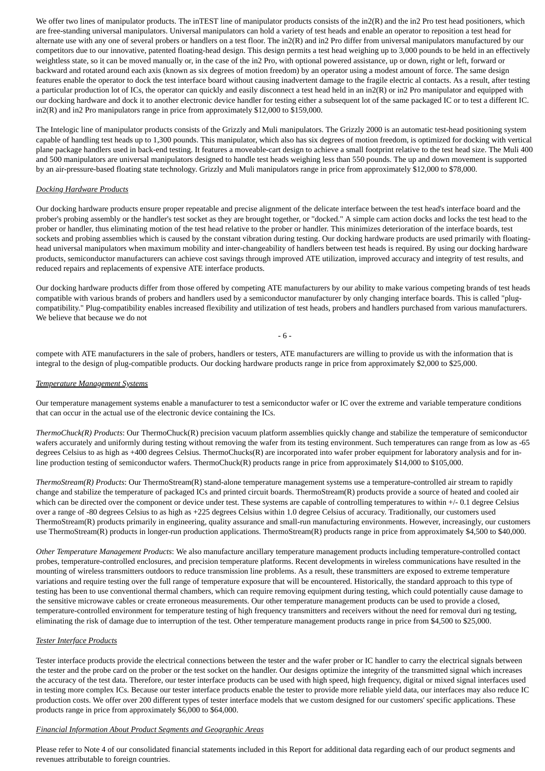We offer two lines of manipulator products. The inTEST line of manipulator products consists of the in2(R) and the in2 Pro test head positioners, which are free-standing universal manipulators. Universal manipulators can hold a variety of test heads and enable an operator to reposition a test head for alternate use with any one of several probers or handlers on a test floor. The in2(R) and in2 Pro differ from universal manipulators manufactured by our competitors due to our innovative, patented floating-head design. This design permits a test head weighing up to 3,000 pounds to be held in an effectively weightless state, so it can be moved manually or, in the case of the in2 Pro, with optional powered assistance, up or down, right or left, forward or backward and rotated around each axis (known as six degrees of motion freedom) by an operator using a modest amount of force. The same design features enable the operator to dock the test interface board without causing inadvertent damage to the fragile electric al contacts. As a result, after testing a particular production lot of ICs, the operator can quickly and easily disconnect a test head held in an in2(R) or in2 Pro manipulator and equipped with our docking hardware and dock it to another electronic device handler for testing either a subsequent lot of the same packaged IC or to test a different IC. in2(R) and in2 Pro manipulators range in price from approximately $12,000 to $159,000.

The Intelogic line of manipulator products consists of the Grizzly and Muli manipulators. The Grizzly 2000 is an automatic test-head positioning system capable of handling test heads up to 1,300 pounds. This manipulator, which also has six degrees of motion freedom, is optimized for docking with vertical plane package handlers used in back-end testing. It features a moveable-cart design to achieve a small footprint relative to the test head size. The Muli 400 and 500 manipulators are universal manipulators designed to handle test heads weighing less than 550 pounds. The up and down movement is supported by an air-pressure-based floating state technology. Grizzly and Muli manipulators range in price from approximately $12,000 to $78,000.

_Docking Hardware Products_

Our docking hardware products ensure proper repeatable and precise alignment of the delicate interface between the test head's interface board and the prober's probing assembly or the handler's test socket as they are brought together, or "docked." A simple cam action docks and locks the test head to the prober or handler, thus eliminating motion of the test head relative to the prober or handler. This minimizes deterioration of the interface boards, test sockets and probing assemblies which is caused by the constant vibration during testing. Our docking hardware products are used primarily with floating-head universal manipulators when maximum mobility and inter-changeability of handlers between test heads is required. By using our docking hardware products, semiconductor manufacturers can achieve cost savings through improved ATE utilization, improved accuracy and integrity of test results, and reduced repairs and replacements of expensive ATE interface products.

Our docking hardware products differ from those offered by competing ATE manufacturers by our ability to make various competing brands of test heads compatible with various brands of probers and handlers used by a semiconductor manufacturer by only changing interface boards. This is called "plug-compatibility." Plug-compatibility enables increased flexibility and utilization of test heads, probers and handlers purchased from various manufacturers. We believe that because we do not compete with ATE manufacturers in the sale of probers, handlers or testers, ATE manufacturers are willing to provide us with the information that is integral to the design of plug-compatible products. Our docking hardware products range in price from approximately $2,000 to $25,000.

_Temperature Management Systems_

Our temperature management systems enable a manufacturer to test a semiconductor wafer or IC over the extreme and variable temperature conditions that can occur in the actual use of the electronic device containing the ICs.

*ThermoChuck(R) Products*: Our ThermoChuck(R) precision vacuum platform assemblies quickly change and stabilize the temperature of semiconductor wafers accurately and uniformly during testing without removing the wafer from its testing environment. Such temperatures can range from as low as -65 degrees Celsius to as high as +400 degrees Celsius. ThermoChucks(R) are incorporated into wafer prober equipment for laboratory analysis and for in-line production testing of semiconductor wafers. ThermoChuck(R) products range in price from approximately $14,000 to $105,000.

*ThermoStream(R) Products*: Our ThermoStream(R) stand-alone temperature management systems use a temperature-controlled air stream to rapidly change and stabilize the temperature of packaged ICs and printed circuit boards. ThermoStream(R) products provide a source of heated and cooled air which can be directed over the component or device under test. These systems are capable of controlling temperatures to within +/- 0.1 degree Celsius over a range of -80 degrees Celsius to as high as +225 degrees Celsius within 1.0 degree Celsius of accuracy. Traditionally, our customers used ThermoStream(R) products primarily in engineering, quality assurance and small-run manufacturing environments. However, increasingly, our customers use ThermoStream(R) products in longer-run production applications. ThermoStream(R) products range in price from approximately $4,500 to $40,000.

*Other Temperature Management Products*: We also manufacture ancillary temperature management products including temperature-controlled contact probes, temperature-controlled enclosures, and precision temperature platforms. Recent developments in wireless communications have resulted in the mounting of wireless transmitters outdoors to reduce transmission line problems. As a result, these transmitters are exposed to extreme temperature variations and require testing over the full range of temperature exposure that will be encountered. Historically, the standard approach to this type of testing has been to use conventional thermal chambers, which can require removing equipment during testing, which could potentially cause damage to the sensitive microwave cables or create erroneous measurements. Our other temperature management products can be used to provide a closed, temperature-controlled environment for temperature testing of high frequency transmitters and receivers without the need for removal duri ng testing, eliminating the risk of damage due to interruption of the test. Other temperature management products range in price from $4,500 to $25,000.

_Tester Interface Products_

Tester interface products provide the electrical connections between the tester and the wafer prober or IC handler to carry the electrical signals between the tester and the probe card on the prober or the test socket on the handler. Our designs optimize the integrity of the transmitted signal which increases the accuracy of the test data. Therefore, our tester interface products can be used with high speed, high frequency, digital or mixed signal interfaces used in testing more complex ICs. Because our tester interface products enable the tester to provide more reliable yield data, our interfaces may also reduce IC production costs. We offer over 200 different types of tester interface models that we custom designed for our customers' specific applications. These products range in price from approximately $6,000 to $64,000.

_Financial Information About Product Segments and Geographic Areas_

Please refer to Note 4 of our consolidated financial statements included in this Report for additional data regarding each of our product segments and revenues attributable to foreign countries.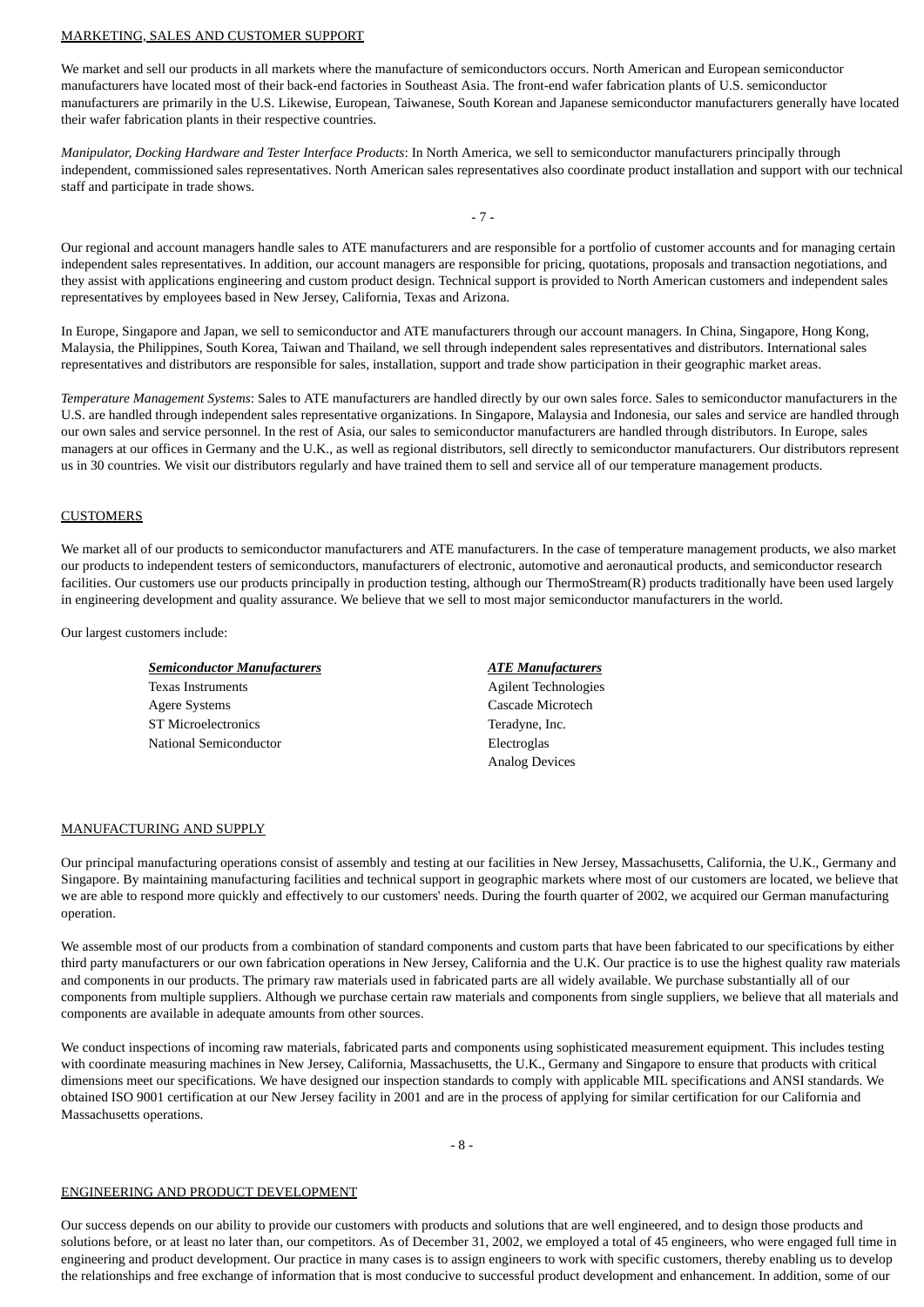MARKETING, SALES AND CUSTOMER SUPPORT

We market and sell our products in all markets where the manufacture of semiconductors occurs. North American and European semiconductor manufacturers have located most of their back-end factories in Southeast Asia. The front-end wafer fabrication plants of U.S. semiconductor manufacturers are primarily in the U.S. Likewise, European, Taiwanese, South Korean and Japanese semiconductor manufacturers generally have located their wafer fabrication plants in their respective countries.

*Manipulator, Docking Hardware and Tester Interface Products*: In North America, we sell to semiconductor manufacturers principally through independent, commissioned sales representatives. North American sales representatives also coordinate product installation and support with our technical staff and participate in trade shows.

Our regional and account managers handle sales to ATE manufacturers and are responsible for a portfolio of customer accounts and for managing certain independent sales representatives. In addition, our account managers are responsible for pricing, quotations, proposals and transaction negotiations, and they assist with applications engineering and custom product design. Technical support is provided to North American customers and independent sales representatives by employees based in New Jersey, California, Texas and Arizona.

In Europe, Singapore and Japan, we sell to semiconductor and ATE manufacturers through our account managers. In China, Singapore, Hong Kong, Malaysia, the Philippines, South Korea, Taiwan and Thailand, we sell through independent sales representatives and distributors. International sales representatives and distributors are responsible for sales, installation, support and trade show participation in their geographic market areas.

*Temperature Management Systems*: Sales to ATE manufacturers are handled directly by our own sales force. Sales to semiconductor manufacturers in the U.S. are handled through independent sales representative organizations. In Singapore, Malaysia and Indonesia, our sales and service are handled through our own sales and service personnel. In the rest of Asia, our sales to semiconductor manufacturers are handled through distributors. In Europe, sales managers at our offices in Germany and the U.K., as well as regional distributors, sell directly to semiconductor manufacturers. Our distributors represent us in 30 countries. We visit our distributors regularly and have trained them to sell and service all of our temperature management products.

CUSTOMERS

We market all of our products to semiconductor manufacturers and ATE manufacturers. In the case of temperature management products, we also market our products to independent testers of semiconductors, manufacturers of electronic, automotive and aeronautical products, and semiconductor research facilities. Our customers use our products principally in production testing, although our ThermoStream(R) products traditionally have been used largely in engineering development and quality assurance. We believe that we sell to most major semiconductor manufacturers in the world.

Our largest customers include:

| ***Semiconductor Manufacturers*** | ***ATE Manufacturers*** |
|---|---|
| Texas Instruments | Agilent Technologies |
| Agere Systems | Cascade Microtech |
| ST Microelectronics | Teradyne, Inc. |
| National Semiconductor | Electroglas |
| | Analog Devices |

MANUFACTURING AND SUPPLY

Our principal manufacturing operations consist of assembly and testing at our facilities in New Jersey, Massachusetts, California, the U.K., Germany and Singapore. By maintaining manufacturing facilities and technical support in geographic markets where most of our customers are located, we believe that we are able to respond more quickly and effectively to our customers' needs. During the fourth quarter of 2002, we acquired our German manufacturing operation.

We assemble most of our products from a combination of standard components and custom parts that have been fabricated to our specifications by either third party manufacturers or our own fabrication operations in New Jersey, California and the U.K. Our practice is to use the highest quality raw materials and components in our products. The primary raw materials used in fabricated parts are all widely available. We purchase substantially all of our components from multiple suppliers. Although we purchase certain raw materials and components from single suppliers, we believe that all materials and components are available in adequate amounts from other sources.

We conduct inspections of incoming raw materials, fabricated parts and components using sophisticated measurement equipment. This includes testing with coordinate measuring machines in New Jersey, California, Massachusetts, the U.K., Germany and Singapore to ensure that products with critical dimensions meet our specifications. We have designed our inspection standards to comply with applicable MIL specifications and ANSI standards. We obtained ISO 9001 certification at our New Jersey facility in 2001 and are in the process of applying for similar certification for our California and Massachusetts operations.

ENGINEERING AND PRODUCT DEVELOPMENT

Our success depends on our ability to provide our customers with products and solutions that are well engineered, and to design those products and solutions before, or at least no later than, our competitors. As of December 31, 2002, we employed a total of 45 engineers, who were engaged full time in engineering and product development. Our practice in many cases is to assign engineers to work with specific customers, thereby enabling us to develop the relationships and free exchange of information that is most conducive to successful product development and enhancement. In addition, some of our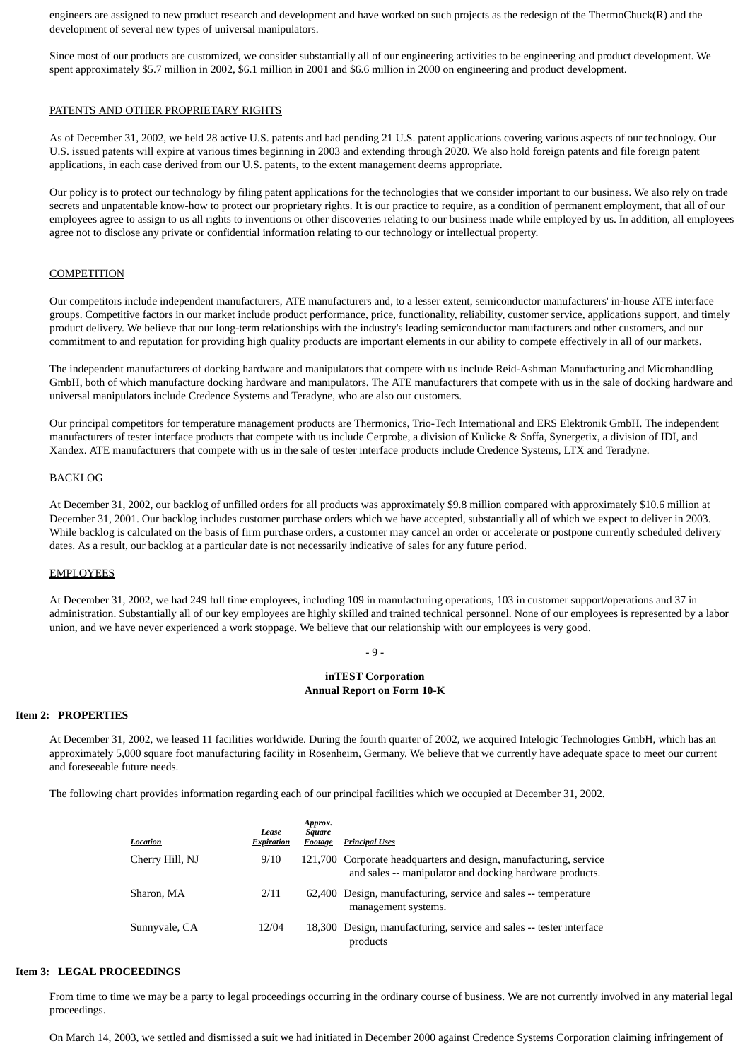engineers are assigned to new product research and development and have worked on such projects as the redesign of the ThermoChuck(R) and the development of several new types of universal manipulators.

Since most of our products are customized, we consider substantially all of our engineering activities to be engineering and product development. We spent approximately $5.7 million in 2002, $6.1 million in 2001 and $6.6 million in 2000 on engineering and product development.

PATENTS AND OTHER PROPRIETARY RIGHTS

As of December 31, 2002, we held 28 active U.S. patents and had pending 21 U.S. patent applications covering various aspects of our technology. Our U.S. issued patents will expire at various times beginning in 2003 and extending through 2020. We also hold foreign patents and file foreign patent applications, in each case derived from our U.S. patents, to the extent management deems appropriate.

Our policy is to protect our technology by filing patent applications for the technologies that we consider important to our business. We also rely on trade secrets and unpatentable know-how to protect our proprietary rights. It is our practice to require, as a condition of permanent employment, that all of our employees agree to assign to us all rights to inventions or other discoveries relating to our business made while employed by us. In addition, all employees agree not to disclose any private or confidential information relating to our technology or intellectual property.

COMPETITION

Our competitors include independent manufacturers, ATE manufacturers and, to a lesser extent, semiconductor manufacturers' in-house ATE interface groups. Competitive factors in our market include product performance, price, functionality, reliability, customer service, applications support, and timely product delivery. We believe that our long-term relationships with the industry's leading semiconductor manufacturers and other customers, and our commitment to and reputation for providing high quality products are important elements in our ability to compete effectively in all of our markets.

The independent manufacturers of docking hardware and manipulators that compete with us include Reid-Ashman Manufacturing and Microhandling GmbH, both of which manufacture docking hardware and manipulators. The ATE manufacturers that compete with us in the sale of docking hardware and universal manipulators include Credence Systems and Teradyne, who are also our customers.

Our principal competitors for temperature management products are Thermonics, Trio-Tech International and ERS Elektronik GmbH. The independent manufacturers of tester interface products that compete with us include Cerprobe, a division of Kulicke & Soffa, Synergetix, a division of IDI, and Xandex. ATE manufacturers that compete with us in the sale of tester interface products include Credence Systems, LTX and Teradyne.

BACKLOG

At December 31, 2002, our backlog of unfilled orders for all products was approximately $9.8 million compared with approximately $10.6 million at December 31, 2001. Our backlog includes customer purchase orders which we have accepted, substantially all of which we expect to deliver in 2003. While backlog is calculated on the basis of firm purchase orders, a customer may cancel an order or accelerate or postpone currently scheduled delivery dates. As a result, our backlog at a particular date is not necessarily indicative of sales for any future period.

EMPLOYEES

At December 31, 2002, we had 249 full time employees, including 109 in manufacturing operations, 103 in customer support/operations and 37 in administration. Substantially all of our key employees are highly skilled and trained technical personnel. None of our employees is represented by a labor union, and we have never experienced a work stoppage. We believe that our relationship with our employees is very good.

## Item 2: PROPERTIES

At December 31, 2002, we leased 11 facilities worldwide. During the fourth quarter of 2002, we acquired Intelogic Technologies GmbH, which has an approximately 5,000 square foot manufacturing facility in Rosenheim, Germany. We believe that we currently have adequate space to meet our current and foreseeable future needs.

The following chart provides information regarding each of our principal facilities which we occupied at December 31, 2002.

| *Location* | *Lease Expiration* | *Approx. Square Footage* | *Principal Uses* |
|---|---|---|---|
| Cherry Hill, NJ | 9/10 | 121,700 | Corporate headquarters and design, manufacturing, service and sales -- manipulator and docking hardware products. |
| Sharon, MA | 2/11 | 62,400 | Design, manufacturing, service and sales -- temperature management systems. |
| Sunnyvale, CA | 12/04 | 18,300 | Design, manufacturing, service and sales -- tester interface products |

## Item 3: LEGAL PROCEEDINGS

From time to time we may be a party to legal proceedings occurring in the ordinary course of business. We are not currently involved in any material legal proceedings.

On March 14, 2003, we settled and dismissed a suit we had initiated in December 2000 against Credence Systems Corporation claiming infringement of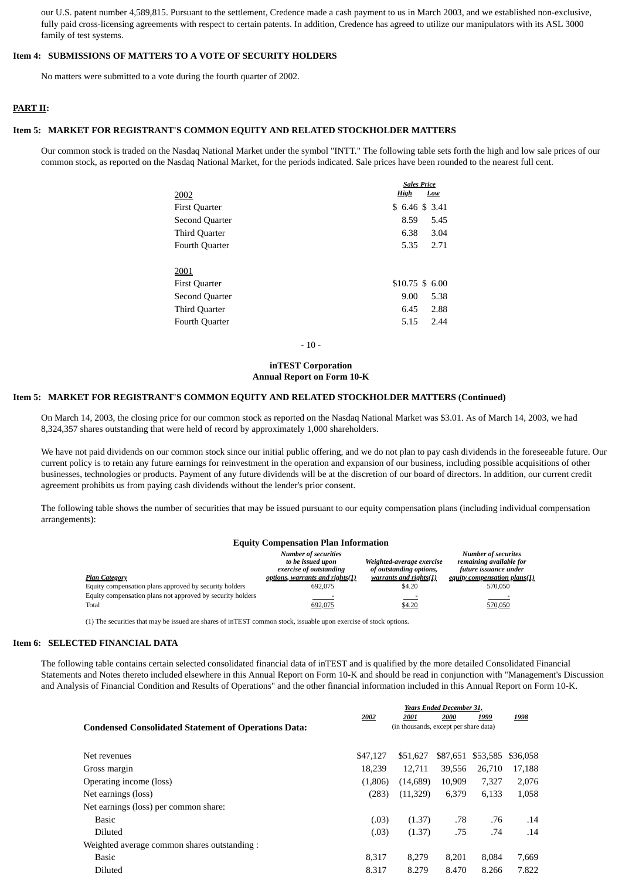our U.S. patent number 4,589,815. Pursuant to the settlement, Credence made a cash payment to us in March 2003, and we established non-exclusive, fully paid cross-licensing agreements with respect to certain patents. In addition, Credence has agreed to utilize our manipulators with its ASL 3000 family of test systems.

### Item 4: SUBMISSIONS OF MATTERS TO A VOTE OF SECURITY HOLDERS

No matters were submitted to a vote during the fourth quarter of 2002.

## PART II:

### Item 5: MARKET FOR REGISTRANT'S COMMON EQUITY AND RELATED STOCKHOLDER MATTERS

Our common stock is traded on the Nasdaq National Market under the symbol "INTT." The following table sets forth the high and low sale prices of our common stock, as reported on the Nasdaq National Market, for the periods indicated. Sale prices have been rounded to the nearest full cent.

| | *Sales Price* | |
|---|---|---|
| | *High* | *Low* |
| **2002** | | |
| First Quarter | $ 6.46 | $ 3.41 |
| Second Quarter | 8.59 | 5.45 |
| Third Quarter | 6.38 | 3.04 |
| Fourth Quarter | 5.35 | 2.71 |
| **2001** | | |
| First Quarter | $10.75 | $ 6.00 |
| Second Quarter | 9.00 | 5.38 |
| Third Quarter | 6.45 | 2.88 |
| Fourth Quarter | 5.15 | 2.44 |

### Item 5: MARKET FOR REGISTRANT'S COMMON EQUITY AND RELATED STOCKHOLDER MATTERS (Continued)

On March 14, 2003, the closing price for our common stock as reported on the Nasdaq National Market was $3.01. As of March 14, 2003, we had 8,324,357 shares outstanding that were held of record by approximately 1,000 shareholders.

We have not paid dividends on our common stock since our initial public offering, and we do not plan to pay cash dividends in the foreseeable future. Our current policy is to retain any future earnings for reinvestment in the operation and expansion of our business, including possible acquisitions of other businesses, technologies or products. Payment of any future dividends will be at the discretion of our board of directors. In addition, our current credit agreement prohibits us from paying cash dividends without the lender's prior consent.

The following table shows the number of securities that may be issued pursuant to our equity compensation plans (including individual compensation arrangements):

**Equity Compensation Plan Information**

| *Plan Category* | *Number of securities to be issued upon exercise of outstanding options, warrants and rights(1)* | *Weighted-average exercise of outstanding options, warrants and rights(1)* | *Number of securites remaining available for future issuance under equity compensation plans(1)* |
|---|---|---|---|
| Equity compensation plans approved by security holders | 692,075 | $4.20 | 570,050 |
| Equity compensation plans not approved by security holders | - | - | - |
| Total | 692,075 | $4.20 | 570,050 |

(1) The securities that may be issued are shares of inTEST common stock, issuable upon exercise of stock options.

### Item 6: SELECTED FINANCIAL DATA

The following table contains certain selected consolidated financial data of inTEST and is qualified by the more detailed Consolidated Financial Statements and Notes thereto included elsewhere in this Annual Report on Form 10-K and should be read in conjunction with "Management's Discussion and Analysis of Financial Condition and Results of Operations" and the other financial information included in this Annual Report on Form 10-K.

| | *Years Ended December 31,* | | | | |
|---|---|---|---|---|---|
| **Condensed Consolidated Statement of Operations Data:** | *2002* | *2001* | *2000* | *1999* | *1998* |
| | (in thousands, except per share data) | | | | |
| Net revenues | $47,127 | $51,627 | $87,651 | $53,585 | $36,058 |
| Gross margin | 18,239 | 12,711 | 39,556 | 26,710 | 17,188 |
| Operating income (loss) | (1,806) | (14,689) | 10,909 | 7,327 | 2,076 |
| Net earnings (loss) | (283) | (11,329) | 6,379 | 6,133 | 1,058 |
| Net earnings (loss) per common share: | | | | | |
| Basic | (.03) | (1.37) | .78 | .76 | .14 |
| Diluted | (.03) | (1.37) | .75 | .74 | .14 |
| Weighted average common shares outstanding : | | | | | |
| Basic | 8,317 | 8,279 | 8,201 | 8,084 | 7,669 |
| Diluted | 8,317 | 8,279 | 8,470 | 8,266 | 7,822 |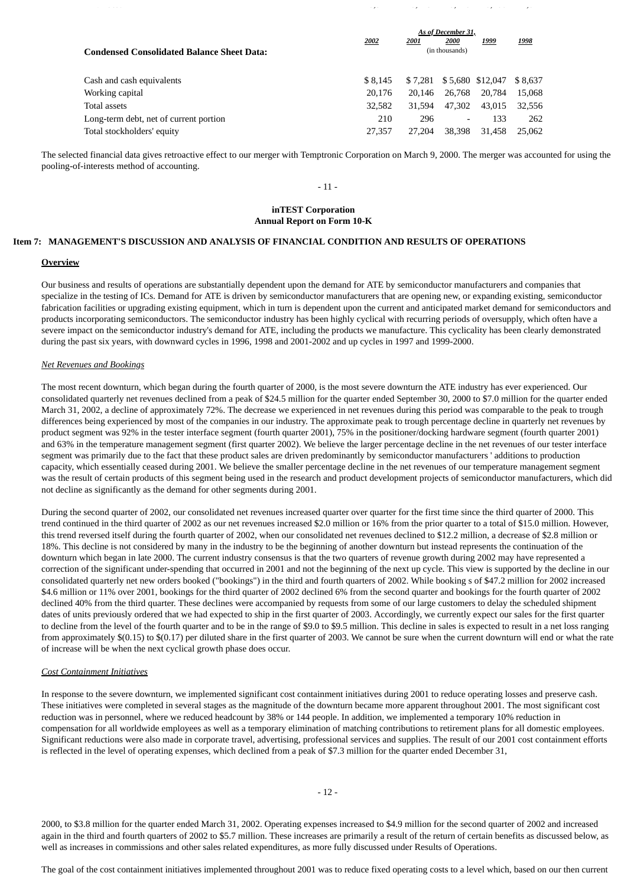| Condensed Consolidated Balance Sheet Data: | As of December 31, | | | | |
|---|---|---|---|---|---|
| | 2002 | 2001 | 2000 | 1999 | 1998 |
| | (in thousands) | | | | |
| Cash and cash equivalents | $ 8,145 | $ 7,281 | $ 5,680 | $12,047 | $ 8,637 |
| Working capital | 20,176 | 20,146 | 26,768 | 20,784 | 15,068 |
| Total assets | 32,582 | 31,594 | 47,302 | 43,015 | 32,556 |
| Long-term debt, net of current portion | 210 | 296 | - | 133 | 262 |
| Total stockholders' equity | 27,357 | 27,204 | 38,398 | 31,458 | 25,062 |

The selected financial data gives retroactive effect to our merger with Temptronic Corporation on March 9, 2000. The merger was accounted for using the pooling-of-interests method of accounting.

**inTEST Corporation**
**Annual Report on Form 10-K**

## Item 7: MANAGEMENT'S DISCUSSION AND ANALYSIS OF FINANCIAL CONDITION AND RESULTS OF OPERATIONS

### Overview

Our business and results of operations are substantially dependent upon the demand for ATE by semiconductor manufacturers and companies that specialize in the testing of ICs. Demand for ATE is driven by semiconductor manufacturers that are opening new, or expanding existing, semiconductor fabrication facilities or upgrading existing equipment, which in turn is dependent upon the current and anticipated market demand for semiconductors and products incorporating semiconductors. The semiconductor industry has been highly cyclical with recurring periods of oversupply, which often have a severe impact on the semiconductor industry's demand for ATE, including the products we manufacture. This cyclicality has been clearly demonstrated during the past six years, with downward cycles in 1996, 1998 and 2001-2002 and up cycles in 1997 and 1999-2000.

*Net Revenues and Bookings*

The most recent downturn, which began during the fourth quarter of 2000, is the most severe downturn the ATE industry has ever experienced. Our consolidated quarterly net revenues declined from a peak of $24.5 million for the quarter ended September 30, 2000 to $7.0 million for the quarter ended March 31, 2002, a decline of approximately 72%. The decrease we experienced in net revenues during this period was comparable to the peak to trough differences being experienced by most of the companies in our industry. The approximate peak to trough percentage decline in quarterly net revenues by product segment was 92% in the tester interface segment (fourth quarter 2001), 75% in the positioner/docking hardware segment (fourth quarter 2001) and 63% in the temperature management segment (first quarter 2002). We believe the larger percentage decline in the net revenues of our tester interface segment was primarily due to the fact that these product sales are driven predominantly by semiconductor manufacturers ' additions to production capacity, which essentially ceased during 2001. We believe the smaller percentage decline in the net revenues of our temperature management segment was the result of certain products of this segment being used in the research and product development projects of semiconductor manufacturers, which did not decline as significantly as the demand for other segments during 2001.

During the second quarter of 2002, our consolidated net revenues increased quarter over quarter for the first time since the third quarter of 2000. This trend continued in the third quarter of 2002 as our net revenues increased $2.0 million or 16% from the prior quarter to a total of $15.0 million. However, this trend reversed itself during the fourth quarter of 2002, when our consolidated net revenues declined to $12.2 million, a decrease of $2.8 million or 18%. This decline is not considered by many in the industry to be the beginning of another downturn but instead represents the continuation of the downturn which began in late 2000. The current industry consensus is that the two quarters of revenue growth during 2002 may have represented a correction of the significant under-spending that occurred in 2001 and not the beginning of the next up cycle. This view is supported by the decline in our consolidated quarterly net new orders booked ("bookings") in the third and fourth quarters of 2002. While booking s of $47.2 million for 2002 increased $4.6 million or 11% over 2001, bookings for the third quarter of 2002 declined 6% from the second quarter and bookings for the fourth quarter of 2002 declined 40% from the third quarter. These declines were accompanied by requests from some of our large customers to delay the scheduled shipment dates of units previously ordered that we had expected to ship in the first quarter of 2003. Accordingly, we currently expect our sales for the first quarter to decline from the level of the fourth quarter and to be in the range of $9.0 to $9.5 million. This decline in sales is expected to result in a net loss ranging from approximately $(0.15) to $(0.17) per diluted share in the first quarter of 2003. We cannot be sure when the current downturn will end or what the rate of increase will be when the next cyclical growth phase does occur.

*Cost Containment Initiatives*

In response to the severe downturn, we implemented significant cost containment initiatives during 2001 to reduce operating losses and preserve cash. These initiatives were completed in several stages as the magnitude of the downturn became more apparent throughout 2001. The most significant cost reduction was in personnel, where we reduced headcount by 38% or 144 people. In addition, we implemented a temporary 10% reduction in compensation for all worldwide employees as well as a temporary elimination of matching contributions to retirement plans for all domestic employees. Significant reductions were also made in corporate travel, advertising, professional services and supplies. The result of our 2001 cost containment efforts is reflected in the level of operating expenses, which declined from a peak of $7.3 million for the quarter ended December 31, 2000, to $3.8 million for the quarter ended March 31, 2002. Operating expenses increased to $4.9 million for the second quarter of 2002 and increased again in the third and fourth quarters of 2002 to $5.7 million. These increases are primarily a result of the return of certain benefits as discussed below, as well as increases in commissions and other sales related expenditures, as more fully discussed under Results of Operations.

The goal of the cost containment initiatives implemented throughout 2001 was to reduce fixed operating costs to a level which, based on our then current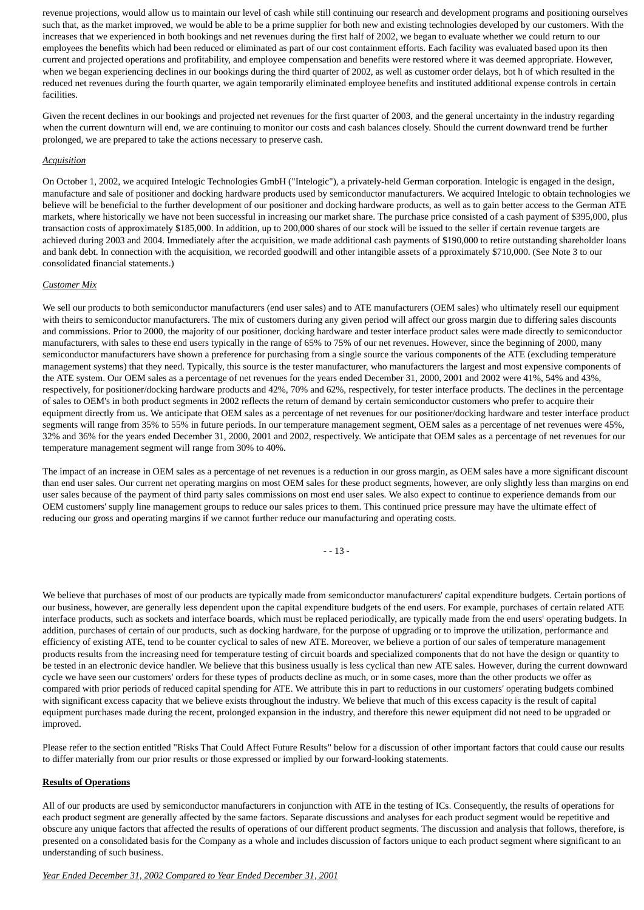revenue projections, would allow us to maintain our level of cash while still continuing our research and development programs and positioning ourselves such that, as the market improved, we would be able to be a prime supplier for both new and existing technologies developed by our customers. With the increases that we experienced in both bookings and net revenues during the first half of 2002, we began to evaluate whether we could return to our employees the benefits which had been reduced or eliminated as part of our cost containment efforts. Each facility was evaluated based upon its then current and projected operations and profitability, and employee compensation and benefits were restored where it was deemed appropriate. However, when we began experiencing declines in our bookings during the third quarter of 2002, as well as customer order delays, bot h of which resulted in the reduced net revenues during the fourth quarter, we again temporarily eliminated employee benefits and instituted additional expense controls in certain facilities.

Given the recent declines in our bookings and projected net revenues for the first quarter of 2003, and the general uncertainty in the industry regarding when the current downturn will end, we are continuing to monitor our costs and cash balances closely. Should the current downward trend be further prolonged, we are prepared to take the actions necessary to preserve cash.

*Acquisition*

On October 1, 2002, we acquired Intelogic Technologies GmbH ("Intelogic"), a privately-held German corporation. Intelogic is engaged in the design, manufacture and sale of positioner and docking hardware products used by semiconductor manufacturers. We acquired Intelogic to obtain technologies we believe will be beneficial to the further development of our positioner and docking hardware products, as well as to gain better access to the German ATE markets, where historically we have not been successful in increasing our market share. The purchase price consisted of a cash payment of $395,000, plus transaction costs of approximately $185,000. In addition, up to 200,000 shares of our stock will be issued to the seller if certain revenue targets are achieved during 2003 and 2004. Immediately after the acquisition, we made additional cash payments of $190,000 to retire outstanding shareholder loans and bank debt. In connection with the acquisition, we recorded goodwill and other intangible assets of a pproximately $710,000. (See Note 3 to our consolidated financial statements.)

*Customer Mix*

We sell our products to both semiconductor manufacturers (end user sales) and to ATE manufacturers (OEM sales) who ultimately resell our equipment with theirs to semiconductor manufacturers. The mix of customers during any given period will affect our gross margin due to differing sales discounts and commissions. Prior to 2000, the majority of our positioner, docking hardware and tester interface product sales were made directly to semiconductor manufacturers, with sales to these end users typically in the range of 65% to 75% of our net revenues. However, since the beginning of 2000, many semiconductor manufacturers have shown a preference for purchasing from a single source the various components of the ATE (excluding temperature management systems) that they need. Typically, this source is the tester manufacturer, who manufacturers the largest and most expensive components of the ATE system. Our OEM sales as a percentage of net revenues for the years ended December 31, 2000, 2001 and 2002 were 41%, 54% and 43%, respectively, for positioner/docking hardware products and 42%, 70% and 62%, respectively, for tester interface products. The declines in the percentage of sales to OEM's in both product segments in 2002 reflects the return of demand by certain semiconductor customers who prefer to acquire their equipment directly from us. We anticipate that OEM sales as a percentage of net revenues for our positioner/docking hardware and tester interface product segments will range from 35% to 55% in future periods. In our temperature management segment, OEM sales as a percentage of net revenues were 45%, 32% and 36% for the years ended December 31, 2000, 2001 and 2002, respectively. We anticipate that OEM sales as a percentage of net revenues for our temperature management segment will range from 30% to 40%.

The impact of an increase in OEM sales as a percentage of net revenues is a reduction in our gross margin, as OEM sales have a more significant discount than end user sales. Our current net operating margins on most OEM sales for these product segments, however, are only slightly less than margins on end user sales because of the payment of third party sales commissions on most end user sales. We also expect to continue to experience demands from our OEM customers' supply line management groups to reduce our sales prices to them. This continued price pressure may have the ultimate effect of reducing our gross and operating margins if we cannot further reduce our manufacturing and operating costs.

We believe that purchases of most of our products are typically made from semiconductor manufacturers' capital expenditure budgets. Certain portions of our business, however, are generally less dependent upon the capital expenditure budgets of the end users. For example, purchases of certain related ATE interface products, such as sockets and interface boards, which must be replaced periodically, are typically made from the end users' operating budgets. In addition, purchases of certain of our products, such as docking hardware, for the purpose of upgrading or to improve the utilization, performance and efficiency of existing ATE, tend to be counter cyclical to sales of new ATE. Moreover, we believe a portion of our sales of temperature management products results from the increasing need for temperature testing of circuit boards and specialized components that do not have the design or quantity to be tested in an electronic device handler. We believe that this business usually is less cyclical than new ATE sales. However, during the current downward cycle we have seen our customers' orders for these types of products decline as much, or in some cases, more than the other products we offer as compared with prior periods of reduced capital spending for ATE. We attribute this in part to reductions in our customers' operating budgets combined with significant excess capacity that we believe exists throughout the industry. We believe that much of this excess capacity is the result of capital equipment purchases made during the recent, prolonged expansion in the industry, and therefore this newer equipment did not need to be upgraded or improved.

Please refer to the section entitled "Risks That Could Affect Future Results" below for a discussion of other important factors that could cause our results to differ materially from our prior results or those expressed or implied by our forward-looking statements.

**Results of Operations**

All of our products are used by semiconductor manufacturers in conjunction with ATE in the testing of ICs. Consequently, the results of operations for each product segment are generally affected by the same factors. Separate discussions and analyses for each product segment would be repetitive and obscure any unique factors that affected the results of operations of our different product segments. The discussion and analysis that follows, therefore, is presented on a consolidated basis for the Company as a whole and includes discussion of factors unique to each product segment where significant to an understanding of such business.

*Year Ended December 31, 2002 Compared to Year Ended December 31, 2001*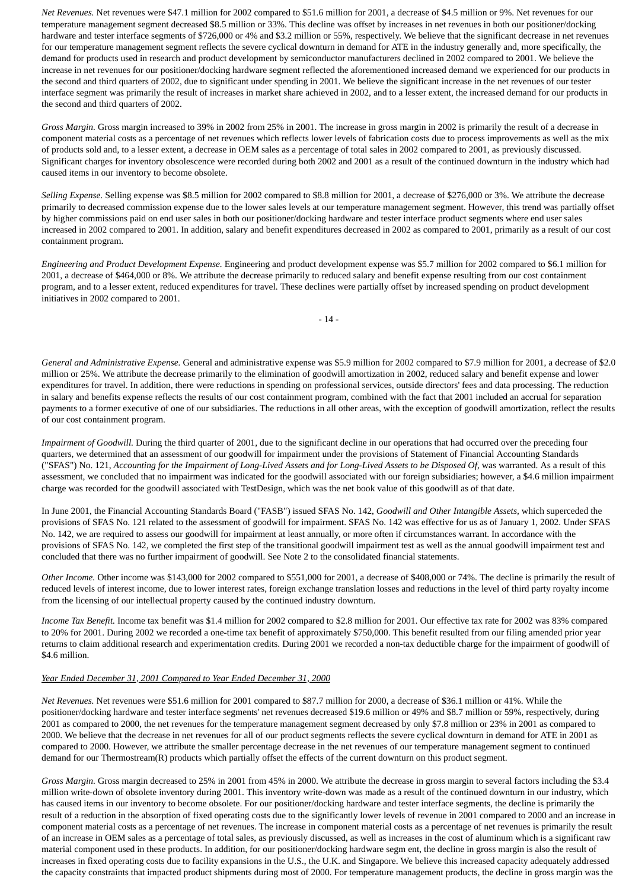*Net Revenues.* Net revenues were $47.1 million for 2002 compared to $51.6 million for 2001, a decrease of $4.5 million or 9%. Net revenues for our temperature management segment decreased $8.5 million or 33%. This decline was offset by increases in net revenues in both our positioner/docking hardware and tester interface segments of $726,000 or 4% and $3.2 million or 55%, respectively. We believe that the significant decrease in net revenues for our temperature management segment reflects the severe cyclical downturn in demand for ATE in the industry generally and, more specifically, the demand for products used in research and product development by semiconductor manufacturers declined in 2002 compared to 2001. We believe the increase in net revenues for our positioner/docking hardware segment reflected the aforementioned increased demand we experienced for our products in the second and third quarters of 2002, due to significant under spending in 2001. We believe the significant increase in the net revenues of our tester interface segment was primarily the result of increases in market share achieved in 2002, and to a lesser extent, the increased demand for our products in the second and third quarters of 2002.

*Gross Margin.* Gross margin increased to 39% in 2002 from 25% in 2001. The increase in gross margin in 2002 is primarily the result of a decrease in component material costs as a percentage of net revenues which reflects lower levels of fabrication costs due to process improvements as well as the mix of products sold and, to a lesser extent, a decrease in OEM sales as a percentage of total sales in 2002 compared to 2001, as previously discussed. Significant charges for inventory obsolescence were recorded during both 2002 and 2001 as a result of the continued downturn in the industry which had caused items in our inventory to become obsolete.

*Selling Expense.* Selling expense was $8.5 million for 2002 compared to $8.8 million for 2001, a decrease of $276,000 or 3%. We attribute the decrease primarily to decreased commission expense due to the lower sales levels at our temperature management segment. However, this trend was partially offset by higher commissions paid on end user sales in both our positioner/docking hardware and tester interface product segments where end user sales increased in 2002 compared to 2001. In addition, salary and benefit expenditures decreased in 2002 as compared to 2001, primarily as a result of our cost containment program.

*Engineering and Product Development Expense.* Engineering and product development expense was $5.7 million for 2002 compared to $6.1 million for 2001, a decrease of $464,000 or 8%. We attribute the decrease primarily to reduced salary and benefit expense resulting from our cost containment program, and to a lesser extent, reduced expenditures for travel. These declines were partially offset by increased spending on product development initiatives in 2002 compared to 2001.

*General and Administrative Expense.* General and administrative expense was $5.9 million for 2002 compared to $7.9 million for 2001, a decrease of $2.0 million or 25%. We attribute the decrease primarily to the elimination of goodwill amortization in 2002, reduced salary and benefit expense and lower expenditures for travel. In addition, there were reductions in spending on professional services, outside directors' fees and data processing. The reduction in salary and benefits expense reflects the results of our cost containment program, combined with the fact that 2001 included an accrual for separation payments to a former executive of one of our subsidiaries. The reductions in all other areas, with the exception of goodwill amortization, reflect the results of our cost containment program.

*Impairment of Goodwill.* During the third quarter of 2001, due to the significant decline in our operations that had occurred over the preceding four quarters, we determined that an assessment of our goodwill for impairment under the provisions of Statement of Financial Accounting Standards ("SFAS") No. 121, *Accounting for the Impairment of Long-Lived Assets and for Long-Lived Assets to be Disposed Of*, was warranted. As a result of this assessment, we concluded that no impairment was indicated for the goodwill associated with our foreign subsidiaries; however, a $4.6 million impairment charge was recorded for the goodwill associated with TestDesign, which was the net book value of this goodwill as of that date.

In June 2001, the Financial Accounting Standards Board ("FASB") issued SFAS No. 142, *Goodwill and Other Intangible Assets*, which superceded the provisions of SFAS No. 121 related to the assessment of goodwill for impairment. SFAS No. 142 was effective for us as of January 1, 2002. Under SFAS No. 142, we are required to assess our goodwill for impairment at least annually, or more often if circumstances warrant. In accordance with the provisions of SFAS No. 142, we completed the first step of the transitional goodwill impairment test as well as the annual goodwill impairment test and concluded that there was no further impairment of goodwill. See Note 2 to the consolidated financial statements.

*Other Income.* Other income was $143,000 for 2002 compared to $551,000 for 2001, a decrease of $408,000 or 74%. The decline is primarily the result of reduced levels of interest income, due to lower interest rates, foreign exchange translation losses and reductions in the level of third party royalty income from the licensing of our intellectual property caused by the continued industry downturn.

*Income Tax Benefit.* Income tax benefit was $1.4 million for 2002 compared to $2.8 million for 2001. Our effective tax rate for 2002 was 83% compared to 20% for 2001. During 2002 we recorded a one-time tax benefit of approximately $750,000. This benefit resulted from our filing amended prior year returns to claim additional research and experimentation credits. During 2001 we recorded a non-tax deductible charge for the impairment of goodwill of $4.6 million.

*Year Ended December 31, 2001 Compared to Year Ended December 31, 2000*

*Net Revenues.* Net revenues were $51.6 million for 2001 compared to $87.7 million for 2000, a decrease of $36.1 million or 41%. While the positioner/docking hardware and tester interface segments' net revenues decreased $19.6 million or 49% and $8.7 million or 59%, respectively, during 2001 as compared to 2000, the net revenues for the temperature management segment decreased by only $7.8 million or 23% in 2001 as compared to 2000. We believe that the decrease in net revenues for all of our product segments reflects the severe cyclical downturn in demand for ATE in 2001 as compared to 2000. However, we attribute the smaller percentage decrease in the net revenues of our temperature management segment to continued demand for our Thermostream(R) products which partially offset the effects of the current downturn on this product segment.

*Gross Margin.* Gross margin decreased to 25% in 2001 from 45% in 2000. We attribute the decrease in gross margin to several factors including the $3.4 million write-down of obsolete inventory during 2001. This inventory write-down was made as a result of the continued downturn in our industry, which has caused items in our inventory to become obsolete. For our positioner/docking hardware and tester interface segments, the decline is primarily the result of a reduction in the absorption of fixed operating costs due to the significantly lower levels of revenue in 2001 compared to 2000 and an increase in component material costs as a percentage of net revenues. The increase in component material costs as a percentage of net revenues is primarily the result of an increase in OEM sales as a percentage of total sales, as previously discussed, as well as increases in the cost of aluminum which is a significant raw material component used in these products. In addition, for our positioner/docking hardware segm ent, the decline in gross margin is also the result of increases in fixed operating costs due to facility expansions in the U.S., the U.K. and Singapore. We believe this increased capacity adequately addressed the capacity constraints that impacted product shipments during most of 2000. For temperature management products, the decline in gross margin was the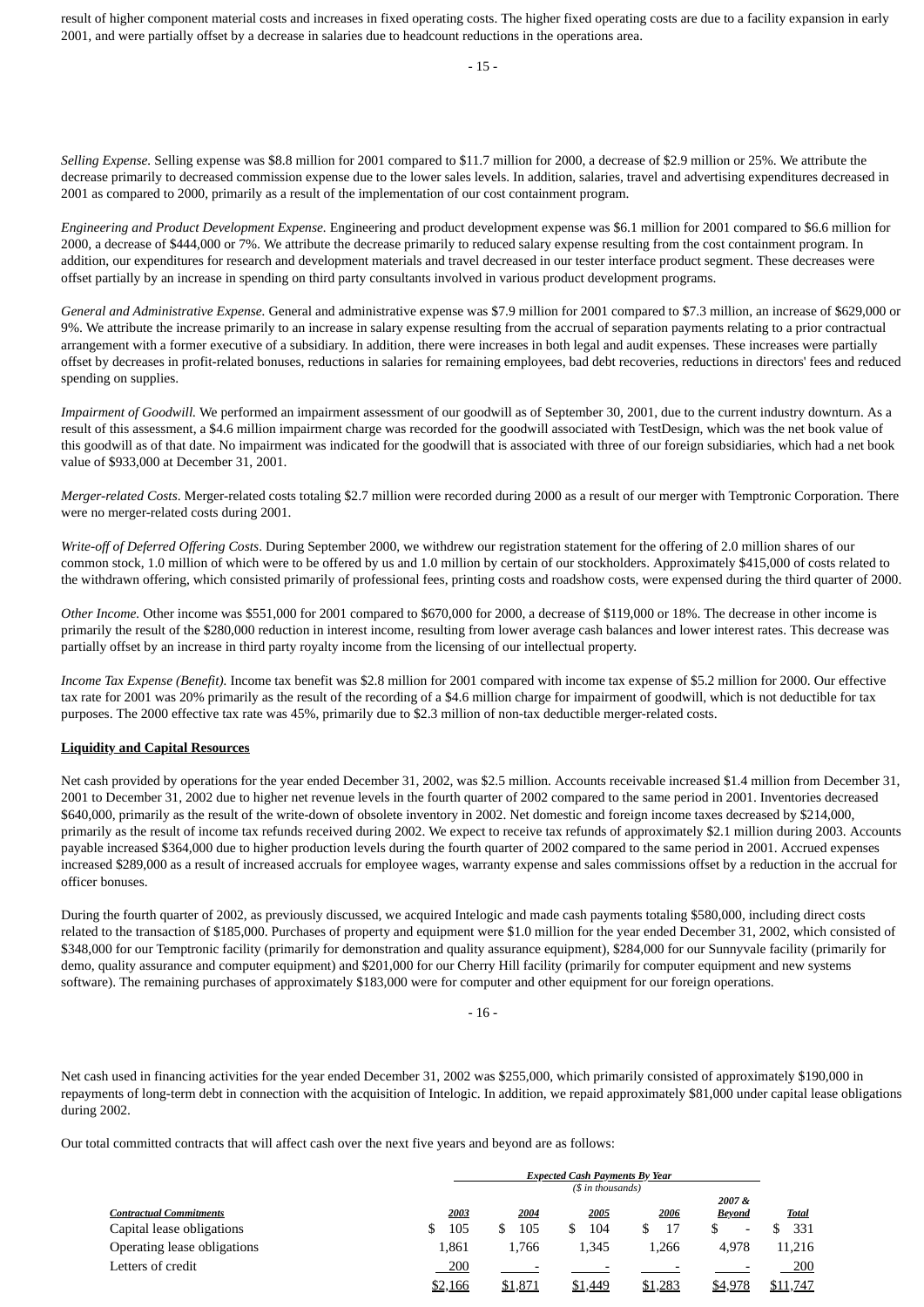result of higher component material costs and increases in fixed operating costs. The higher fixed operating costs are due to a facility expansion in early 2001, and were partially offset by a decrease in salaries due to headcount reductions in the operations area.

*Selling Expense.* Selling expense was $8.8 million for 2001 compared to $11.7 million for 2000, a decrease of $2.9 million or 25%. We attribute the decrease primarily to decreased commission expense due to the lower sales levels. In addition, salaries, travel and advertising expenditures decreased in 2001 as compared to 2000, primarily as a result of the implementation of our cost containment program.

*Engineering and Product Development Expense.* Engineering and product development expense was $6.1 million for 2001 compared to $6.6 million for 2000, a decrease of $444,000 or 7%. We attribute the decrease primarily to reduced salary expense resulting from the cost containment program. In addition, our expenditures for research and development materials and travel decreased in our tester interface product segment. These decreases were offset partially by an increase in spending on third party consultants involved in various product development programs.

*General and Administrative Expense.* General and administrative expense was $7.9 million for 2001 compared to $7.3 million, an increase of $629,000 or 9%. We attribute the increase primarily to an increase in salary expense resulting from the accrual of separation payments relating to a prior contractual arrangement with a former executive of a subsidiary. In addition, there were increases in both legal and audit expenses. These increases were partially offset by decreases in profit-related bonuses, reductions in salaries for remaining employees, bad debt recoveries, reductions in directors' fees and reduced spending on supplies.

*Impairment of Goodwill.* We performed an impairment assessment of our goodwill as of September 30, 2001, due to the current industry downturn. As a result of this assessment, a $4.6 million impairment charge was recorded for the goodwill associated with TestDesign, which was the net book value of this goodwill as of that date. No impairment was indicated for the goodwill that is associated with three of our foreign subsidiaries, which had a net book value of $933,000 at December 31, 2001.

*Merger-related Costs*. Merger-related costs totaling $2.7 million were recorded during 2000 as a result of our merger with Temptronic Corporation. There were no merger-related costs during 2001.

*Write-off of Deferred Offering Costs*. During September 2000, we withdrew our registration statement for the offering of 2.0 million shares of our common stock, 1.0 million of which were to be offered by us and 1.0 million by certain of our stockholders. Approximately $415,000 of costs related to the withdrawn offering, which consisted primarily of professional fees, printing costs and roadshow costs, were expensed during the third quarter of 2000.

*Other Income.* Other income was $551,000 for 2001 compared to $670,000 for 2000, a decrease of $119,000 or 18%. The decrease in other income is primarily the result of the $280,000 reduction in interest income, resulting from lower average cash balances and lower interest rates. This decrease was partially offset by an increase in third party royalty income from the licensing of our intellectual property.

*Income Tax Expense (Benefit).* Income tax benefit was $2.8 million for 2001 compared with income tax expense of $5.2 million for 2000. Our effective tax rate for 2001 was 20% primarily as the result of the recording of a $4.6 million charge for impairment of goodwill, which is not deductible for tax purposes. The 2000 effective tax rate was 45%, primarily due to $2.3 million of non-tax deductible merger-related costs.

**Liquidity and Capital Resources**

Net cash provided by operations for the year ended December 31, 2002, was $2.5 million. Accounts receivable increased $1.4 million from December 31, 2001 to December 31, 2002 due to higher net revenue levels in the fourth quarter of 2002 compared to the same period in 2001. Inventories decreased $640,000, primarily as the result of the write-down of obsolete inventory in 2002. Net domestic and foreign income taxes decreased by $214,000, primarily as the result of income tax refunds received during 2002. We expect to receive tax refunds of approximately $2.1 million during 2003. Accounts payable increased $364,000 due to higher production levels during the fourth quarter of 2002 compared to the same period in 2001. Accrued expenses increased $289,000 as a result of increased accruals for employee wages, warranty expense and sales commissions offset by a reduction in the accrual for officer bonuses.

During the fourth quarter of 2002, as previously discussed, we acquired Intelogic and made cash payments totaling $580,000, including direct costs related to the transaction of $185,000. Purchases of property and equipment were $1.0 million for the year ended December 31, 2002, which consisted of $348,000 for our Temptronic facility (primarily for demonstration and quality assurance equipment), $284,000 for our Sunnyvale facility (primarily for demo, quality assurance and computer equipment) and $201,000 for our Cherry Hill facility (primarily for computer equipment and new systems software). The remaining purchases of approximately $183,000 were for computer and other equipment for our foreign operations.

Net cash used in financing activities for the year ended December 31, 2002 was $255,000, which primarily consisted of approximately $190,000 in repayments of long-term debt in connection with the acquisition of Intelogic. In addition, we repaid approximately $81,000 under capital lease obligations during 2002.

Our total committed contracts that will affect cash over the next five years and beyond are as follows:

| | *Expected Cash Payments By Year* ($ in thousands) | | | | | |
|---|---|---|---|---|---|---|
| *Contractual Commitments* | *2003* | *2004* | *2005* | *2006* | *2007 & Beyond* | *Total* |
| Capital lease obligations | $ 105 | $ 105 | $ 104 | $ 17 | $ - | $ 331 |
| Operating lease obligations | 1,861 | 1,766 | 1,345 | 1,266 | 4,978 | 11,216 |
| Letters of credit | 200 | - | - | - | - | 200 |
| | $2,166 | $1,871 | $1,449 | $1,283 | $4,978 | $11,747 |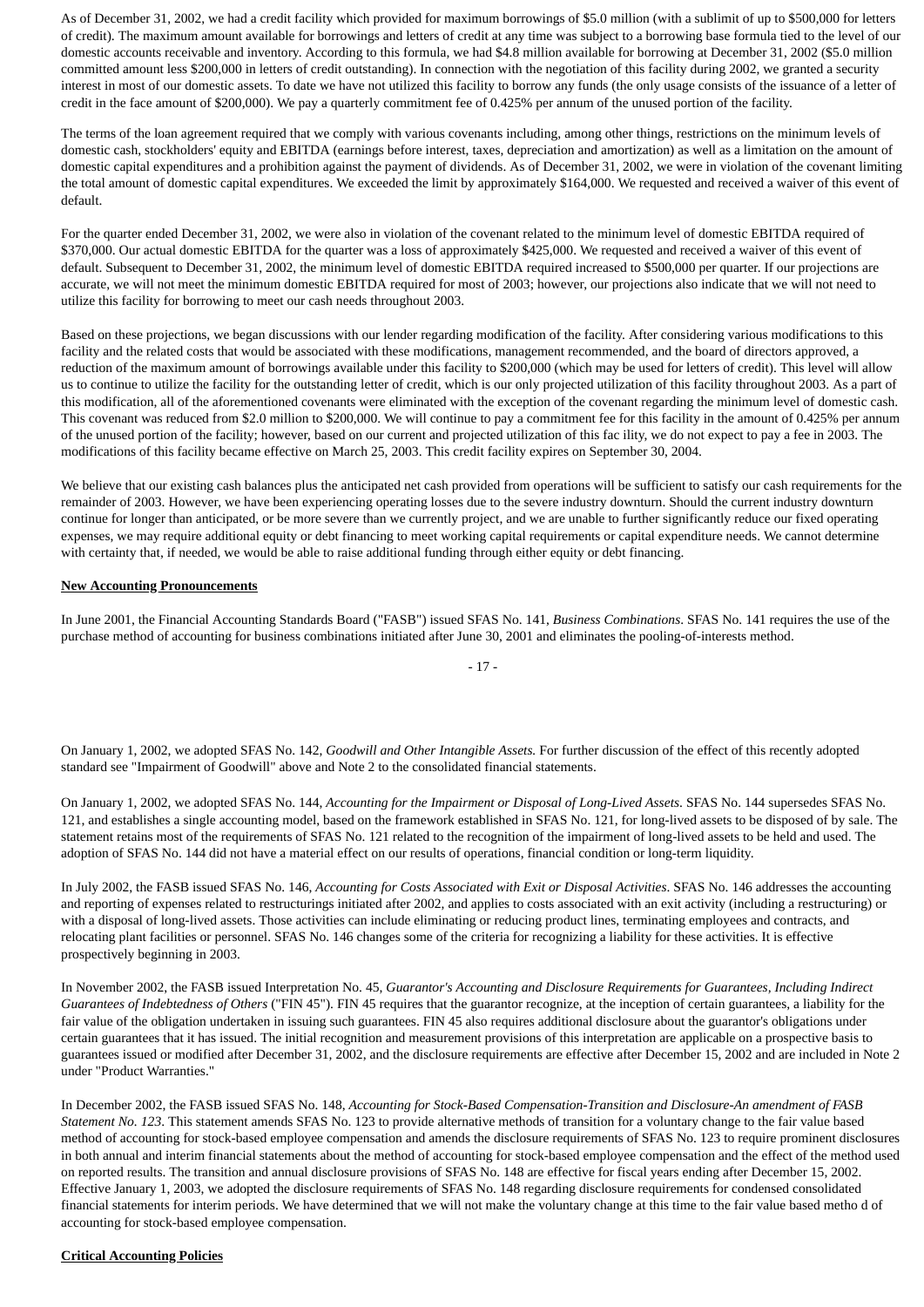As of December 31, 2002, we had a credit facility which provided for maximum borrowings of $5.0 million (with a sublimit of up to $500,000 for letters of credit). The maximum amount available for borrowings and letters of credit at any time was subject to a borrowing base formula tied to the level of our domestic accounts receivable and inventory. According to this formula, we had $4.8 million available for borrowing at December 31, 2002 ($5.0 million committed amount less $200,000 in letters of credit outstanding). In connection with the negotiation of this facility during 2002, we granted a security interest in most of our domestic assets. To date we have not utilized this facility to borrow any funds (the only usage consists of the issuance of a letter of credit in the face amount of $200,000). We pay a quarterly commitment fee of 0.425% per annum of the unused portion of the facility.

The terms of the loan agreement required that we comply with various covenants including, among other things, restrictions on the minimum levels of domestic cash, stockholders' equity and EBITDA (earnings before interest, taxes, depreciation and amortization) as well as a limitation on the amount of domestic capital expenditures and a prohibition against the payment of dividends. As of December 31, 2002, we were in violation of the covenant limiting the total amount of domestic capital expenditures. We exceeded the limit by approximately $164,000. We requested and received a waiver of this event of default.

For the quarter ended December 31, 2002, we were also in violation of the covenant related to the minimum level of domestic EBITDA required of $370,000. Our actual domestic EBITDA for the quarter was a loss of approximately $425,000. We requested and received a waiver of this event of default. Subsequent to December 31, 2002, the minimum level of domestic EBITDA required increased to $500,000 per quarter. If our projections are accurate, we will not meet the minimum domestic EBITDA required for most of 2003; however, our projections also indicate that we will not need to utilize this facility for borrowing to meet our cash needs throughout 2003.

Based on these projections, we began discussions with our lender regarding modification of the facility. After considering various modifications to this facility and the related costs that would be associated with these modifications, management recommended, and the board of directors approved, a reduction of the maximum amount of borrowings available under this facility to $200,000 (which may be used for letters of credit). This level will allow us to continue to utilize the facility for the outstanding letter of credit, which is our only projected utilization of this facility throughout 2003. As a part of this modification, all of the aforementioned covenants were eliminated with the exception of the covenant regarding the minimum level of domestic cash. This covenant was reduced from $2.0 million to $200,000. We will continue to pay a commitment fee for this facility in the amount of 0.425% per annum of the unused portion of the facility; however, based on our current and projected utilization of this fac ility, we do not expect to pay a fee in 2003. The modifications of this facility became effective on March 25, 2003. This credit facility expires on September 30, 2004.

We believe that our existing cash balances plus the anticipated net cash provided from operations will be sufficient to satisfy our cash requirements for the remainder of 2003. However, we have been experiencing operating losses due to the severe industry downturn. Should the current industry downturn continue for longer than anticipated, or be more severe than we currently project, and we are unable to further significantly reduce our fixed operating expenses, we may require additional equity or debt financing to meet working capital requirements or capital expenditure needs. We cannot determine with certainty that, if needed, we would be able to raise additional funding through either equity or debt financing.

**New Accounting Pronouncements**

In June 2001, the Financial Accounting Standards Board ("FASB") issued SFAS No. 141, *Business Combinations*. SFAS No. 141 requires the use of the purchase method of accounting for business combinations initiated after June 30, 2001 and eliminates the pooling-of-interests method.

On January 1, 2002, we adopted SFAS No. 142, *Goodwill and Other Intangible Assets*. For further discussion of the effect of this recently adopted standard see "Impairment of Goodwill" above and Note 2 to the consolidated financial statements.

On January 1, 2002, we adopted SFAS No. 144, *Accounting for the Impairment or Disposal of Long-Lived Assets*. SFAS No. 144 supersedes SFAS No. 121, and establishes a single accounting model, based on the framework established in SFAS No. 121, for long-lived assets to be disposed of by sale. The statement retains most of the requirements of SFAS No. 121 related to the recognition of the impairment of long-lived assets to be held and used. The adoption of SFAS No. 144 did not have a material effect on our results of operations, financial condition or long-term liquidity.

In July 2002, the FASB issued SFAS No. 146, *Accounting for Costs Associated with Exit or Disposal Activities*. SFAS No. 146 addresses the accounting and reporting of expenses related to restructurings initiated after 2002, and applies to costs associated with an exit activity (including a restructuring) or with a disposal of long-lived assets. Those activities can include eliminating or reducing product lines, terminating employees and contracts, and relocating plant facilities or personnel. SFAS No. 146 changes some of the criteria for recognizing a liability for these activities. It is effective prospectively beginning in 2003.

In November 2002, the FASB issued Interpretation No. 45, *Guarantor's Accounting and Disclosure Requirements for Guarantees, Including Indirect Guarantees of Indebtedness of Others* ("FIN 45"). FIN 45 requires that the guarantor recognize, at the inception of certain guarantees, a liability for the fair value of the obligation undertaken in issuing such guarantees. FIN 45 also requires additional disclosure about the guarantor's obligations under certain guarantees that it has issued. The initial recognition and measurement provisions of this interpretation are applicable on a prospective basis to guarantees issued or modified after December 31, 2002, and the disclosure requirements are effective after December 15, 2002 and are included in Note 2 under "Product Warranties."

In December 2002, the FASB issued SFAS No. 148, *Accounting for Stock-Based Compensation-Transition and Disclosure-An amendment of FASB Statement No. 123*. This statement amends SFAS No. 123 to provide alternative methods of transition for a voluntary change to the fair value based method of accounting for stock-based employee compensation and amends the disclosure requirements of SFAS No. 123 to require prominent disclosures in both annual and interim financial statements about the method of accounting for stock-based employee compensation and the effect of the method used on reported results. The transition and annual disclosure provisions of SFAS No. 148 are effective for fiscal years ending after December 15, 2002. Effective January 1, 2003, we adopted the disclosure requirements of SFAS No. 148 regarding disclosure requirements for condensed consolidated financial statements for interim periods. We have determined that we will not make the voluntary change at this time to the fair value based metho d of accounting for stock-based employee compensation.

**Critical Accounting Policies**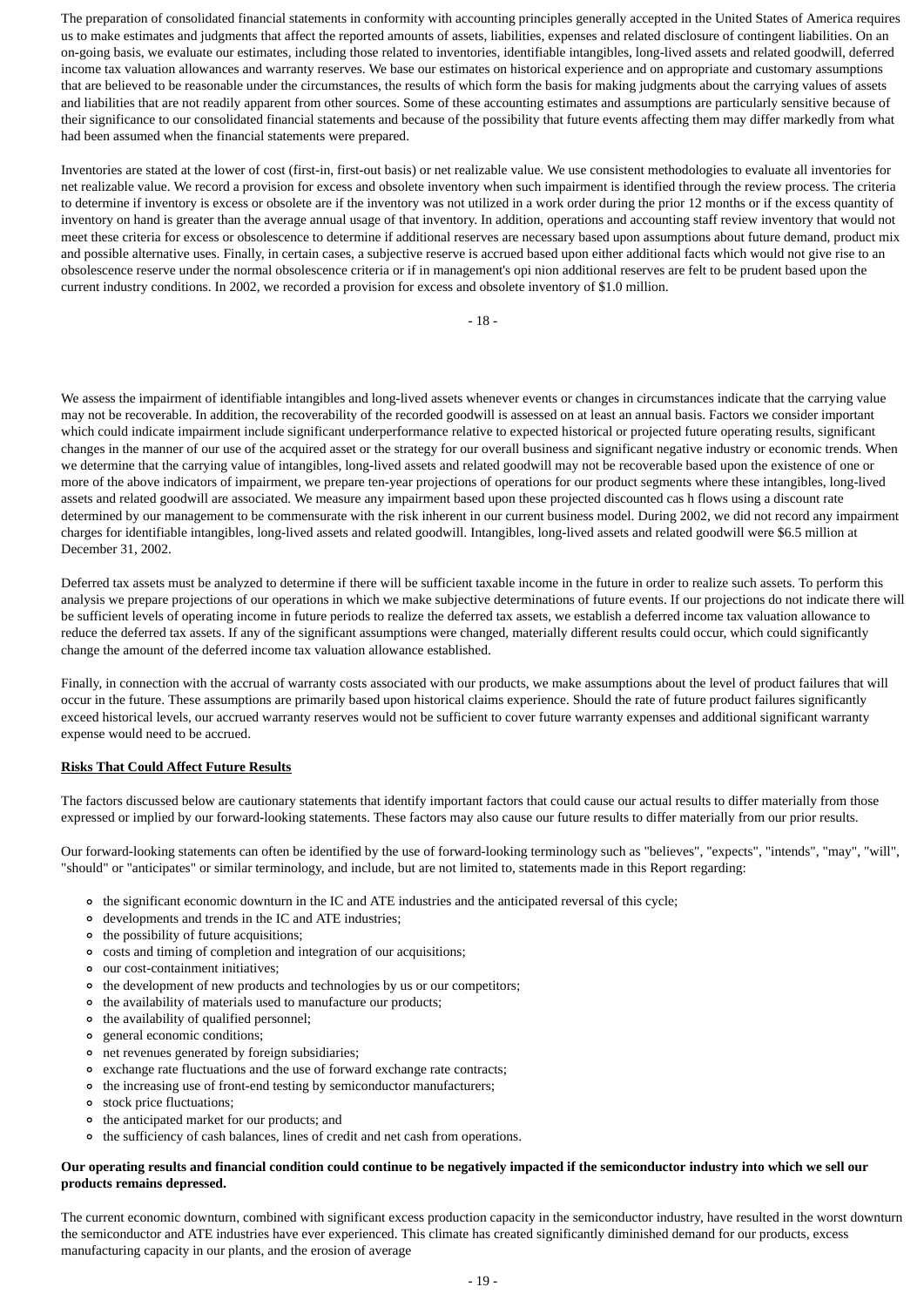The preparation of consolidated financial statements in conformity with accounting principles generally accepted in the United States of America requires us to make estimates and judgments that affect the reported amounts of assets, liabilities, expenses and related disclosure of contingent liabilities. On an on-going basis, we evaluate our estimates, including those related to inventories, identifiable intangibles, long-lived assets and related goodwill, deferred income tax valuation allowances and warranty reserves. We base our estimates on historical experience and on appropriate and customary assumptions that are believed to be reasonable under the circumstances, the results of which form the basis for making judgments about the carrying values of assets and liabilities that are not readily apparent from other sources. Some of these accounting estimates and assumptions are particularly sensitive because of their significance to our consolidated financial statements and because of the possibility that future events affecting them may differ markedly from what had been assumed when the financial statements were prepared.

Inventories are stated at the lower of cost (first-in, first-out basis) or net realizable value. We use consistent methodologies to evaluate all inventories for net realizable value. We record a provision for excess and obsolete inventory when such impairment is identified through the review process. The criteria to determine if inventory is excess or obsolete are if the inventory was not utilized in a work order during the prior 12 months or if the excess quantity of inventory on hand is greater than the average annual usage of that inventory. In addition, operations and accounting staff review inventory that would not meet these criteria for excess or obsolescence to determine if additional reserves are necessary based upon assumptions about future demand, product mix and possible alternative uses. Finally, in certain cases, a subjective reserve is accrued based upon either additional facts which would not give rise to an obsolescence reserve under the normal obsolescence criteria or if in management's opi nion additional reserves are felt to be prudent based upon the current industry conditions. In 2002, we recorded a provision for excess and obsolete inventory of $1.0 million.

We assess the impairment of identifiable intangibles and long-lived assets whenever events or changes in circumstances indicate that the carrying value may not be recoverable. In addition, the recoverability of the recorded goodwill is assessed on at least an annual basis. Factors we consider important which could indicate impairment include significant underperformance relative to expected historical or projected future operating results, significant changes in the manner of our use of the acquired asset or the strategy for our overall business and significant negative industry or economic trends. When we determine that the carrying value of intangibles, long-lived assets and related goodwill may not be recoverable based upon the existence of one or more of the above indicators of impairment, we prepare ten-year projections of operations for our product segments where these intangibles, long-lived assets and related goodwill are associated. We measure any impairment based upon these projected discounted cas h flows using a discount rate determined by our management to be commensurate with the risk inherent in our current business model. During 2002, we did not record any impairment charges for identifiable intangibles, long-lived assets and related goodwill. Intangibles, long-lived assets and related goodwill were $6.5 million at December 31, 2002.

Deferred tax assets must be analyzed to determine if there will be sufficient taxable income in the future in order to realize such assets. To perform this analysis we prepare projections of our operations in which we make subjective determinations of future events. If our projections do not indicate there will be sufficient levels of operating income in future periods to realize the deferred tax assets, we establish a deferred income tax valuation allowance to reduce the deferred tax assets. If any of the significant assumptions were changed, materially different results could occur, which could significantly change the amount of the deferred income tax valuation allowance established.

Finally, in connection with the accrual of warranty costs associated with our products, we make assumptions about the level of product failures that will occur in the future. These assumptions are primarily based upon historical claims experience. Should the rate of future product failures significantly exceed historical levels, our accrued warranty reserves would not be sufficient to cover future warranty expenses and additional significant warranty expense would need to be accrued.

**Risks That Could Affect Future Results**

The factors discussed below are cautionary statements that identify important factors that could cause our actual results to differ materially from those expressed or implied by our forward-looking statements. These factors may also cause our future results to differ materially from our prior results.

Our forward-looking statements can often be identified by the use of forward-looking terminology such as "believes", "expects", "intends", "may", "will", "should" or "anticipates" or similar terminology, and include, but are not limited to, statements made in this Report regarding:

- the significant economic downturn in the IC and ATE industries and the anticipated reversal of this cycle;
- developments and trends in the IC and ATE industries;
- the possibility of future acquisitions;
- costs and timing of completion and integration of our acquisitions;
- our cost-containment initiatives;
- the development of new products and technologies by us or our competitors;
- the availability of materials used to manufacture our products;
- the availability of qualified personnel;
- general economic conditions;
- net revenues generated by foreign subsidiaries;
- exchange rate fluctuations and the use of forward exchange rate contracts;
- the increasing use of front-end testing by semiconductor manufacturers;
- stock price fluctuations;
- the anticipated market for our products; and
- the sufficiency of cash balances, lines of credit and net cash from operations.

**Our operating results and financial condition could continue to be negatively impacted if the semiconductor industry into which we sell our products remains depressed.**

The current economic downturn, combined with significant excess production capacity in the semiconductor industry, have resulted in the worst downturn the semiconductor and ATE industries have ever experienced. This climate has created significantly diminished demand for our products, excess manufacturing capacity in our plants, and the erosion of average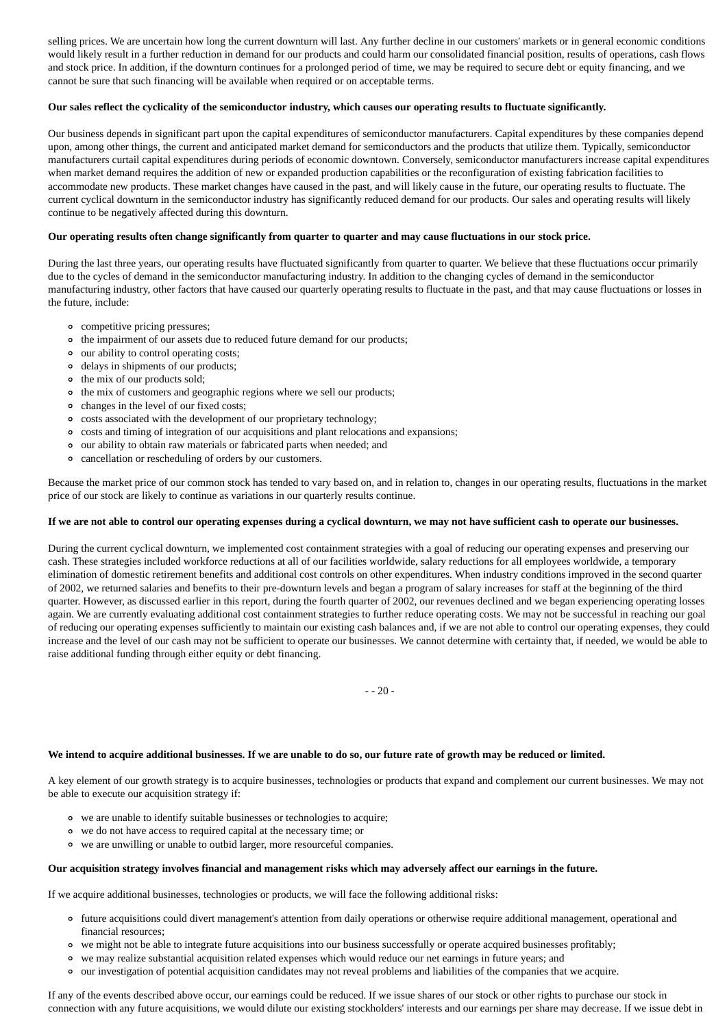selling prices. We are uncertain how long the current downturn will last. Any further decline in our customers' markets or in general economic conditions would likely result in a further reduction in demand for our products and could harm our consolidated financial position, results of operations, cash flows and stock price. In addition, if the downturn continues for a prolonged period of time, we may be required to secure debt or equity financing, and we cannot be sure that such financing will be available when required or on acceptable terms.

**Our sales reflect the cyclicality of the semiconductor industry, which causes our operating results to fluctuate significantly.**

Our business depends in significant part upon the capital expenditures of semiconductor manufacturers. Capital expenditures by these companies depend upon, among other things, the current and anticipated market demand for semiconductors and the products that utilize them. Typically, semiconductor manufacturers curtail capital expenditures during periods of economic downtown. Conversely, semiconductor manufacturers increase capital expenditures when market demand requires the addition of new or expanded production capabilities or the reconfiguration of existing fabrication facilities to accommodate new products. These market changes have caused in the past, and will likely cause in the future, our operating results to fluctuate. The current cyclical downturn in the semiconductor industry has significantly reduced demand for our products. Our sales and operating results will likely continue to be negatively affected during this downturn.

**Our operating results often change significantly from quarter to quarter and may cause fluctuations in our stock price.**

During the last three years, our operating results have fluctuated significantly from quarter to quarter. We believe that these fluctuations occur primarily due to the cycles of demand in the semiconductor manufacturing industry. In addition to the changing cycles of demand in the semiconductor manufacturing industry, other factors that have caused our quarterly operating results to fluctuate in the past, and that may cause fluctuations or losses in the future, include:

- competitive pricing pressures;
- the impairment of our assets due to reduced future demand for our products;
- our ability to control operating costs;
- delays in shipments of our products;
- the mix of our products sold;
- the mix of customers and geographic regions where we sell our products;
- changes in the level of our fixed costs;
- costs associated with the development of our proprietary technology;
- costs and timing of integration of our acquisitions and plant relocations and expansions;
- our ability to obtain raw materials or fabricated parts when needed; and
- cancellation or rescheduling of orders by our customers.

Because the market price of our common stock has tended to vary based on, and in relation to, changes in our operating results, fluctuations in the market price of our stock are likely to continue as variations in our quarterly results continue.

**If we are not able to control our operating expenses during a cyclical downturn, we may not have sufficient cash to operate our businesses.**

During the current cyclical downturn, we implemented cost containment strategies with a goal of reducing our operating expenses and preserving our cash. These strategies included workforce reductions at all of our facilities worldwide, salary reductions for all employees worldwide, a temporary elimination of domestic retirement benefits and additional cost controls on other expenditures. When industry conditions improved in the second quarter of 2002, we returned salaries and benefits to their pre-downturn levels and began a program of salary increases for staff at the beginning of the third quarter. However, as discussed earlier in this report, during the fourth quarter of 2002, our revenues declined and we began experiencing operating losses again. We are currently evaluating additional cost containment strategies to further reduce operating costs. We may not be successful in reaching our goal of reducing our operating expenses sufficiently to maintain our existing cash balances and, if we are not able to control our operating expenses, they could increase and the level of our cash may not be sufficient to operate our businesses. We cannot determine with certainty that, if needed, we would be able to raise additional funding through either equity or debt financing.

**We intend to acquire additional businesses. If we are unable to do so, our future rate of growth may be reduced or limited.**

A key element of our growth strategy is to acquire businesses, technologies or products that expand and complement our current businesses. We may not be able to execute our acquisition strategy if:

- we are unable to identify suitable businesses or technologies to acquire;
- we do not have access to required capital at the necessary time; or
- we are unwilling or unable to outbid larger, more resourceful companies.

**Our acquisition strategy involves financial and management risks which may adversely affect our earnings in the future.**

If we acquire additional businesses, technologies or products, we will face the following additional risks:

- future acquisitions could divert management's attention from daily operations or otherwise require additional management, operational and financial resources;
- we might not be able to integrate future acquisitions into our business successfully or operate acquired businesses profitably;
- we may realize substantial acquisition related expenses which would reduce our net earnings in future years; and
- our investigation of potential acquisition candidates may not reveal problems and liabilities of the companies that we acquire.

If any of the events described above occur, our earnings could be reduced. If we issue shares of our stock or other rights to purchase our stock in connection with any future acquisitions, we would dilute our existing stockholders' interests and our earnings per share may decrease. If we issue debt in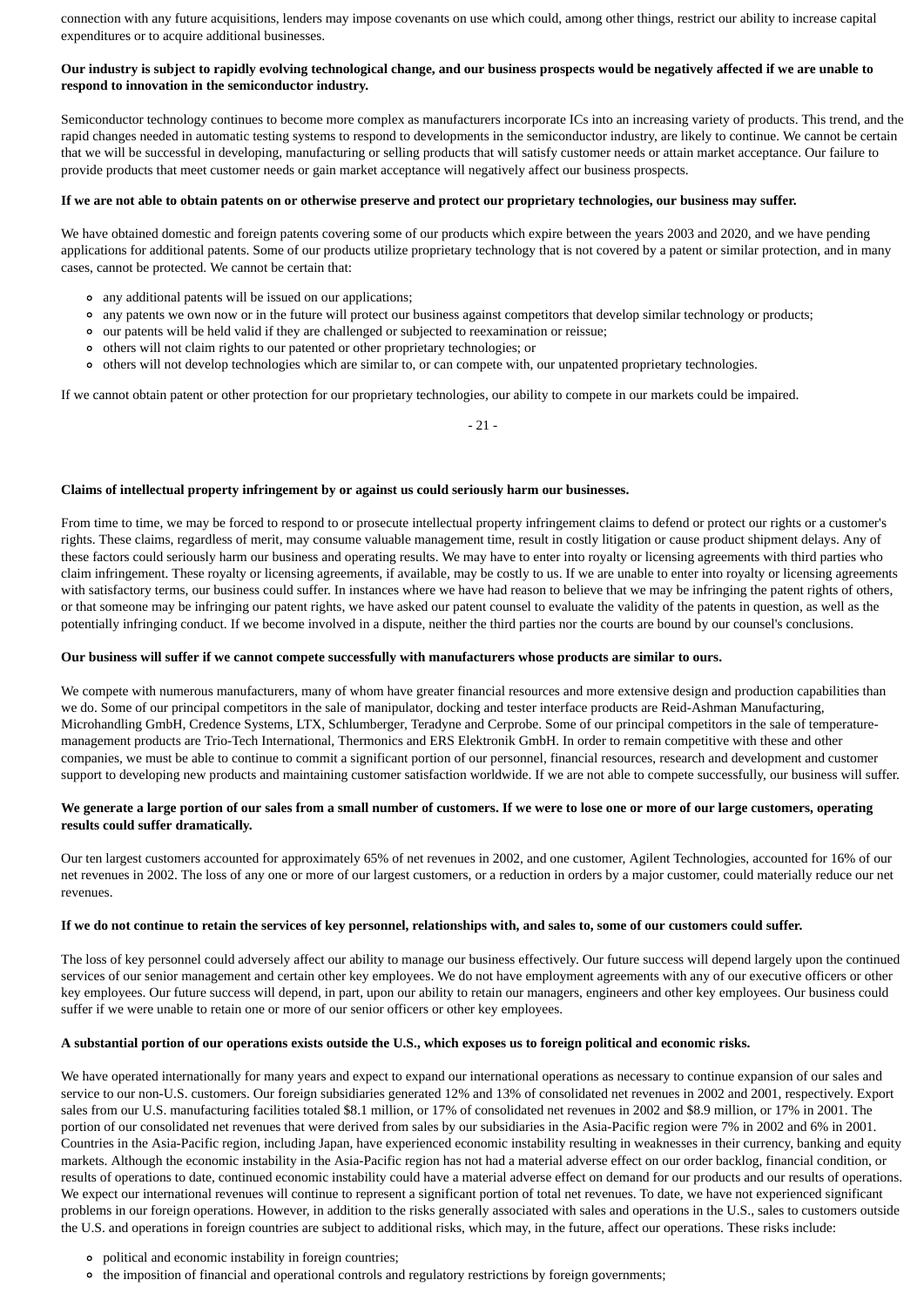connection with any future acquisitions, lenders may impose covenants on use which could, among other things, restrict our ability to increase capital expenditures or to acquire additional businesses.

**Our industry is subject to rapidly evolving technological change, and our business prospects would be negatively affected if we are unable to respond to innovation in the semiconductor industry.**

Semiconductor technology continues to become more complex as manufacturers incorporate ICs into an increasing variety of products. This trend, and the rapid changes needed in automatic testing systems to respond to developments in the semiconductor industry, are likely to continue. We cannot be certain that we will be successful in developing, manufacturing or selling products that will satisfy customer needs or attain market acceptance. Our failure to provide products that meet customer needs or gain market acceptance will negatively affect our business prospects.

**If we are not able to obtain patents on or otherwise preserve and protect our proprietary technologies, our business may suffer.**

We have obtained domestic and foreign patents covering some of our products which expire between the years 2003 and 2020, and we have pending applications for additional patents. Some of our products utilize proprietary technology that is not covered by a patent or similar protection, and in many cases, cannot be protected. We cannot be certain that:

- any additional patents will be issued on our applications;
- any patents we own now or in the future will protect our business against competitors that develop similar technology or products;
- our patents will be held valid if they are challenged or subjected to reexamination or reissue;
- others will not claim rights to our patented or other proprietary technologies; or
- others will not develop technologies which are similar to, or can compete with, our unpatented proprietary technologies.

If we cannot obtain patent or other protection for our proprietary technologies, our ability to compete in our markets could be impaired.

**Claims of intellectual property infringement by or against us could seriously harm our businesses.**

From time to time, we may be forced to respond to or prosecute intellectual property infringement claims to defend or protect our rights or a customer's rights. These claims, regardless of merit, may consume valuable management time, result in costly litigation or cause product shipment delays. Any of these factors could seriously harm our business and operating results. We may have to enter into royalty or licensing agreements with third parties who claim infringement. These royalty or licensing agreements, if available, may be costly to us. If we are unable to enter into royalty or licensing agreements with satisfactory terms, our business could suffer. In instances where we have had reason to believe that we may be infringing the patent rights of others, or that someone may be infringing our patent rights, we have asked our patent counsel to evaluate the validity of the patents in question, as well as the potentially infringing conduct. If we become involved in a dispute, neither the third parties nor the courts are bound by our counsel's conclusions.

**Our business will suffer if we cannot compete successfully with manufacturers whose products are similar to ours.**

We compete with numerous manufacturers, many of whom have greater financial resources and more extensive design and production capabilities than we do. Some of our principal competitors in the sale of manipulator, docking and tester interface products are Reid-Ashman Manufacturing, Microhandling GmbH, Credence Systems, LTX, Schlumberger, Teradyne and Cerprobe. Some of our principal competitors in the sale of temperature-management products are Trio-Tech International, Thermonics and ERS Elektronik GmbH. In order to remain competitive with these and other companies, we must be able to continue to commit a significant portion of our personnel, financial resources, research and development and customer support to developing new products and maintaining customer satisfaction worldwide. If we are not able to compete successfully, our business will suffer.

**We generate a large portion of our sales from a small number of customers. If we were to lose one or more of our large customers, operating results could suffer dramatically.**

Our ten largest customers accounted for approximately 65% of net revenues in 2002, and one customer, Agilent Technologies, accounted for 16% of our net revenues in 2002. The loss of any one or more of our largest customers, or a reduction in orders by a major customer, could materially reduce our net revenues.

**If we do not continue to retain the services of key personnel, relationships with, and sales to, some of our customers could suffer.**

The loss of key personnel could adversely affect our ability to manage our business effectively. Our future success will depend largely upon the continued services of our senior management and certain other key employees. We do not have employment agreements with any of our executive officers or other key employees. Our future success will depend, in part, upon our ability to retain our managers, engineers and other key employees. Our business could suffer if we were unable to retain one or more of our senior officers or other key employees.

**A substantial portion of our operations exists outside the U.S., which exposes us to foreign political and economic risks.**

We have operated internationally for many years and expect to expand our international operations as necessary to continue expansion of our sales and service to our non-U.S. customers. Our foreign subsidiaries generated 12% and 13% of consolidated net revenues in 2002 and 2001, respectively. Export sales from our U.S. manufacturing facilities totaled $8.1 million, or 17% of consolidated net revenues in 2002 and $8.9 million, or 17% in 2001. The portion of our consolidated net revenues that were derived from sales by our subsidiaries in the Asia-Pacific region were 7% in 2002 and 6% in 2001. Countries in the Asia-Pacific region, including Japan, have experienced economic instability resulting in weaknesses in their currency, banking and equity markets. Although the economic instability in the Asia-Pacific region has not had a material adverse effect on our order backlog, financial condition, or results of operations to date, continued economic instability could have a material adverse effect on demand for our products and our results of operations. We expect our international revenues will continue to represent a significant portion of total net revenues. To date, we have not experienced significant problems in our foreign operations. However, in addition to the risks generally associated with sales and operations in the U.S., sales to customers outside the U.S. and operations in foreign countries are subject to additional risks, which may, in the future, affect our operations. These risks include:

- political and economic instability in foreign countries;
- the imposition of financial and operational controls and regulatory restrictions by foreign governments;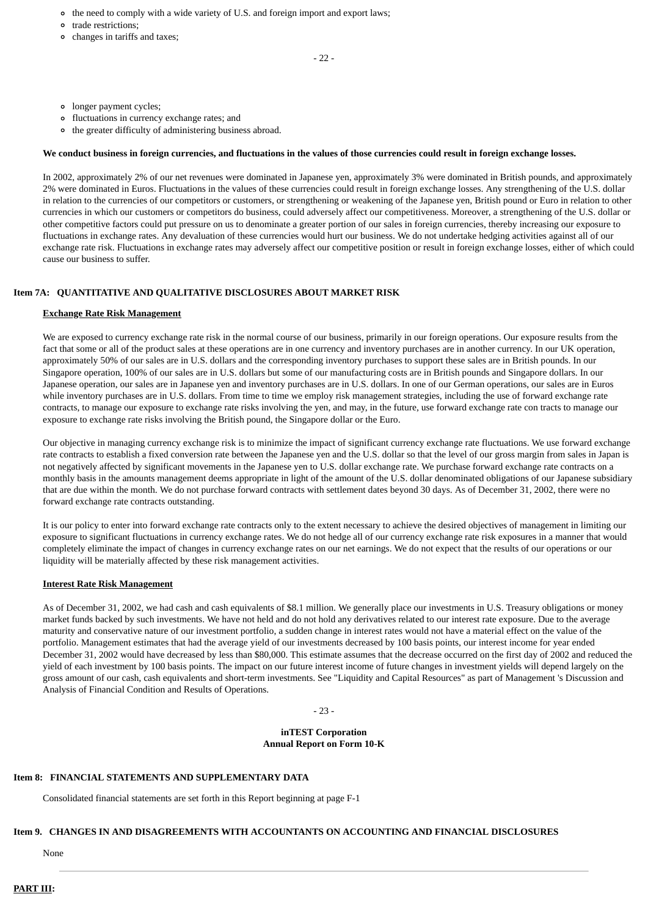- the need to comply with a wide variety of U.S. and foreign import and export laws;
- trade restrictions;
- changes in tariffs and taxes;
- longer payment cycles;
- fluctuations in currency exchange rates; and
- the greater difficulty of administering business abroad.

**We conduct business in foreign currencies, and fluctuations in the values of those currencies could result in foreign exchange losses.**

In 2002, approximately 2% of our net revenues were dominated in Japanese yen, approximately 3% were dominated in British pounds, and approximately 2% were dominated in Euros. Fluctuations in the values of these currencies could result in foreign exchange losses. Any strengthening of the U.S. dollar in relation to the currencies of our competitors or customers, or strengthening or weakening of the Japanese yen, British pound or Euro in relation to other currencies in which our customers or competitors do business, could adversely affect our competitiveness. Moreover, a strengthening of the U.S. dollar or other competitive factors could put pressure on us to denominate a greater portion of our sales in foreign currencies, thereby increasing our exposure to fluctuations in exchange rates. Any devaluation of these currencies would hurt our business. We do not undertake hedging activities against all of our exchange rate risk. Fluctuations in exchange rates may adversely affect our competitive position or result in foreign exchange losses, either of which could cause our business to suffer.

## Item 7A: QUANTITATIVE AND QUALITATIVE DISCLOSURES ABOUT MARKET RISK

**Exchange Rate Risk Management**

We are exposed to currency exchange rate risk in the normal course of our business, primarily in our foreign operations. Our exposure results from the fact that some or all of the product sales at these operations are in one currency and inventory purchases are in another currency. In our UK operation, approximately 50% of our sales are in U.S. dollars and the corresponding inventory purchases to support these sales are in British pounds. In our Singapore operation, 100% of our sales are in U.S. dollars but some of our manufacturing costs are in British pounds and Singapore dollars. In our Japanese operation, our sales are in Japanese yen and inventory purchases are in U.S. dollars. In one of our German operations, our sales are in Euros while inventory purchases are in U.S. dollars. From time to time we employ risk management strategies, including the use of forward exchange rate contracts, to manage our exposure to exchange rate risks involving the yen, and may, in the future, use forward exchange rate con tracts to manage our exposure to exchange rate risks involving the British pound, the Singapore dollar or the Euro.

Our objective in managing currency exchange risk is to minimize the impact of significant currency exchange rate fluctuations. We use forward exchange rate contracts to establish a fixed conversion rate between the Japanese yen and the U.S. dollar so that the level of our gross margin from sales in Japan is not negatively affected by significant movements in the Japanese yen to U.S. dollar exchange rate. We purchase forward exchange rate contracts on a monthly basis in the amounts management deems appropriate in light of the amount of the U.S. dollar denominated obligations of our Japanese subsidiary that are due within the month. We do not purchase forward contracts with settlement dates beyond 30 days. As of December 31, 2002, there were no forward exchange rate contracts outstanding.

It is our policy to enter into forward exchange rate contracts only to the extent necessary to achieve the desired objectives of management in limiting our exposure to significant fluctuations in currency exchange rates. We do not hedge all of our currency exchange rate risk exposures in a manner that would completely eliminate the impact of changes in currency exchange rates on our net earnings. We do not expect that the results of our operations or our liquidity will be materially affected by these risk management activities.

**Interest Rate Risk Management**

As of December 31, 2002, we had cash and cash equivalents of $8.1 million. We generally place our investments in U.S. Treasury obligations or money market funds backed by such investments. We have not held and do not hold any derivatives related to our interest rate exposure. Due to the average maturity and conservative nature of our investment portfolio, a sudden change in interest rates would not have a material effect on the value of the portfolio. Management estimates that had the average yield of our investments decreased by 100 basis points, our interest income for year ended December 31, 2002 would have decreased by less than $80,000. This estimate assumes that the decrease occurred on the first day of 2002 and reduced the yield of each investment by 100 basis points. The impact on our future interest income of future changes in investment yields will depend largely on the gross amount of our cash, cash equivalents and short-term investments. See "Liquidity and Capital Resources" as part of Management 's Discussion and Analysis of Financial Condition and Results of Operations.

**inTEST Corporation**
**Annual Report on Form 10-K**

## Item 8: FINANCIAL STATEMENTS AND SUPPLEMENTARY DATA

Consolidated financial statements are set forth in this Report beginning at page F-1

## Item 9. CHANGES IN AND DISAGREEMENTS WITH ACCOUNTANTS ON ACCOUNTING AND FINANCIAL DISCLOSURES

None

---

**PART III:**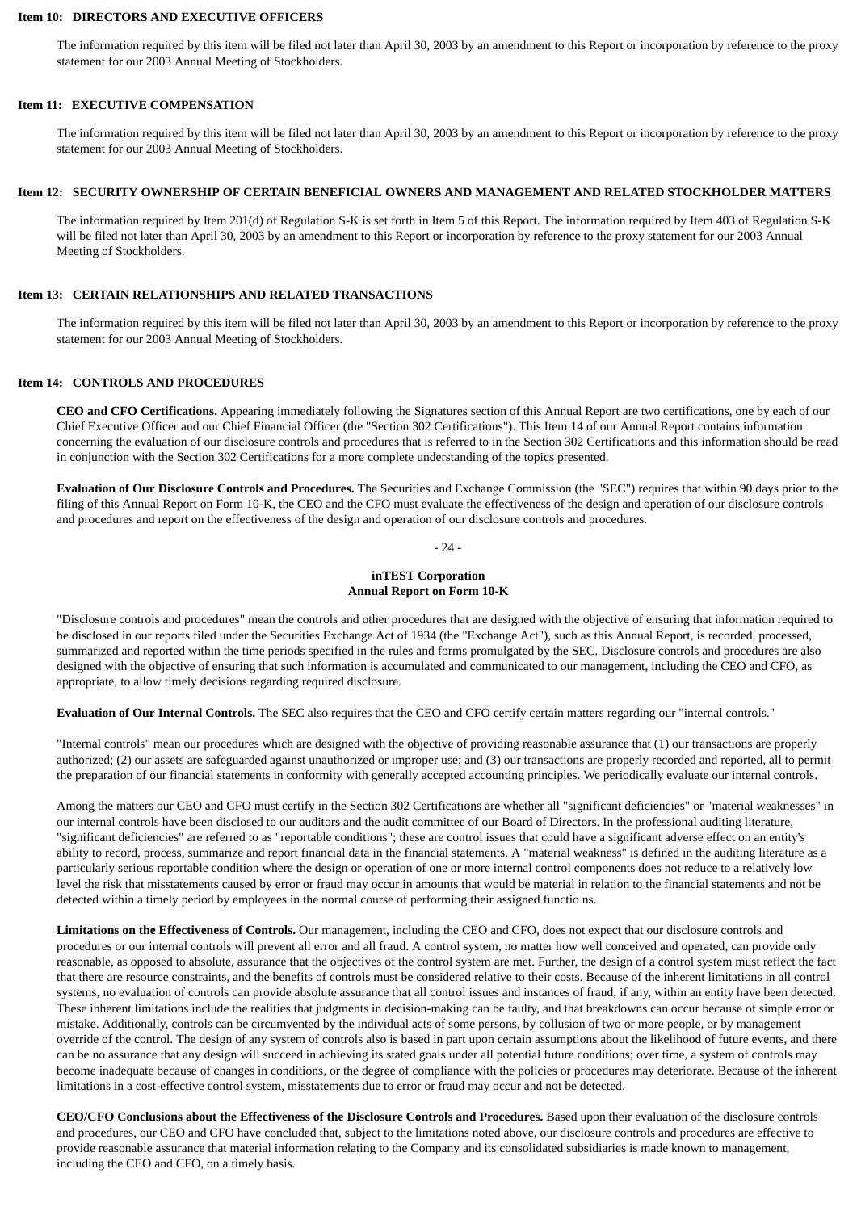## Item 10: DIRECTORS AND EXECUTIVE OFFICERS

The information required by this item will be filed not later than April 30, 2003 by an amendment to this Report or incorporation by reference to the proxy statement for our 2003 Annual Meeting of Stockholders.

## Item 11: EXECUTIVE COMPENSATION

The information required by this item will be filed not later than April 30, 2003 by an amendment to this Report or incorporation by reference to the proxy statement for our 2003 Annual Meeting of Stockholders.

## Item 12: SECURITY OWNERSHIP OF CERTAIN BENEFICIAL OWNERS AND MANAGEMENT AND RELATED STOCKHOLDER MATTERS

The information required by Item 201(d) of Regulation S-K is set forth in Item 5 of this Report. The information required by Item 403 of Regulation S-K will be filed not later than April 30, 2003 by an amendment to this Report or incorporation by reference to the proxy statement for our 2003 Annual Meeting of Stockholders.

## Item 13: CERTAIN RELATIONSHIPS AND RELATED TRANSACTIONS

The information required by this item will be filed not later than April 30, 2003 by an amendment to this Report or incorporation by reference to the proxy statement for our 2003 Annual Meeting of Stockholders.

## Item 14: CONTROLS AND PROCEDURES

**CEO and CFO Certifications.** Appearing immediately following the Signatures section of this Annual Report are two certifications, one by each of our Chief Executive Officer and our Chief Financial Officer (the "Section 302 Certifications"). This Item 14 of our Annual Report contains information concerning the evaluation of our disclosure controls and procedures that is referred to in the Section 302 Certifications and this information should be read in conjunction with the Section 302 Certifications for a more complete understanding of the topics presented.

**Evaluation of Our Disclosure Controls and Procedures.** The Securities and Exchange Commission (the "SEC") requires that within 90 days prior to the filing of this Annual Report on Form 10-K, the CEO and the CFO must evaluate the effectiveness of the design and operation of our disclosure controls and procedures and report on the effectiveness of the design and operation of our disclosure controls and procedures.

"Disclosure controls and procedures" mean the controls and other procedures that are designed with the objective of ensuring that information required to be disclosed in our reports filed under the Securities Exchange Act of 1934 (the "Exchange Act"), such as this Annual Report, is recorded, processed, summarized and reported within the time periods specified in the rules and forms promulgated by the SEC. Disclosure controls and procedures are also designed with the objective of ensuring that such information is accumulated and communicated to our management, including the CEO and CFO, as appropriate, to allow timely decisions regarding required disclosure.

**Evaluation of Our Internal Controls.** The SEC also requires that the CEO and CFO certify certain matters regarding our "internal controls."

"Internal controls" mean our procedures which are designed with the objective of providing reasonable assurance that (1) our transactions are properly authorized; (2) our assets are safeguarded against unauthorized or improper use; and (3) our transactions are properly recorded and reported, all to permit the preparation of our financial statements in conformity with generally accepted accounting principles. We periodically evaluate our internal controls.

Among the matters our CEO and CFO must certify in the Section 302 Certifications are whether all "significant deficiencies" or "material weaknesses" in our internal controls have been disclosed to our auditors and the audit committee of our Board of Directors. In the professional auditing literature, "significant deficiencies" are referred to as "reportable conditions"; these are control issues that could have a significant adverse effect on an entity's ability to record, process, summarize and report financial data in the financial statements. A "material weakness" is defined in the auditing literature as a particularly serious reportable condition where the design or operation of one or more internal control components does not reduce to a relatively low level the risk that misstatements caused by error or fraud may occur in amounts that would be material in relation to the financial statements and not be detected within a timely period by employees in the normal course of performing their assigned functio ns.

**Limitations on the Effectiveness of Controls.** Our management, including the CEO and CFO, does not expect that our disclosure controls and procedures or our internal controls will prevent all error and all fraud. A control system, no matter how well conceived and operated, can provide only reasonable, as opposed to absolute, assurance that the objectives of the control system are met. Further, the design of a control system must reflect the fact that there are resource constraints, and the benefits of controls must be considered relative to their costs. Because of the inherent limitations in all control systems, no evaluation of controls can provide absolute assurance that all control issues and instances of fraud, if any, within an entity have been detected. These inherent limitations include the realities that judgments in decision-making can be faulty, and that breakdowns can occur because of simple error or mistake. Additionally, controls can be circumvented by the individual acts of some persons, by collusion of two or more people, or by management override of the control. The design of any system of controls also is based in part upon certain assumptions about the likelihood of future events, and there can be no assurance that any design will succeed in achieving its stated goals under all potential future conditions; over time, a system of controls may become inadequate because of changes in conditions, or the degree of compliance with the policies or procedures may deteriorate. Because of the inherent limitations in a cost-effective control system, misstatements due to error or fraud may occur and not be detected.

**CEO/CFO Conclusions about the Effectiveness of the Disclosure Controls and Procedures.** Based upon their evaluation of the disclosure controls and procedures, our CEO and CFO have concluded that, subject to the limitations noted above, our disclosure controls and procedures are effective to provide reasonable assurance that material information relating to the Company and its consolidated subsidiaries is made known to management, including the CEO and CFO, on a timely basis.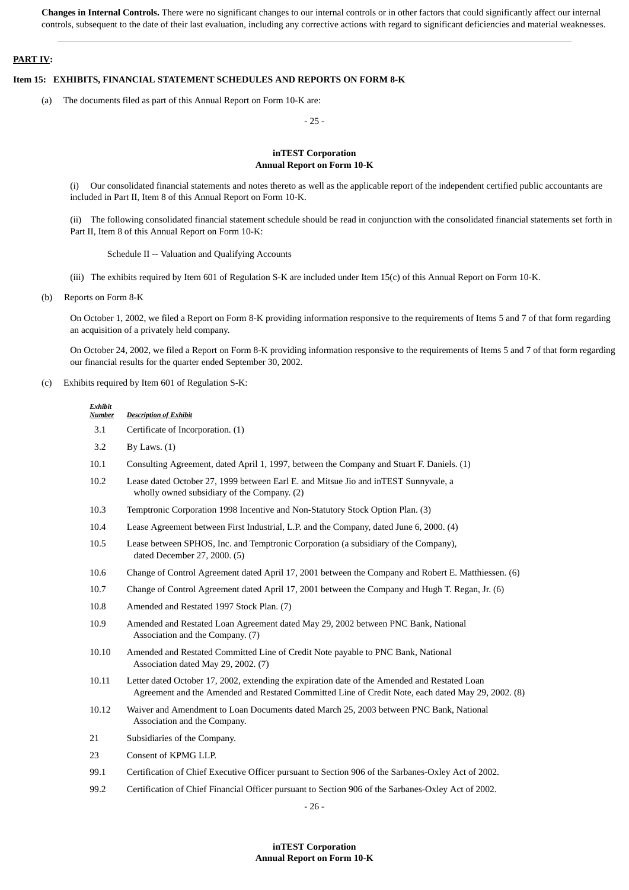**Changes in Internal Controls.** There were no significant changes to our internal controls or in other factors that could significantly affect our internal controls, subsequent to the date of their last evaluation, including any corrective actions with regard to significant deficiencies and material weaknesses.

---

## PART IV:

### Item 15: EXHIBITS, FINANCIAL STATEMENT SCHEDULES AND REPORTS ON FORM 8-K

(a) The documents filed as part of this Annual Report on Form 10-K are:

(i) Our consolidated financial statements and notes thereto as well as the applicable report of the independent certified public accountants are included in Part II, Item 8 of this Annual Report on Form 10-K.

(ii) The following consolidated financial statement schedule should be read in conjunction with the consolidated financial statements set forth in Part II, Item 8 of this Annual Report on Form 10-K:

Schedule II -- Valuation and Qualifying Accounts

(iii) The exhibits required by Item 601 of Regulation S-K are included under Item 15(c) of this Annual Report on Form 10-K.

(b) Reports on Form 8-K

On October 1, 2002, we filed a Report on Form 8-K providing information responsive to the requirements of Items 5 and 7 of that form regarding an acquisition of a privately held company.

On October 24, 2002, we filed a Report on Form 8-K providing information responsive to the requirements of Items 5 and 7 of that form regarding our financial results for the quarter ended September 30, 2002.

(c) Exhibits required by Item 601 of Regulation S-K:

| *Exhibit Number* | *Description of Exhibit* |
|---|---|
| 3.1 | Certificate of Incorporation. (1) |
| 3.2 | By Laws. (1) |
| 10.1 | Consulting Agreement, dated April 1, 1997, between the Company and Stuart F. Daniels. (1) |
| 10.2 | Lease dated October 27, 1999 between Earl E. and Mitsue Jio and inTEST Sunnyvale, a wholly owned subsidiary of the Company. (2) |
| 10.3 | Temptronic Corporation 1998 Incentive and Non-Statutory Stock Option Plan. (3) |
| 10.4 | Lease Agreement between First Industrial, L.P. and the Company, dated June 6, 2000. (4) |
| 10.5 | Lease between SPHOS, Inc. and Temptronic Corporation (a subsidiary of the Company), dated December 27, 2000. (5) |
| 10.6 | Change of Control Agreement dated April 17, 2001 between the Company and Robert E. Matthiessen. (6) |
| 10.7 | Change of Control Agreement dated April 17, 2001 between the Company and Hugh T. Regan, Jr. (6) |
| 10.8 | Amended and Restated 1997 Stock Plan. (7) |
| 10.9 | Amended and Restated Loan Agreement dated May 29, 2002 between PNC Bank, National Association and the Company. (7) |
| 10.10 | Amended and Restated Committed Line of Credit Note payable to PNC Bank, National Association dated May 29, 2002. (7) |
| 10.11 | Letter dated October 17, 2002, extending the expiration date of the Amended and Restated Loan Agreement and the Amended and Restated Committed Line of Credit Note, each dated May 29, 2002. (8) |
| 10.12 | Waiver and Amendment to Loan Documents dated March 25, 2003 between PNC Bank, National Association and the Company. |
| 21 | Subsidiaries of the Company. |
| 23 | Consent of KPMG LLP. |
| 99.1 | Certification of Chief Executive Officer pursuant to Section 906 of the Sarbanes-Oxley Act of 2002. |
| 99.2 | Certification of Chief Financial Officer pursuant to Section 906 of the Sarbanes-Oxley Act of 2002. |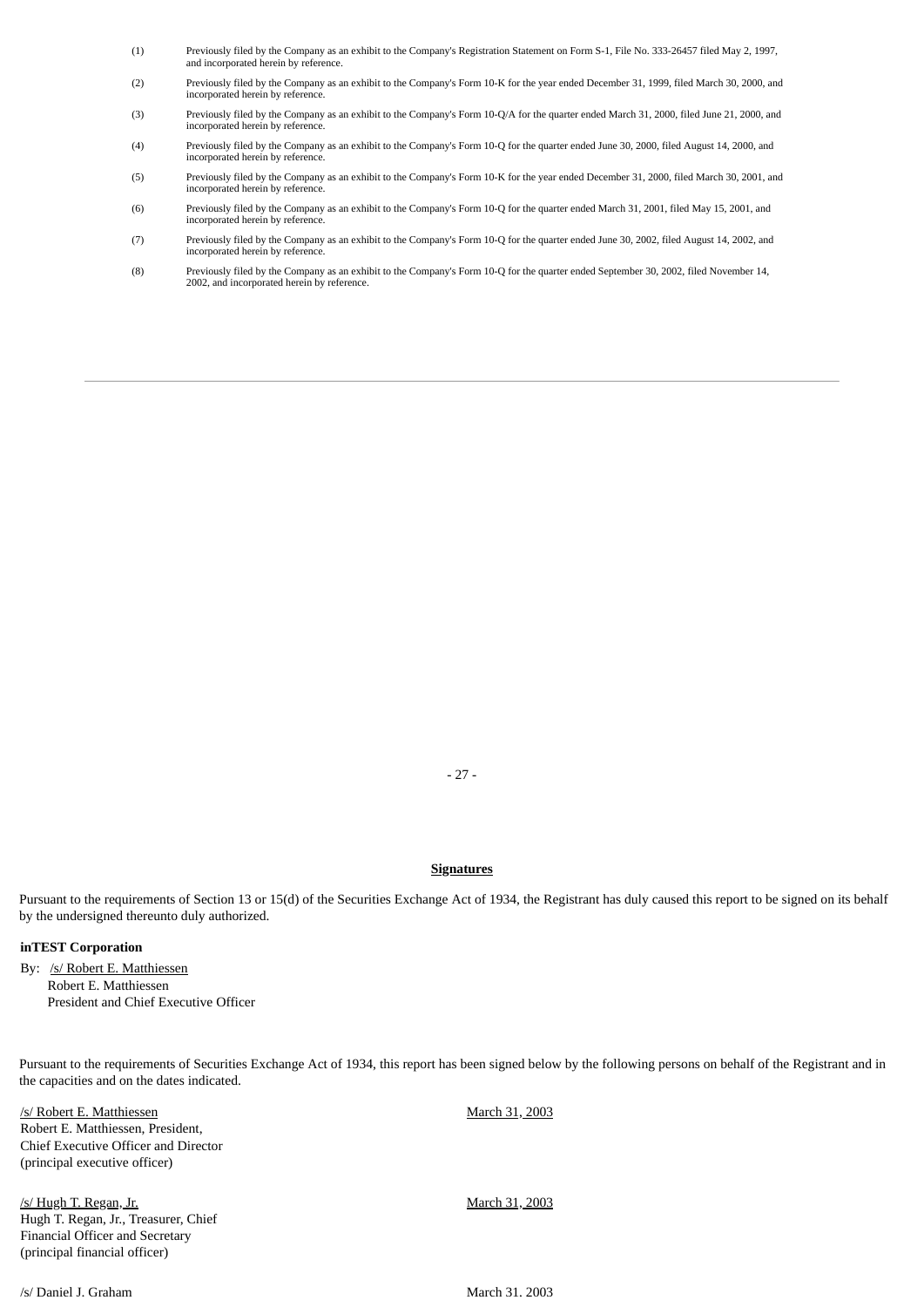(1) Previously filed by the Company as an exhibit to the Company's Registration Statement on Form S-1, File No. 333-26457 filed May 2, 1997, and incorporated herein by reference.

(2) Previously filed by the Company as an exhibit to the Company's Form 10-K for the year ended December 31, 1999, filed March 30, 2000, and incorporated herein by reference.

(3) Previously filed by the Company as an exhibit to the Company's Form 10-Q/A for the quarter ended March 31, 2000, filed June 21, 2000, and incorporated herein by reference.

(4) Previously filed by the Company as an exhibit to the Company's Form 10-Q for the quarter ended June 30, 2000, filed August 14, 2000, and incorporated herein by reference.

(5) Previously filed by the Company as an exhibit to the Company's Form 10-K for the year ended December 31, 2000, filed March 30, 2001, and incorporated herein by reference.

(6) Previously filed by the Company as an exhibit to the Company's Form 10-Q for the quarter ended March 31, 2001, filed May 15, 2001, and incorporated herein by reference.

(7) Previously filed by the Company as an exhibit to the Company's Form 10-Q for the quarter ended June 30, 2002, filed August 14, 2002, and incorporated herein by reference.

(8) Previously filed by the Company as an exhibit to the Company's Form 10-Q for the quarter ended September 30, 2002, filed November 14, 2002, and incorporated herein by reference.

---

**Signatures**

Pursuant to the requirements of Section 13 or 15(d) of the Securities Exchange Act of 1934, the Registrant has duly caused this report to be signed on its behalf by the undersigned thereunto duly authorized.

**inTEST Corporation**

By: /s/ Robert E. Matthiessen
Robert E. Matthiessen
President and Chief Executive Officer

Pursuant to the requirements of Securities Exchange Act of 1934, this report has been signed below by the following persons on behalf of the Registrant and in the capacities and on the dates indicated.

| | |
|---|---|
| /s/ Robert E. Matthiessen<br>Robert E. Matthiessen, President,<br>Chief Executive Officer and Director<br>(principal executive officer) | March 31, 2003 |
| /s/ Hugh T. Regan, Jr.<br>Hugh T. Regan, Jr., Treasurer, Chief<br>Financial Officer and Secretary<br>(principal financial officer) | March 31, 2003 |
| /s/ Daniel J. Graham | March 31, 2003 |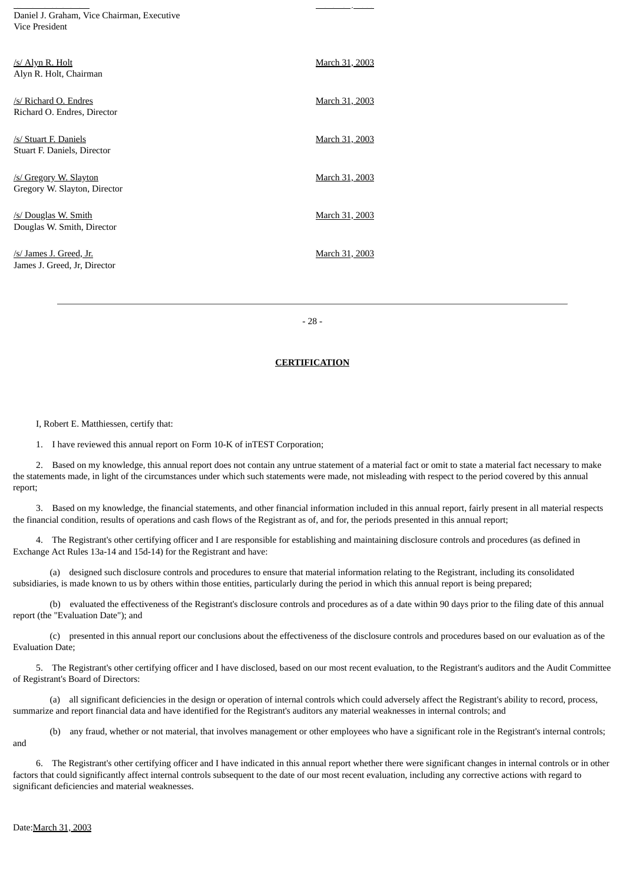Daniel J. Graham, Vice Chairman, Executive Vice President

/s/ Alyn R. Holt | March 31, 2003
Alyn R. Holt, Chairman

/s/ Richard O. Endres | March 31, 2003
Richard O. Endres, Director

/s/ Stuart F. Daniels | March 31, 2003
Stuart F. Daniels, Director

/s/ Gregory W. Slayton | March 31, 2003
Gregory W. Slayton, Director

/s/ Douglas W. Smith | March 31, 2003
Douglas W. Smith, Director

/s/ James J. Greed, Jr. | March 31, 2003
James J. Greed, Jr, Director

---

**CERTIFICATION**

I, Robert E. Matthiessen, certify that:

1. I have reviewed this annual report on Form 10-K of inTEST Corporation;

2. Based on my knowledge, this annual report does not contain any untrue statement of a material fact or omit to state a material fact necessary to make the statements made, in light of the circumstances under which such statements were made, not misleading with respect to the period covered by this annual report;

3. Based on my knowledge, the financial statements, and other financial information included in this annual report, fairly present in all material respects the financial condition, results of operations and cash flows of the Registrant as of, and for, the periods presented in this annual report;

4. The Registrant's other certifying officer and I are responsible for establishing and maintaining disclosure controls and procedures (as defined in Exchange Act Rules 13a-14 and 15d-14) for the Registrant and have:

(a) designed such disclosure controls and procedures to ensure that material information relating to the Registrant, including its consolidated subsidiaries, is made known to us by others within those entities, particularly during the period in which this annual report is being prepared;

(b) evaluated the effectiveness of the Registrant's disclosure controls and procedures as of a date within 90 days prior to the filing date of this annual report (the "Evaluation Date"); and

(c) presented in this annual report our conclusions about the effectiveness of the disclosure controls and procedures based on our evaluation as of the Evaluation Date;

5. The Registrant's other certifying officer and I have disclosed, based on our most recent evaluation, to the Registrant's auditors and the Audit Committee of Registrant's Board of Directors:

(a) all significant deficiencies in the design or operation of internal controls which could adversely affect the Registrant's ability to record, process, summarize and report financial data and have identified for the Registrant's auditors any material weaknesses in internal controls; and

(b) any fraud, whether or not material, that involves management or other employees who have a significant role in the Registrant's internal controls; and

6. The Registrant's other certifying officer and I have indicated in this annual report whether there were significant changes in internal controls or in other factors that could significantly affect internal controls subsequent to the date of our most recent evaluation, including any corrective actions with regard to significant deficiencies and material weaknesses.

Date: March 31, 2003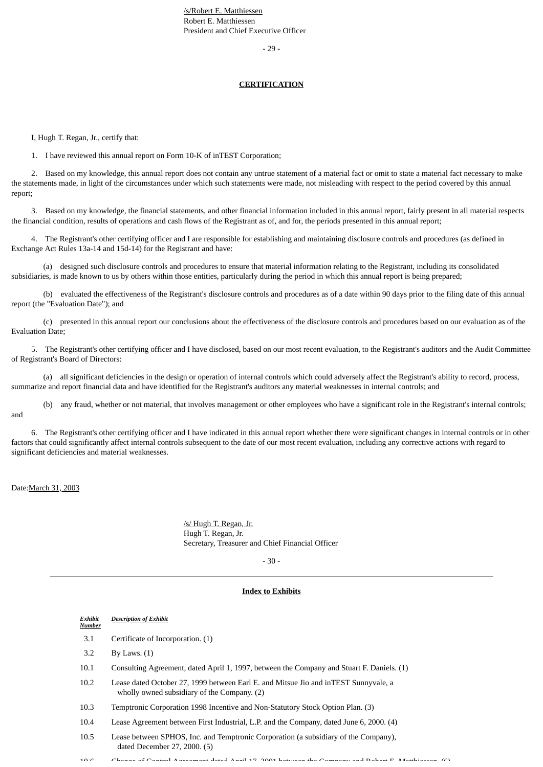/s/Robert E. Matthiessen
Robert E. Matthiessen
President and Chief Executive Officer

**CERTIFICATION**

I, Hugh T. Regan, Jr., certify that:

1. I have reviewed this annual report on Form 10-K of inTEST Corporation;

2. Based on my knowledge, this annual report does not contain any untrue statement of a material fact or omit to state a material fact necessary to make the statements made, in light of the circumstances under which such statements were made, not misleading with respect to the period covered by this annual report;

3. Based on my knowledge, the financial statements, and other financial information included in this annual report, fairly present in all material respects the financial condition, results of operations and cash flows of the Registrant as of, and for, the periods presented in this annual report;

4. The Registrant's other certifying officer and I are responsible for establishing and maintaining disclosure controls and procedures (as defined in Exchange Act Rules 13a-14 and 15d-14) for the Registrant and have:

(a) designed such disclosure controls and procedures to ensure that material information relating to the Registrant, including its consolidated subsidiaries, is made known to us by others within those entities, particularly during the period in which this annual report is being prepared;

(b) evaluated the effectiveness of the Registrant's disclosure controls and procedures as of a date within 90 days prior to the filing date of this annual report (the "Evaluation Date"); and

(c) presented in this annual report our conclusions about the effectiveness of the disclosure controls and procedures based on our evaluation as of the Evaluation Date;

5. The Registrant's other certifying officer and I have disclosed, based on our most recent evaluation, to the Registrant's auditors and the Audit Committee of Registrant's Board of Directors:

(a) all significant deficiencies in the design or operation of internal controls which could adversely affect the Registrant's ability to record, process, summarize and report financial data and have identified for the Registrant's auditors any material weaknesses in internal controls; and

(b) any fraud, whether or not material, that involves management or other employees who have a significant role in the Registrant's internal controls; and

6. The Registrant's other certifying officer and I have indicated in this annual report whether there were significant changes in internal controls or in other factors that could significantly affect internal controls subsequent to the date of our most recent evaluation, including any corrective actions with regard to significant deficiencies and material weaknesses.

Date: March 31, 2003

/s/ Hugh T. Regan, Jr.
Hugh T. Regan, Jr.
Secretary, Treasurer and Chief Financial Officer

**Index to Exhibits**

| *Exhibit Number* | *Description of Exhibit* |
|---|---|
| 3.1 | Certificate of Incorporation. (1) |
| 3.2 | By Laws. (1) |
| 10.1 | Consulting Agreement, dated April 1, 1997, between the Company and Stuart F. Daniels. (1) |
| 10.2 | Lease dated October 27, 1999 between Earl E. and Mitsue Jio and inTEST Sunnyvale, a wholly owned subsidiary of the Company. (2) |
| 10.3 | Temptronic Corporation 1998 Incentive and Non-Statutory Stock Option Plan. (3) |
| 10.4 | Lease Agreement between First Industrial, L.P. and the Company, dated June 6, 2000. (4) |
| 10.5 | Lease between SPHOS, Inc. and Temptronic Corporation (a subsidiary of the Company), dated December 27, 2000. (5) |
| 10.6 | Change of Control Agreement dated April 17, 2001 between the Company and Robert E. Matthiessen. (6) |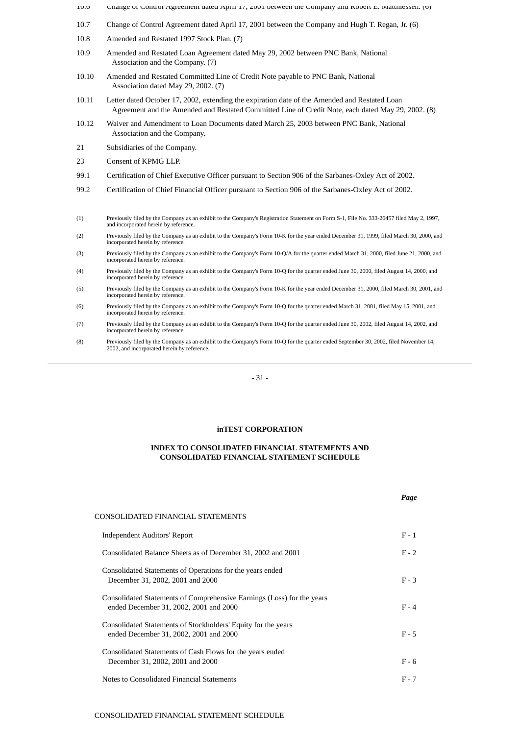| | |
|---|---|
| 10.6 | Change of Control Agreement dated April 17, 2001 between the Company and Robert E. Matthiessen. (6) |
| 10.7 | Change of Control Agreement dated April 17, 2001 between the Company and Hugh T. Regan, Jr. (6) |
| 10.8 | Amended and Restated 1997 Stock Plan. (7) |
| 10.9 | Amended and Restated Loan Agreement dated May 29, 2002 between PNC Bank, National Association and the Company. (7) |
| 10.10 | Amended and Restated Committed Line of Credit Note payable to PNC Bank, National Association dated May 29, 2002. (7) |
| 10.11 | Letter dated October 17, 2002, extending the expiration date of the Amended and Restated Loan Agreement and the Amended and Restated Committed Line of Credit Note, each dated May 29, 2002. (8) |
| 10.12 | Waiver and Amendment to Loan Documents dated March 25, 2003 between PNC Bank, National Association and the Company. |
| 21 | Subsidiaries of the Company. |
| 23 | Consent of KPMG LLP. |
| 99.1 | Certification of Chief Executive Officer pursuant to Section 906 of the Sarbanes-Oxley Act of 2002. |
| 99.2 | Certification of Chief Financial Officer pursuant to Section 906 of the Sarbanes-Oxley Act of 2002. |

(1) Previously filed by the Company as an exhibit to the Company's Registration Statement on Form S-1, File No. 333-26457 filed May 2, 1997, and incorporated herein by reference.

(2) Previously filed by the Company as an exhibit to the Company's Form 10-K for the year ended December 31, 1999, filed March 30, 2000, and incorporated herein by reference.

(3) Previously filed by the Company as an exhibit to the Company's Form 10-Q/A for the quarter ended March 31, 2000, filed June 21, 2000, and incorporated herein by reference.

(4) Previously filed by the Company as an exhibit to the Company's Form 10-Q for the quarter ended June 30, 2000, filed August 14, 2000, and incorporated herein by reference.

(5) Previously filed by the Company as an exhibit to the Company's Form 10-K for the year ended December 31, 2000, filed March 30, 2001, and incorporated herein by reference.

(6) Previously filed by the Company as an exhibit to the Company's Form 10-Q for the quarter ended March 31, 2001, filed May 15, 2001, and incorporated herein by reference.

(7) Previously filed by the Company as an exhibit to the Company's Form 10-Q for the quarter ended June 30, 2002, filed August 14, 2002, and incorporated herein by reference.

(8) Previously filed by the Company as an exhibit to the Company's Form 10-Q for the quarter ended September 30, 2002, filed November 14, 2002, and incorporated herein by reference.

---

**inTEST CORPORATION**

**INDEX TO CONSOLIDATED FINANCIAL STATEMENTS AND CONSOLIDATED FINANCIAL STATEMENT SCHEDULE**

| | ***Page*** |
|---|---|
| CONSOLIDATED FINANCIAL STATEMENTS | |
| Independent Auditors' Report | F - 1 |
| Consolidated Balance Sheets as of December 31, 2002 and 2001 | F - 2 |
| Consolidated Statements of Operations for the years ended December 31, 2002, 2001 and 2000 | F - 3 |
| Consolidated Statements of Comprehensive Earnings (Loss) for the years ended December 31, 2002, 2001 and 2000 | F - 4 |
| Consolidated Statements of Stockholders' Equity for the years ended December 31, 2002, 2001 and 2000 | F - 5 |
| Consolidated Statements of Cash Flows for the years ended December 31, 2002, 2001 and 2000 | F - 6 |
| Notes to Consolidated Financial Statements | F - 7 |
| CONSOLIDATED FINANCIAL STATEMENT SCHEDULE | |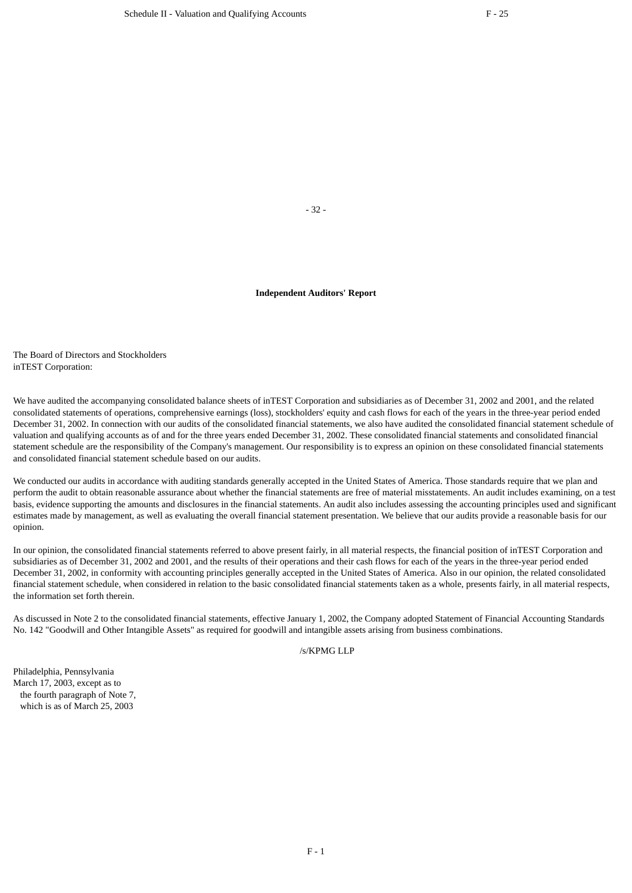Schedule II - Valuation and Qualifying Accounts F - 25

**Independent Auditors' Report**

The Board of Directors and Stockholders
inTEST Corporation:

We have audited the accompanying consolidated balance sheets of inTEST Corporation and subsidiaries as of December 31, 2002 and 2001, and the related consolidated statements of operations, comprehensive earnings (loss), stockholders' equity and cash flows for each of the years in the three-year period ended December 31, 2002. In connection with our audits of the consolidated financial statements, we also have audited the consolidated financial statement schedule of valuation and qualifying accounts as of and for the three years ended December 31, 2002. These consolidated financial statements and consolidated financial statement schedule are the responsibility of the Company's management. Our responsibility is to express an opinion on these consolidated financial statements and consolidated financial statement schedule based on our audits.

We conducted our audits in accordance with auditing standards generally accepted in the United States of America. Those standards require that we plan and perform the audit to obtain reasonable assurance about whether the financial statements are free of material misstatements. An audit includes examining, on a test basis, evidence supporting the amounts and disclosures in the financial statements. An audit also includes assessing the accounting principles used and significant estimates made by management, as well as evaluating the overall financial statement presentation. We believe that our audits provide a reasonable basis for our opinion.

In our opinion, the consolidated financial statements referred to above present fairly, in all material respects, the financial position of inTEST Corporation and subsidiaries as of December 31, 2002 and 2001, and the results of their operations and their cash flows for each of the years in the three-year period ended December 31, 2002, in conformity with accounting principles generally accepted in the United States of America. Also in our opinion, the related consolidated financial statement schedule, when considered in relation to the basic consolidated financial statements taken as a whole, presents fairly, in all material respects, the information set forth therein.

As discussed in Note 2 to the consolidated financial statements, effective January 1, 2002, the Company adopted Statement of Financial Accounting Standards No. 142 "Goodwill and Other Intangible Assets" as required for goodwill and intangible assets arising from business combinations.

/s/KPMG LLP

Philadelphia, Pennsylvania
March 17, 2003, except as to
the fourth paragraph of Note 7,
which is as of March 25, 2003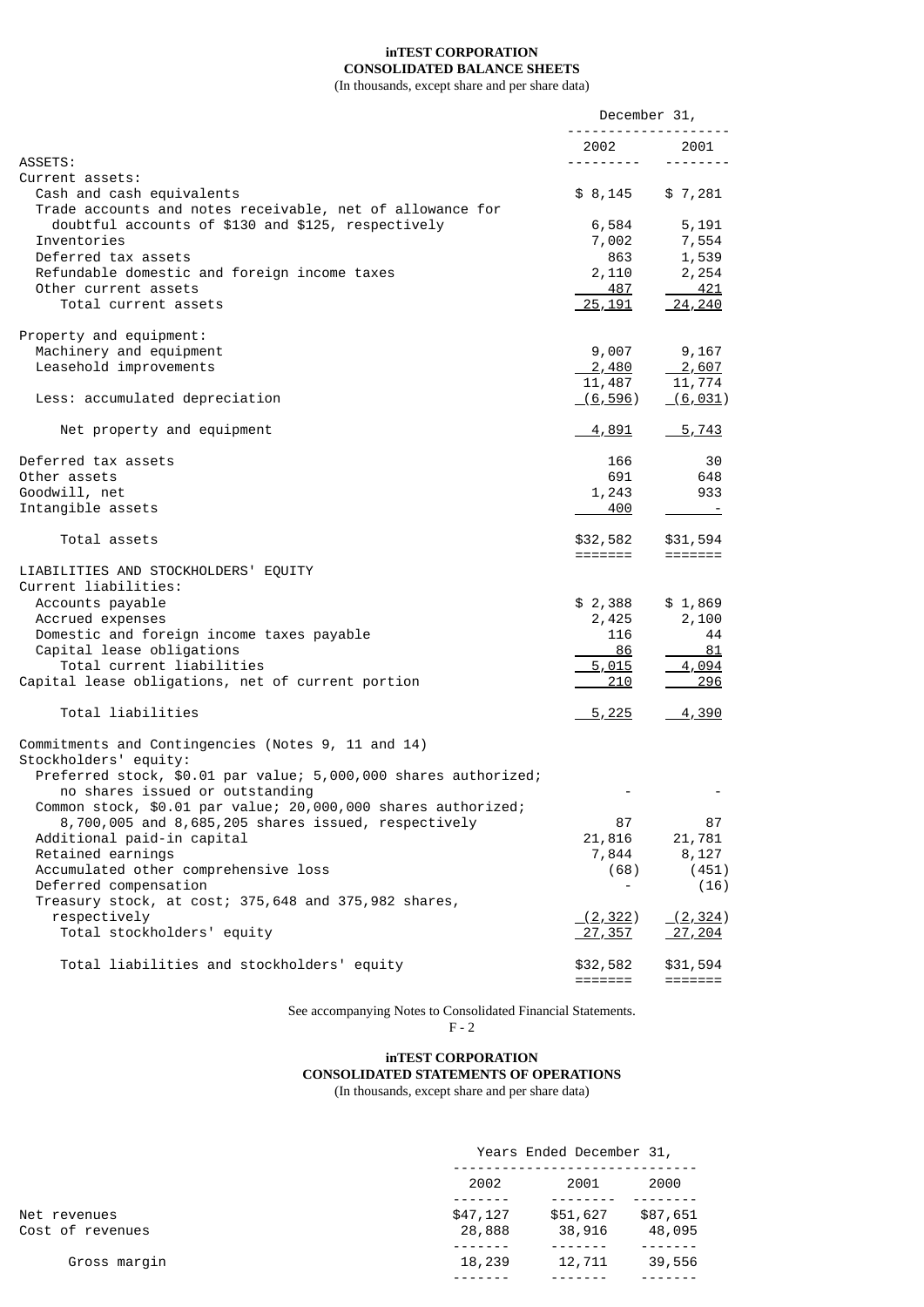**inTEST CORPORATION**
**CONSOLIDATED BALANCE SHEETS**
(In thousands, except share and per share data)

| | December 31, 2002 | December 31, 2001 |
|---|---|---|
| ASSETS: | | |
| Current assets: | | |
| Cash and cash equivalents | $ 8,145 | $ 7,281 |
| Trade accounts and notes receivable, net of allowance for doubtful accounts of $130 and $125, respectively | 6,584 | 5,191 |
| Inventories | 7,002 | 7,554 |
| Deferred tax assets | 863 | 1,539 |
| Refundable domestic and foreign income taxes | 2,110 | 2,254 |
| Other current assets | 487 | 421 |
| Total current assets | 25,191 | 24,240 |
| Property and equipment: | | |
| Machinery and equipment | 9,007 | 9,167 |
| Leasehold improvements | 2,480 | 2,607 |
| | 11,487 | 11,774 |
| Less: accumulated depreciation | (6,596) | (6,031) |
| Net property and equipment | 4,891 | 5,743 |
| Deferred tax assets | 166 | 30 |
| Other assets | 691 | 648 |
| Goodwill, net | 1,243 | 933 |
| Intangible assets | 400 | - |
| Total assets | $32,582 | $31,594 |
| LIABILITIES AND STOCKHOLDERS' EQUITY | | |
| Current liabilities: | | |
| Accounts payable | $ 2,388 | $ 1,869 |
| Accrued expenses | 2,425 | 2,100 |
| Domestic and foreign income taxes payable | 116 | 44 |
| Capital lease obligations | 86 | 81 |
| Total current liabilities | 5,015 | 4,094 |
| Capital lease obligations, net of current portion | 210 | 296 |
| Total liabilities | 5,225 | 4,390 |
| Commitments and Contingencies (Notes 9, 11 and 14) | | |
| Stockholders' equity: | | |
| Preferred stock, $0.01 par value; 5,000,000 shares authorized; no shares issued or outstanding | - | - |
| Common stock, $0.01 par value; 20,000,000 shares authorized; 8,700,005 and 8,685,205 shares issued, respectively | 87 | 87 |
| Additional paid-in capital | 21,816 | 21,781 |
| Retained earnings | 7,844 | 8,127 |
| Accumulated other comprehensive loss | (68) | (451) |
| Deferred compensation | - | (16) |
| Treasury stock, at cost; 375,648 and 375,982 shares, respectively | (2,322) | (2,324) |
| Total stockholders' equity | 27,357 | 27,204 |
| Total liabilities and stockholders' equity | $32,582 | $31,594 |

See accompanying Notes to Consolidated Financial Statements.

**inTEST CORPORATION**
**CONSOLIDATED STATEMENTS OF OPERATIONS**
(In thousands, except share and per share data)

| | Years Ended December 31, 2002 | 2001 | 2000 |
|---|---|---|---|
| Net revenues | $47,127 | $51,627 | $87,651 |
| Cost of revenues | 28,888 | 38,916 | 48,095 |
| Gross margin | 18,239 | 12,711 | 39,556 |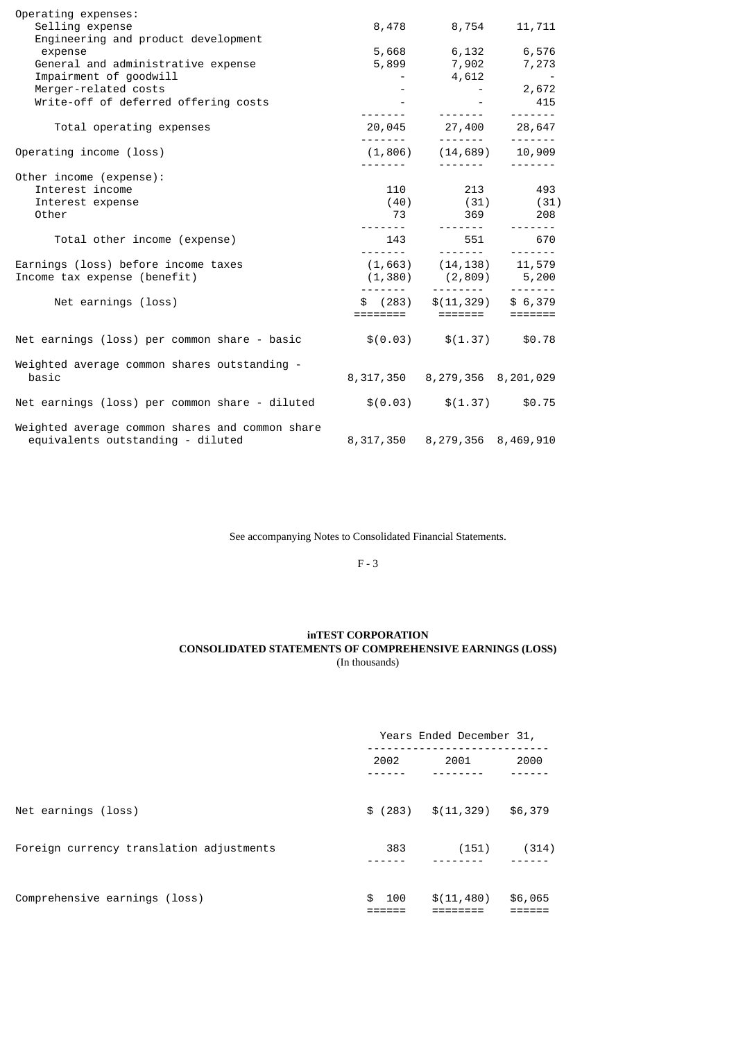| | | | |
|---|---|---|---|
| Operating expenses: | | | |
| Selling expense | 8,478 | 8,754 | 11,711 |
| Engineering and product development expense | 5,668 | 6,132 | 6,576 |
| General and administrative expense | 5,899 | 7,902 | 7,273 |
| Impairment of goodwill | - | 4,612 | - |
| Merger-related costs | - | - | 2,672 |
| Write-off of deferred offering costs | - | - | 415 |
| Total operating expenses | 20,045 | 27,400 | 28,647 |
| Operating income (loss) | (1,806) | (14,689) | 10,909 |
| Other income (expense): | | | |
| Interest income | 110 | 213 | 493 |
| Interest expense | (40) | (31) | (31) |
| Other | 73 | 369 | 208 |
| Total other income (expense) | 143 | 551 | 670 |
| Earnings (loss) before income taxes | (1,663) | (14,138) | 11,579 |
| Income tax expense (benefit) | (1,380) | (2,809) | 5,200 |
| Net earnings (loss) | $ (283) | $(11,329) | $ 6,379 |
| Net earnings (loss) per common share - basic | $(0.03) | $(1.37) | $0.78 |
| Weighted average common shares outstanding - basic | 8,317,350 | 8,279,356 | 8,201,029 |
| Net earnings (loss) per common share - diluted | $(0.03) | $(1.37) | $0.75 |
| Weighted average common shares and common share equivalents outstanding - diluted | 8,317,350 | 8,279,356 | 8,469,910 |

See accompanying Notes to Consolidated Financial Statements.

**inTEST CORPORATION**
**CONSOLIDATED STATEMENTS OF COMPREHENSIVE EARNINGS (LOSS)**
(In thousands)

| | Years Ended December 31, | | |
|---|---|---|---|
| | 2002 | 2001 | 2000 |
| Net earnings (loss) | $ (283) | $(11,329) | $6,379 |
| Foreign currency translation adjustments | 383 | (151) | (314) |
| Comprehensive earnings (loss) | $ 100 | $(11,480) | $6,065 |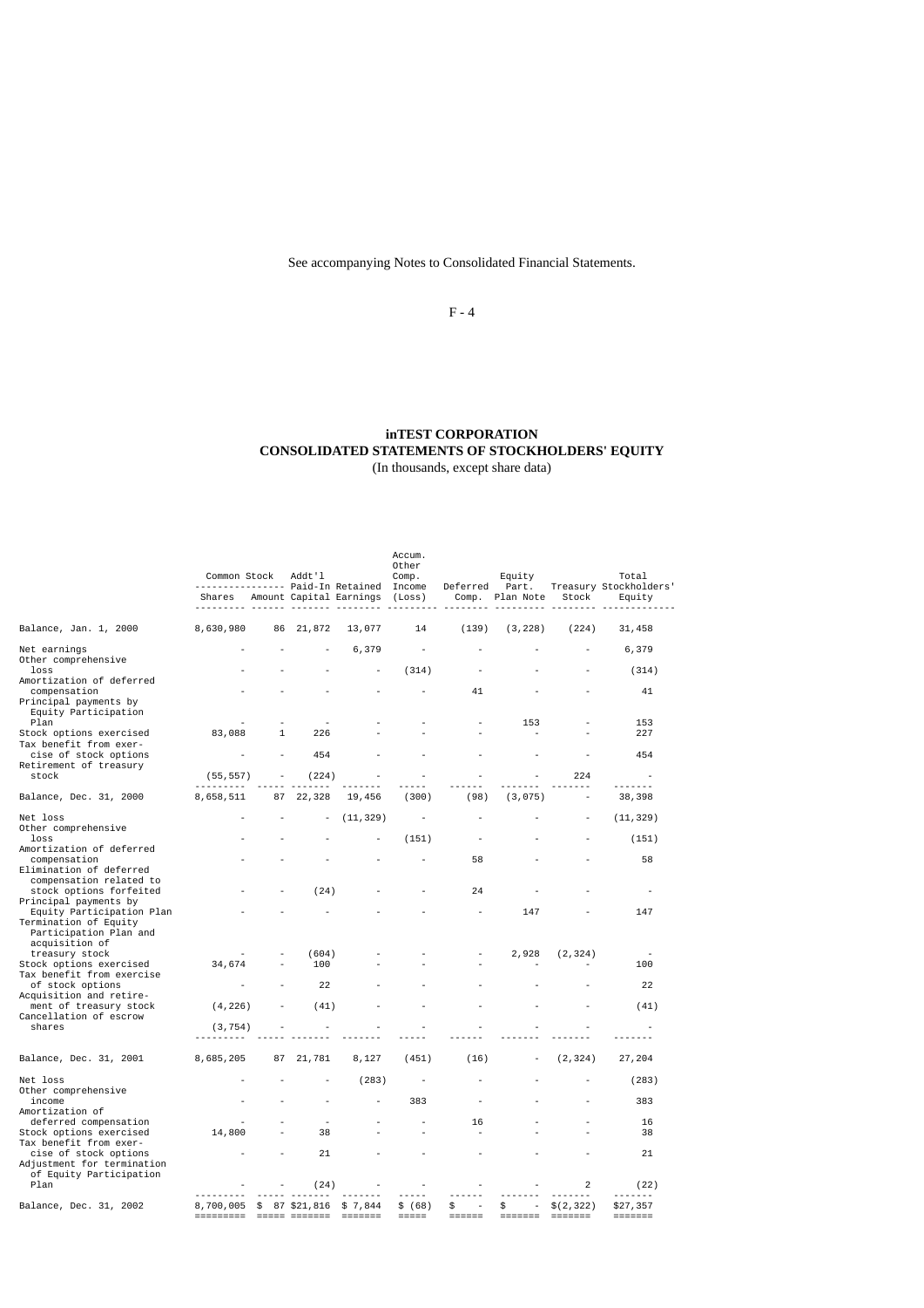See accompanying Notes to Consolidated Financial Statements.

**inTEST CORPORATION**
**CONSOLIDATED STATEMENTS OF STOCKHOLDERS' EQUITY**
(In thousands, except share data)

| | Common Stock Shares | Common Stock Amount | Addt'l Paid-In Capital | Retained Earnings | Accum. Other Comp. Income (Loss) | Deferred Comp. | Equity Part. Plan Note | Treasury Stock | Total Stockholders' Equity |
|---|---|---|---|---|---|---|---|---|---|
| Balance, Jan. 1, 2000 | 8,630,980 | 86 | 21,872 | 13,077 | 14 | (139) | (3,228) | (224) | 31,458 |
| Net earnings | - | - | - | 6,379 | - | - | - | - | 6,379 |
| Other comprehensive loss | - | - | - | - | (314) | - | - | - | (314) |
| Amortization of deferred compensation | - | - | - | - | - | 41 | - | - | 41 |
| Principal payments by Equity Participation Plan | - | - | - | - | - | - | 153 | - | 153 |
| Stock options exercised | 83,088 | 1 | 226 | - | - | - | - | - | 227 |
| Tax benefit from exercise of stock options | - | - | 454 | - | - | - | - | - | 454 |
| Retirement of treasury stock | (55,557) | - | (224) | - | - | - | - | 224 | - |
| Balance, Dec. 31, 2000 | 8,658,511 | 87 | 22,328 | 19,456 | (300) | (98) | (3,075) | - | 38,398 |
| Net loss | - | - | - | (11,329) | - | - | - | - | (11,329) |
| Other comprehensive loss | - | - | - | - | (151) | - | - | - | (151) |
| Amortization of deferred compensation | - | - | - | - | - | 58 | - | - | 58 |
| Elimination of deferred compensation related to stock options forfeited | - | - | (24) | - | - | 24 | - | - | - |
| Principal payments by Equity Participation Plan | - | - | - | - | - | - | 147 | - | 147 |
| Termination of Equity Participation Plan and acquisition of treasury stock | - | - | (604) | - | - | - | 2,928 | (2,324) | - |
| Stock options exercised | 34,674 | - | 100 | - | - | - | - | - | 100 |
| Tax benefit from exercise of stock options | - | - | 22 | - | - | - | - | - | 22 |
| Acquisition and retirement of treasury stock | (4,226) | - | (41) | - | - | - | - | - | (41) |
| Cancellation of escrow shares | (3,754) | - | - | - | - | - | - | - | - |
| Balance, Dec. 31, 2001 | 8,685,205 | 87 | 21,781 | 8,127 | (451) | (16) | - | (2,324) | 27,204 |
| Net loss | - | - | - | (283) | - | - | - | - | (283) |
| Other comprehensive income | - | - | - | - | 383 | - | - | - | 383 |
| Amortization of deferred compensation | - | - | - | - | - | 16 | - | - | 16 |
| Stock options exercised | 14,800 | - | 38 | - | - | - | - | - | 38 |
| Tax benefit from exercise of stock options | - | - | 21 | - | - | - | - | - | 21 |
| Adjustment for termination of Equity Participation Plan | - | - | (24) | - | - | - | - | 2 | (22) |
| Balance, Dec. 31, 2002 | 8,700,005 | $ 87 | $21,816 | $ 7,844 | $ (68) | $ - | $ - | $(2,322) | $27,357 |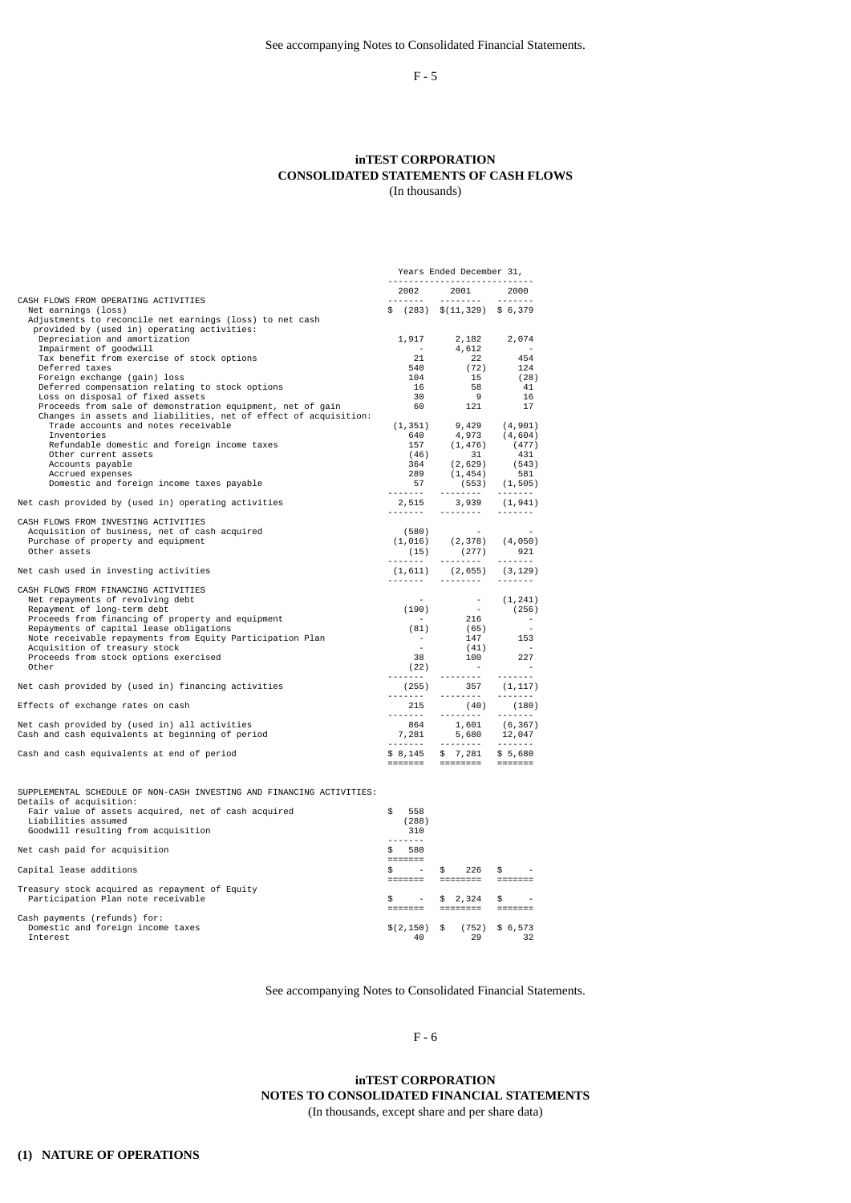See accompanying Notes to Consolidated Financial Statements.

# inTEST CORPORATION
## CONSOLIDATED STATEMENTS OF CASH FLOWS
(In thousands)

| | Years Ended December 31, | | |
|---|---|---|---|
| | 2002 | 2001 | 2000 |
| CASH FLOWS FROM OPERATING ACTIVITIES | | | |
| Net earnings (loss) | $ (283) | $(11,329) | $ 6,379 |
| Adjustments to reconcile net earnings (loss) to net cash provided by (used in) operating activities: | | | |
| Depreciation and amortization | 1,917 | 2,182 | 2,074 |
| Impairment of goodwill | - | 4,612 | - |
| Tax benefit from exercise of stock options | 21 | 22 | 454 |
| Deferred taxes | 540 | (72) | 124 |
| Foreign exchange (gain) loss | 104 | 15 | (28) |
| Deferred compensation relating to stock options | 16 | 58 | 41 |
| Loss on disposal of fixed assets | 30 | 9 | 16 |
| Proceeds from sale of demonstration equipment, net of gain | 60 | 121 | 17 |
| Changes in assets and liabilities, net of effect of acquisition: | | | |
| Trade accounts and notes receivable | (1,351) | 9,429 | (4,901) |
| Inventories | 640 | 4,973 | (4,604) |
| Refundable domestic and foreign income taxes | 157 | (1,476) | (477) |
| Other current assets | (46) | 31 | 431 |
| Accounts payable | 364 | (2,629) | (543) |
| Accrued expenses | 289 | (1,454) | 581 |
| Domestic and foreign income taxes payable | 57 | (553) | (1,505) |
| Net cash provided by (used in) operating activities | 2,515 | 3,939 | (1,941) |
| CASH FLOWS FROM INVESTING ACTIVITIES | | | |
| Acquisition of business, net of cash acquired | (580) | - | - |
| Purchase of property and equipment | (1,016) | (2,378) | (4,050) |
| Other assets | (15) | (277) | 921 |
| Net cash used in investing activities | (1,611) | (2,655) | (3,129) |
| CASH FLOWS FROM FINANCING ACTIVITIES | | | |
| Net repayments of revolving debt | - | - | (1,241) |
| Repayment of long-term debt | (190) | - | (256) |
| Proceeds from financing of property and equipment | - | 216 | - |
| Repayments of capital lease obligations | (81) | (65) | - |
| Note receivable repayments from Equity Participation Plan | - | 147 | 153 |
| Acquisition of treasury stock | - | (41) | - |
| Proceeds from stock options exercised | 38 | 100 | 227 |
| Other | (22) | - | - |
| Net cash provided by (used in) financing activities | (255) | 357 | (1,117) |
| Effects of exchange rates on cash | 215 | (40) | (180) |
| Net cash provided by (used in) all activities | 864 | 1,601 | (6,367) |
| Cash and cash equivalents at beginning of period | 7,281 | 5,680 | 12,047 |
| Cash and cash equivalents at end of period | $ 8,145 | $ 7,281 | $ 5,680 |

| | 2002 | 2001 | 2000 |
|---|---|---|---|
| SUPPLEMENTAL SCHEDULE OF NON-CASH INVESTING AND FINANCING ACTIVITIES: | | | |
| Details of acquisition: | | | |
| Fair value of assets acquired, net of cash acquired | $ 558 | | |
| Liabilities assumed | (288) | | |
| Goodwill resulting from acquisition | 310 | | |
| Net cash paid for acquisition | $ 580 | | |
| Capital lease additions | $ - | $ 226 | $ - |
| Treasury stock acquired as repayment of Equity Participation Plan note receivable | $ - | $ 2,324 | $ - |
| Cash payments (refunds) for: | | | |
| Domestic and foreign income taxes | $(2,150) | $ (752) | $ 6,573 |
| Interest | 40 | 29 | 32 |

See accompanying Notes to Consolidated Financial Statements.

# inTEST CORPORATION
## NOTES TO CONSOLIDATED FINANCIAL STATEMENTS
(In thousands, except share and per share data)

**(1) NATURE OF OPERATIONS**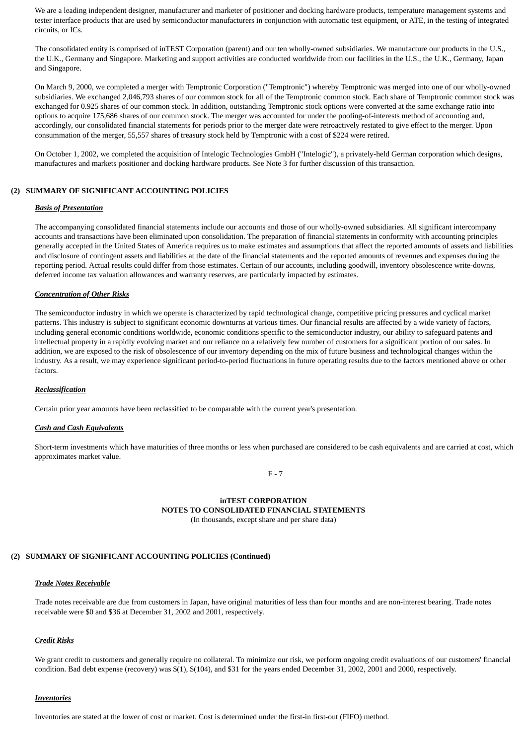We are a leading independent designer, manufacturer and marketer of positioner and docking hardware products, temperature management systems and tester interface products that are used by semiconductor manufacturers in conjunction with automatic test equipment, or ATE, in the testing of integrated circuits, or ICs.

The consolidated entity is comprised of inTEST Corporation (parent) and our ten wholly-owned subsidiaries. We manufacture our products in the U.S., the U.K., Germany and Singapore. Marketing and support activities are conducted worldwide from our facilities in the U.S., the U.K., Germany, Japan and Singapore.

On March 9, 2000, we completed a merger with Temptronic Corporation ("Temptronic") whereby Temptronic was merged into one of our wholly-owned subsidiaries. We exchanged 2,046,793 shares of our common stock for all of the Temptronic common stock. Each share of Temptronic common stock was exchanged for 0.925 shares of our common stock. In addition, outstanding Temptronic stock options were converted at the same exchange ratio into options to acquire 175,686 shares of our common stock. The merger was accounted for under the pooling-of-interests method of accounting and, accordingly, our consolidated financial statements for periods prior to the merger date were retroactively restated to give effect to the merger. Upon consummation of the merger, 55,557 shares of treasury stock held by Temptronic with a cost of $224 were retired.

On October 1, 2002, we completed the acquisition of Intelogic Technologies GmbH ("Intelogic"), a privately-held German corporation which designs, manufactures and markets positioner and docking hardware products. See Note 3 for further discussion of this transaction.

## (2) SUMMARY OF SIGNIFICANT ACCOUNTING POLICIES

***Basis of Presentation***

The accompanying consolidated financial statements include our accounts and those of our wholly-owned subsidiaries. All significant intercompany accounts and transactions have been eliminated upon consolidation. The preparation of financial statements in conformity with accounting principles generally accepted in the United States of America requires us to make estimates and assumptions that affect the reported amounts of assets and liabilities and disclosure of contingent assets and liabilities at the date of the financial statements and the reported amounts of revenues and expenses during the reporting period. Actual results could differ from those estimates. Certain of our accounts, including goodwill, inventory obsolescence write-downs, deferred income tax valuation allowances and warranty reserves, are particularly impacted by estimates.

***Concentration of Other Risks***

The semiconductor industry in which we operate is characterized by rapid technological change, competitive pricing pressures and cyclical market patterns. This industry is subject to significant economic downturns at various times. Our financial results are affected by a wide variety of factors, including general economic conditions worldwide, economic conditions specific to the semiconductor industry, our ability to safeguard patents and intellectual property in a rapidly evolving market and our reliance on a relatively few number of customers for a significant portion of our sales. In addition, we are exposed to the risk of obsolescence of our inventory depending on the mix of future business and technological changes within the industry. As a result, we may experience significant period-to-period fluctuations in future operating results due to the factors mentioned above or other factors.

***Reclassification***

Certain prior year amounts have been reclassified to be comparable with the current year's presentation.

***Cash and Cash Equivalents***

Short-term investments which have maturities of three months or less when purchased are considered to be cash equivalents and are carried at cost, which approximates market value.

**inTEST CORPORATION**
**NOTES TO CONSOLIDATED FINANCIAL STATEMENTS**
(In thousands, except share and per share data)

## (2) SUMMARY OF SIGNIFICANT ACCOUNTING POLICIES (Continued)

***Trade Notes Receivable***

Trade notes receivable are due from customers in Japan, have original maturities of less than four months and are non-interest bearing. Trade notes receivable were $0 and $36 at December 31, 2002 and 2001, respectively.

***Credit Risks***

We grant credit to customers and generally require no collateral. To minimize our risk, we perform ongoing credit evaluations of our customers' financial condition. Bad debt expense (recovery) was $(1), $(104), and $31 for the years ended December 31, 2002, 2001 and 2000, respectively.

***Inventories***

Inventories are stated at the lower of cost or market. Cost is determined under the first-in first-out (FIFO) method.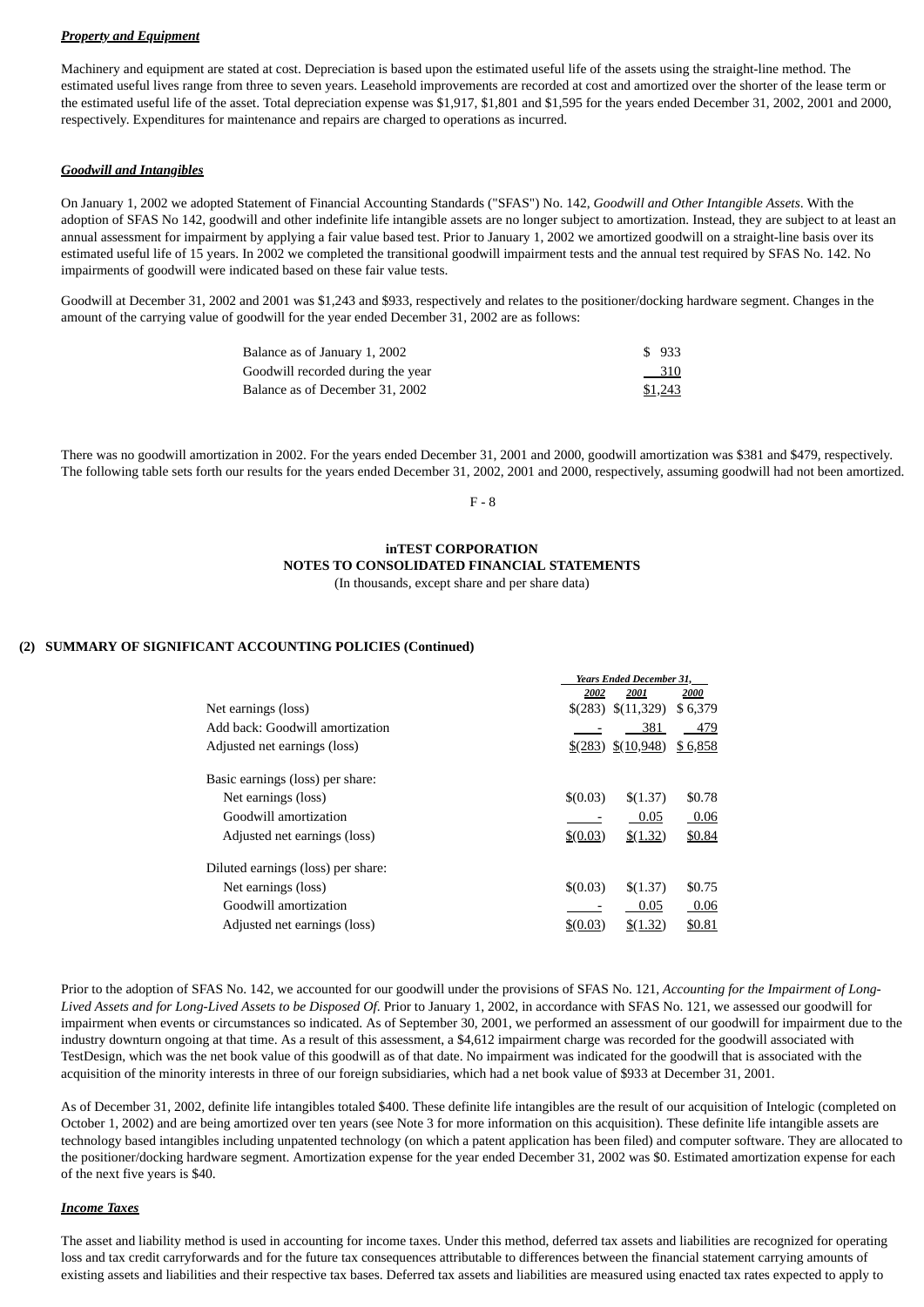***Property and Equipment***

Machinery and equipment are stated at cost. Depreciation is based upon the estimated useful life of the assets using the straight-line method. The estimated useful lives range from three to seven years. Leasehold improvements are recorded at cost and amortized over the shorter of the lease term or the estimated useful life of the asset. Total depreciation expense was $1,917, $1,801 and $1,595 for the years ended December 31, 2002, 2001 and 2000, respectively. Expenditures for maintenance and repairs are charged to operations as incurred.

***Goodwill and Intangibles***

On January 1, 2002 we adopted Statement of Financial Accounting Standards ("SFAS") No. 142, *Goodwill and Other Intangible Assets*. With the adoption of SFAS No 142, goodwill and other indefinite life intangible assets are no longer subject to amortization. Instead, they are subject to at least an annual assessment for impairment by applying a fair value based test. Prior to January 1, 2002 we amortized goodwill on a straight-line basis over its estimated useful life of 15 years. In 2002 we completed the transitional goodwill impairment tests and the annual test required by SFAS No. 142. No impairments of goodwill were indicated based on these fair value tests.

Goodwill at December 31, 2002 and 2001 was $1,243 and $933, respectively and relates to the positioner/docking hardware segment. Changes in the amount of the carrying value of goodwill for the year ended December 31, 2002 are as follows:

| | |
|---|---|
| Balance as of January 1, 2002 | $ 933 |
| Goodwill recorded during the year | 310 |
| Balance as of December 31, 2002 | $1,243 |

There was no goodwill amortization in 2002. For the years ended December 31, 2001 and 2000, goodwill amortization was $381 and $479, respectively. The following table sets forth our results for the years ended December 31, 2002, 2001 and 2000, respectively, assuming goodwill had not been amortized.

**inTEST CORPORATION**
**NOTES TO CONSOLIDATED FINANCIAL STATEMENTS**
(In thousands, except share and per share data)

**(2) SUMMARY OF SIGNIFICANT ACCOUNTING POLICIES (Continued)**

| | *Years Ended December 31,* | | |
|---|---|---|---|
| | *2002* | *2001* | *2000* |
| Net earnings (loss) | $(283) | $(11,329) | $ 6,379 |
| Add back: Goodwill amortization | - | 381 | 479 |
| Adjusted net earnings (loss) | $(283) | $(10,948) | $ 6,858 |
| Basic earnings (loss) per share: | | | |
| Net earnings (loss) | $(0.03) | $(1.37) | $0.78 |
| Goodwill amortization | - | 0.05 | 0.06 |
| Adjusted net earnings (loss) | $(0.03) | $(1.32) | $0.84 |
| Diluted earnings (loss) per share: | | | |
| Net earnings (loss) | $(0.03) | $(1.37) | $0.75 |
| Goodwill amortization | - | 0.05 | 0.06 |
| Adjusted net earnings (loss) | $(0.03) | $(1.32) | $0.81 |

Prior to the adoption of SFAS No. 142, we accounted for our goodwill under the provisions of SFAS No. 121, *Accounting for the Impairment of Long-Lived Assets and for Long-Lived Assets to be Disposed Of*. Prior to January 1, 2002, in accordance with SFAS No. 121, we assessed our goodwill for impairment when events or circumstances so indicated. As of September 30, 2001, we performed an assessment of our goodwill for impairment due to the industry downturn ongoing at that time. As a result of this assessment, a $4,612 impairment charge was recorded for the goodwill associated with TestDesign, which was the net book value of this goodwill as of that date. No impairment was indicated for the goodwill that is associated with the acquisition of the minority interests in three of our foreign subsidiaries, which had a net book value of $933 at December 31, 2001.

As of December 31, 2002, definite life intangibles totaled $400. These definite life intangibles are the result of our acquisition of Intelogic (completed on October 1, 2002) and are being amortized over ten years (see Note 3 for more information on this acquisition). These definite life intangible assets are technology based intangibles including unpatented technology (on which a patent application has been filed) and computer software. They are allocated to the positioner/docking hardware segment. Amortization expense for the year ended December 31, 2002 was $0. Estimated amortization expense for each of the next five years is $40.

***Income Taxes***

The asset and liability method is used in accounting for income taxes. Under this method, deferred tax assets and liabilities are recognized for operating loss and tax credit carryforwards and for the future tax consequences attributable to differences between the financial statement carrying amounts of existing assets and liabilities and their respective tax bases. Deferred tax assets and liabilities are measured using enacted tax rates expected to apply to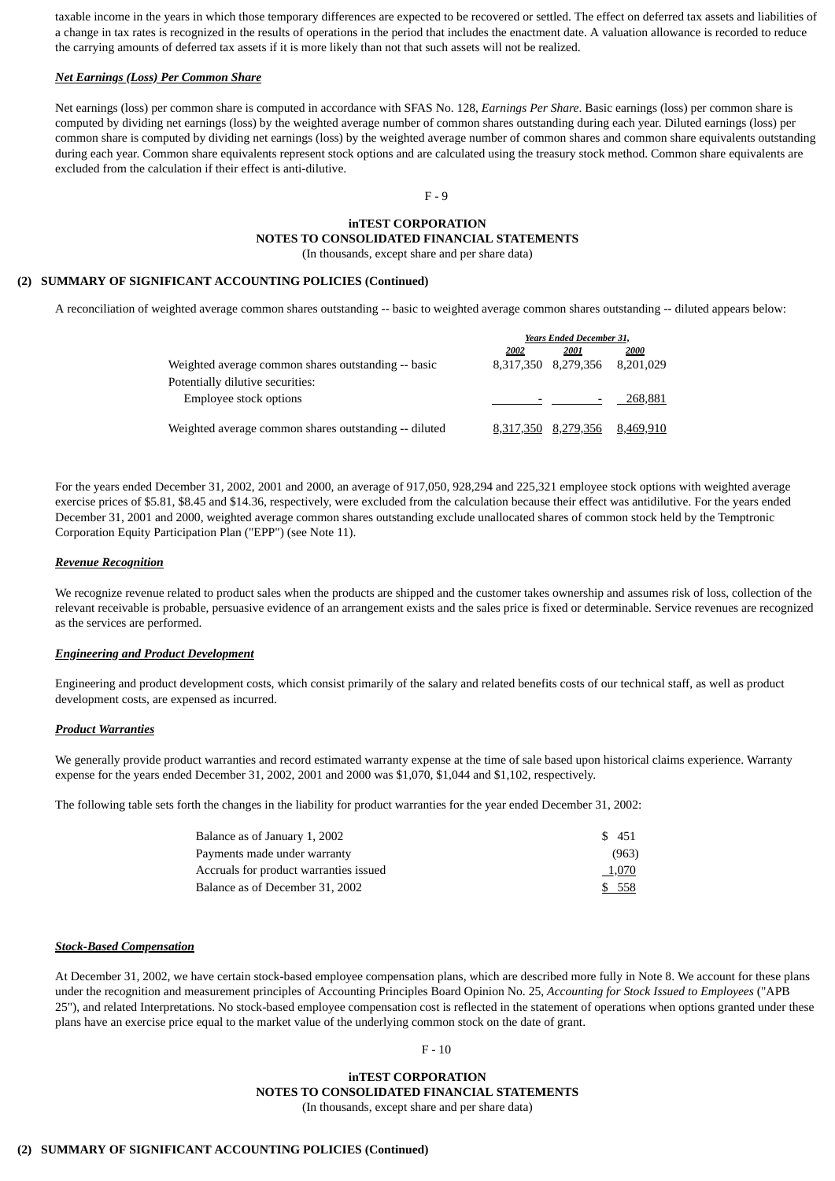taxable income in the years in which those temporary differences are expected to be recovered or settled. The effect on deferred tax assets and liabilities of a change in tax rates is recognized in the results of operations in the period that includes the enactment date. A valuation allowance is recorded to reduce the carrying amounts of deferred tax assets if it is more likely than not that such assets will not be realized.

***Net Earnings (Loss) Per Common Share***

Net earnings (loss) per common share is computed in accordance with SFAS No. 128, *Earnings Per Share*. Basic earnings (loss) per common share is computed by dividing net earnings (loss) by the weighted average number of common shares outstanding during each year. Diluted earnings (loss) per common share is computed by dividing net earnings (loss) by the weighted average number of common shares and common share equivalents outstanding during each year. Common share equivalents represent stock options and are calculated using the treasury stock method. Common share equivalents are excluded from the calculation if their effect is anti-dilutive.

**inTEST CORPORATION**
**NOTES TO CONSOLIDATED FINANCIAL STATEMENTS**
(In thousands, except share and per share data)

**(2) SUMMARY OF SIGNIFICANT ACCOUNTING POLICIES (Continued)**

A reconciliation of weighted average common shares outstanding -- basic to weighted average common shares outstanding -- diluted appears below:

| | *Years Ended December 31,* | | |
|---|---|---|---|
| | *2002* | *2001* | *2000* |
| Weighted average common shares outstanding -- basic | 8,317,350 | 8,279,356 | 8,201,029 |
| Potentially dilutive securities: | | | |
| Employee stock options | - | - | 268,881 |
| Weighted average common shares outstanding -- diluted | 8,317,350 | 8,279,356 | 8,469,910 |

For the years ended December 31, 2002, 2001 and 2000, an average of 917,050, 928,294 and 225,321 employee stock options with weighted average exercise prices of $5.81, $8.45 and $14.36, respectively, were excluded from the calculation because their effect was antidilutive. For the years ended December 31, 2001 and 2000, weighted average common shares outstanding exclude unallocated shares of common stock held by the Temptronic Corporation Equity Participation Plan ("EPP") (see Note 11).

***Revenue Recognition***

We recognize revenue related to product sales when the products are shipped and the customer takes ownership and assumes risk of loss, collection of the relevant receivable is probable, persuasive evidence of an arrangement exists and the sales price is fixed or determinable. Service revenues are recognized as the services are performed.

***Engineering and Product Development***

Engineering and product development costs, which consist primarily of the salary and related benefits costs of our technical staff, as well as product development costs, are expensed as incurred.

***Product Warranties***

We generally provide product warranties and record estimated warranty expense at the time of sale based upon historical claims experience. Warranty expense for the years ended December 31, 2002, 2001 and 2000 was $1,070, $1,044 and $1,102, respectively.

The following table sets forth the changes in the liability for product warranties for the year ended December 31, 2002:

| | |
|---|---|
| Balance as of January 1, 2002 | $ 451 |
| Payments made under warranty | (963) |
| Accruals for product warranties issued | 1,070 |
| Balance as of December 31, 2002 | $ 558 |

***Stock-Based Compensation***

At December 31, 2002, we have certain stock-based employee compensation plans, which are described more fully in Note 8. We account for these plans under the recognition and measurement principles of Accounting Principles Board Opinion No. 25, *Accounting for Stock Issued to Employees* ("APB 25"), and related Interpretations. No stock-based employee compensation cost is reflected in the statement of operations when options granted under these plans have an exercise price equal to the market value of the underlying common stock on the date of grant.

**inTEST CORPORATION**
**NOTES TO CONSOLIDATED FINANCIAL STATEMENTS**
(In thousands, except share and per share data)

**(2) SUMMARY OF SIGNIFICANT ACCOUNTING POLICIES (Continued)**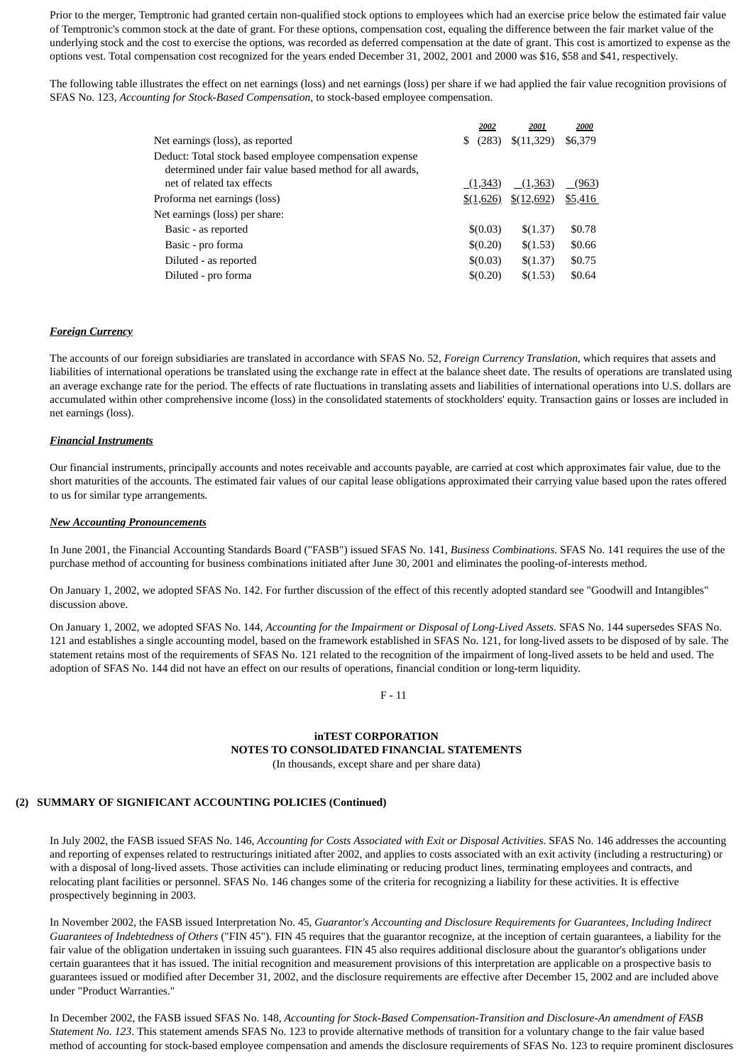Prior to the merger, Temptronic had granted certain non-qualified stock options to employees which had an exercise price below the estimated fair value of Temptronic's common stock at the date of grant. For these options, compensation cost, equaling the difference between the fair market value of the underlying stock and the cost to exercise the options, was recorded as deferred compensation at the date of grant. This cost is amortized to expense as the options vest. Total compensation cost recognized for the years ended December 31, 2002, 2001 and 2000 was $16, $58 and $41, respectively.

The following table illustrates the effect on net earnings (loss) and net earnings (loss) per share if we had applied the fair value recognition provisions of SFAS No. 123, *Accounting for Stock-Based Compensation*, to stock-based employee compensation.

| | 2002 | 2001 | 2000 |
|---|---|---|---|
| Net earnings (loss), as reported | $ (283) | $(11,329) | $6,379 |
| Deduct: Total stock based employee compensation expense determined under fair value based method for all awards, net of related tax effects | (1,343) | (1,363) | (963) |
| Proforma net earnings (loss) | $(1,626) | $(12,692) | $5,416 |
| Net earnings (loss) per share: | | | |
| Basic - as reported | $(0.03) | $(1.37) | $0.78 |
| Basic - pro forma | $(0.20) | $(1.53) | $0.66 |
| Diluted - as reported | $(0.03) | $(1.37) | $0.75 |
| Diluted - pro forma | $(0.20) | $(1.53) | $0.64 |

***Foreign Currency***

The accounts of our foreign subsidiaries are translated in accordance with SFAS No. 52, *Foreign Currency Translation*, which requires that assets and liabilities of international operations be translated using the exchange rate in effect at the balance sheet date. The results of operations are translated using an average exchange rate for the period. The effects of rate fluctuations in translating assets and liabilities of international operations into U.S. dollars are accumulated within other comprehensive income (loss) in the consolidated statements of stockholders' equity. Transaction gains or losses are included in net earnings (loss).

***Financial Instruments***

Our financial instruments, principally accounts and notes receivable and accounts payable, are carried at cost which approximates fair value, due to the short maturities of the accounts. The estimated fair values of our capital lease obligations approximated their carrying value based upon the rates offered to us for similar type arrangements.

***New Accounting Pronouncements***

In June 2001, the Financial Accounting Standards Board ("FASB") issued SFAS No. 141, *Business Combinations*. SFAS No. 141 requires the use of the purchase method of accounting for business combinations initiated after June 30, 2001 and eliminates the pooling-of-interests method.

On January 1, 2002, we adopted SFAS No. 142. For further discussion of the effect of this recently adopted standard see "Goodwill and Intangibles" discussion above.

On January 1, 2002, we adopted SFAS No. 144, *Accounting for the Impairment or Disposal of Long-Lived Assets*. SFAS No. 144 supersedes SFAS No. 121 and establishes a single accounting model, based on the framework established in SFAS No. 121, for long-lived assets to be disposed of by sale. The statement retains most of the requirements of SFAS No. 121 related to the recognition of the impairment of long-lived assets to be held and used. The adoption of SFAS No. 144 did not have an effect on our results of operations, financial condition or long-term liquidity.

**inTEST CORPORATION**
**NOTES TO CONSOLIDATED FINANCIAL STATEMENTS**
(In thousands, except share and per share data)

**(2) SUMMARY OF SIGNIFICANT ACCOUNTING POLICIES (Continued)**

In July 2002, the FASB issued SFAS No. 146, *Accounting for Costs Associated with Exit or Disposal Activities*. SFAS No. 146 addresses the accounting and reporting of expenses related to restructurings initiated after 2002, and applies to costs associated with an exit activity (including a restructuring) or with a disposal of long-lived assets. Those activities can include eliminating or reducing product lines, terminating employees and contracts, and relocating plant facilities or personnel. SFAS No. 146 changes some of the criteria for recognizing a liability for these activities. It is effective prospectively beginning in 2003.

In November 2002, the FASB issued Interpretation No. 45, *Guarantor's Accounting and Disclosure Requirements for Guarantees, Including Indirect Guarantees of Indebtedness of Others* ("FIN 45"). FIN 45 requires that the guarantor recognize, at the inception of certain guarantees, a liability for the fair value of the obligation undertaken in issuing such guarantees. FIN 45 also requires additional disclosure about the guarantor's obligations under certain guarantees that it has issued. The initial recognition and measurement provisions of this interpretation are applicable on a prospective basis to guarantees issued or modified after December 31, 2002, and the disclosure requirements are effective after December 15, 2002 and are included above under "Product Warranties."

In December 2002, the FASB issued SFAS No. 148, *Accounting for Stock-Based Compensation-Transition and Disclosure-An amendment of FASB Statement No. 123*. This statement amends SFAS No. 123 to provide alternative methods of transition for a voluntary change to the fair value based method of accounting for stock-based employee compensation and amends the disclosure requirements of SFAS No. 123 to require prominent disclosures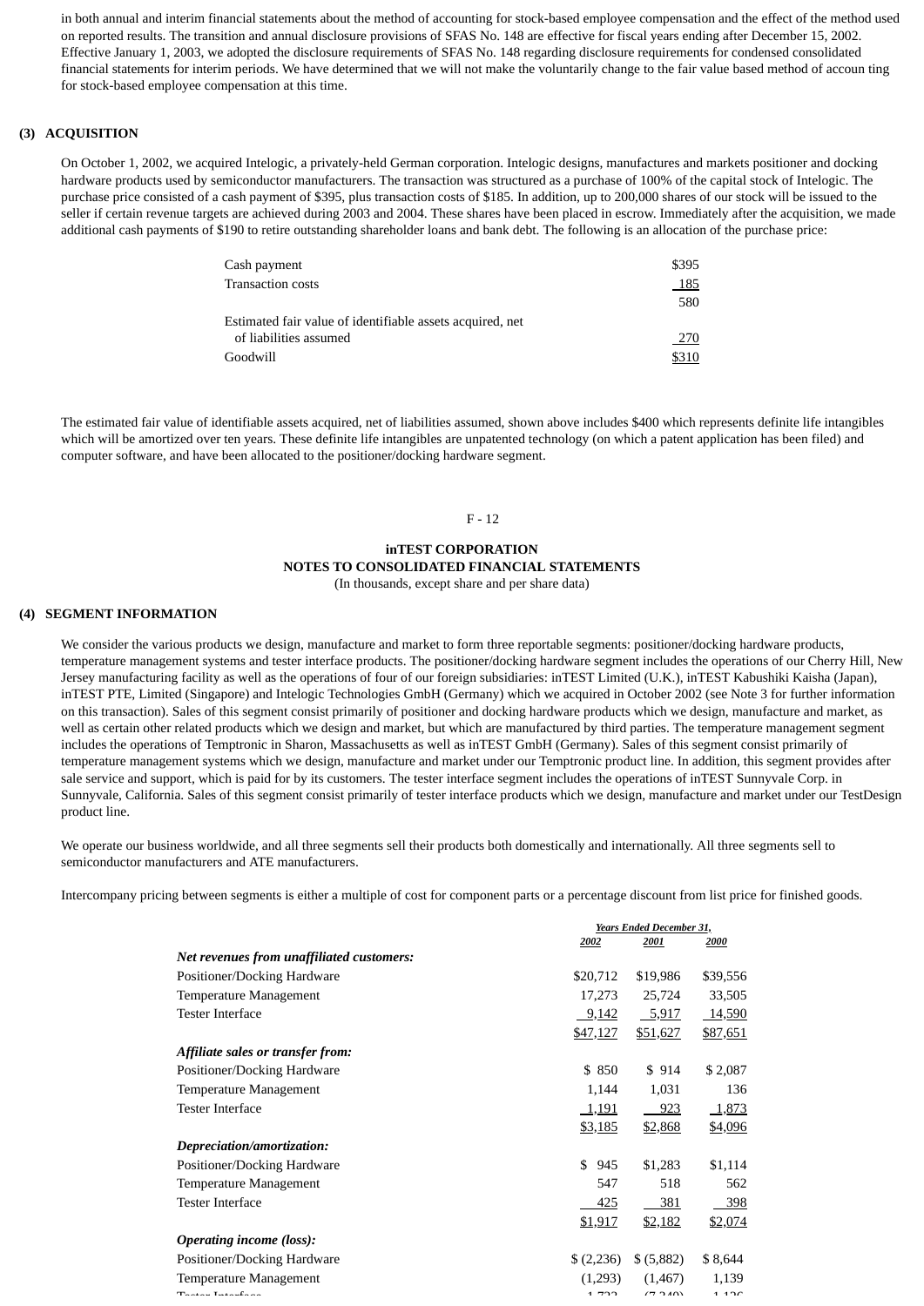in both annual and interim financial statements about the method of accounting for stock-based employee compensation and the effect of the method used on reported results. The transition and annual disclosure provisions of SFAS No. 148 are effective for fiscal years ending after December 15, 2002. Effective January 1, 2003, we adopted the disclosure requirements of SFAS No. 148 regarding disclosure requirements for condensed consolidated financial statements for interim periods. We have determined that we will not make the voluntarily change to the fair value based method of accoun ting for stock-based employee compensation at this time.

## (3) ACQUISITION

On October 1, 2002, we acquired Intelogic, a privately-held German corporation. Intelogic designs, manufactures and markets positioner and docking hardware products used by semiconductor manufacturers. The transaction was structured as a purchase of 100% of the capital stock of Intelogic. The purchase price consisted of a cash payment of $395, plus transaction costs of $185. In addition, up to 200,000 shares of our stock will be issued to the seller if certain revenue targets are achieved during 2003 and 2004. These shares have been placed in escrow. Immediately after the acquisition, we made additional cash payments of $190 to retire outstanding shareholder loans and bank debt. The following is an allocation of the purchase price:

| | |
|---|---|
| Cash payment | $395 |
| Transaction costs | 185 |
| | 580 |
| Estimated fair value of identifiable assets acquired, net of liabilities assumed | 270 |
| Goodwill | $310 |

The estimated fair value of identifiable assets acquired, net of liabilities assumed, shown above includes $400 which represents definite life intangibles which will be amortized over ten years. These definite life intangibles are unpatented technology (on which a patent application has been filed) and computer software, and have been allocated to the positioner/docking hardware segment.

**inTEST CORPORATION**
**NOTES TO CONSOLIDATED FINANCIAL STATEMENTS**
(In thousands, except share and per share data)

## (4) SEGMENT INFORMATION

We consider the various products we design, manufacture and market to form three reportable segments: positioner/docking hardware products, temperature management systems and tester interface products. The positioner/docking hardware segment includes the operations of our Cherry Hill, New Jersey manufacturing facility as well as the operations of four of our foreign subsidiaries: inTEST Limited (U.K.), inTEST Kabushiki Kaisha (Japan), inTEST PTE, Limited (Singapore) and Intelogic Technologies GmbH (Germany) which we acquired in October 2002 (see Note 3 for further information on this transaction). Sales of this segment consist primarily of positioner and docking hardware products which we design, manufacture and market, as well as certain other related products which we design and market, but which are manufactured by third parties. The temperature management segment includes the operations of Temptronic in Sharon, Massachusetts as well as inTEST GmbH (Germany). Sales of this segment consist primarily of temperature management systems which we design, manufacture and market under our Temptronic product line. In addition, this segment provides after sale service and support, which is paid for by its customers. The tester interface segment includes the operations of inTEST Sunnyvale Corp. in Sunnyvale, California. Sales of this segment consist primarily of tester interface products which we design, manufacture and market under our TestDesign product line.

We operate our business worldwide, and all three segments sell their products both domestically and internationally. All three segments sell to semiconductor manufacturers and ATE manufacturers.

Intercompany pricing between segments is either a multiple of cost for component parts or a percentage discount from list price for finished goods.

| | Years Ended December 31, | | |
|---|---|---|---|
| | 2002 | 2001 | 2000 |
| ***Net revenues from unaffiliated customers:*** | | | |
| Positioner/Docking Hardware | $20,712 | $19,986 | $39,556 |
| Temperature Management | 17,273 | 25,724 | 33,505 |
| Tester Interface | 9,142 | 5,917 | 14,590 |
| | $47,127 | $51,627 | $87,651 |
| ***Affiliate sales or transfer from:*** | | | |
| Positioner/Docking Hardware | $ 850 | $ 914 | $ 2,087 |
| Temperature Management | 1,144 | 1,031 | 136 |
| Tester Interface | 1,191 | 923 | 1,873 |
| | $3,185 | $2,868 | $4,096 |
| ***Depreciation/amortization:*** | | | |
| Positioner/Docking Hardware | $ 945 | $1,283 | $1,114 |
| Temperature Management | 547 | 518 | 562 |
| Tester Interface | 425 | 381 | 398 |
| | $1,917 | $2,182 | $2,074 |
| ***Operating income (loss):*** | | | |
| Positioner/Docking Hardware | $ (2,236) | $ (5,882) | $ 8,644 |
| Temperature Management | (1,293) | (1,467) | 1,139 |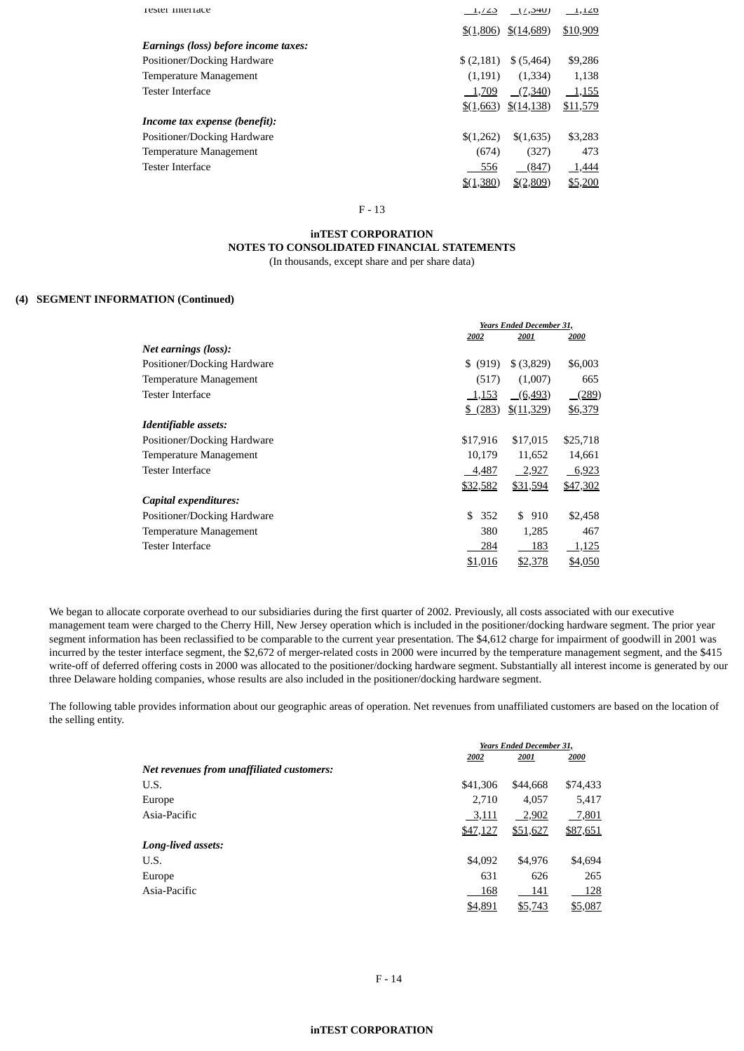| | | | |
|---|---|---|---|
| Tester Interface | 1,725 | (7,340) | 1,126 |
| | $(1,806) | $(14,689) | $10,909 |
| ***Earnings (loss) before income taxes:*** | | | |
| Positioner/Docking Hardware | $ (2,181) | $ (5,464) | $9,286 |
| Temperature Management | (1,191) | (1,334) | 1,138 |
| Tester Interface | 1,709 | (7,340) | 1,155 |
| | $(1,663) | $(14,138) | $11,579 |
| ***Income tax expense (benefit):*** | | | |
| Positioner/Docking Hardware | $(1,262) | $(1,635) | $3,283 |
| Temperature Management | (674) | (327) | 473 |
| Tester Interface | 556 | (847) | 1,444 |
| | $(1,380) | $(2,809) | $5,200 |

**inTEST CORPORATION**
**NOTES TO CONSOLIDATED FINANCIAL STATEMENTS**
(In thousands, except share and per share data)

**(4) SEGMENT INFORMATION (Continued)**

| | Years Ended December 31, | | |
|---|---|---|---|
| | 2002 | 2001 | 2000 |
| ***Net earnings (loss):*** | | | |
| Positioner/Docking Hardware | $ (919) | $ (3,829) | $6,003 |
| Temperature Management | (517) | (1,007) | 665 |
| Tester Interface | 1,153 | (6,493) | (289) |
| | $ (283) | $(11,329) | $6,379 |
| ***Identifiable assets:*** | | | |
| Positioner/Docking Hardware | $17,916 | $17,015 | $25,718 |
| Temperature Management | 10,179 | 11,652 | 14,661 |
| Tester Interface | 4,487 | 2,927 | 6,923 |
| | $32,582 | $31,594 | $47,302 |
| ***Capital expenditures:*** | | | |
| Positioner/Docking Hardware | $ 352 | $ 910 | $2,458 |
| Temperature Management | 380 | 1,285 | 467 |
| Tester Interface | 284 | 183 | 1,125 |
| | $1,016 | $2,378 | $4,050 |

We began to allocate corporate overhead to our subsidiaries during the first quarter of 2002. Previously, all costs associated with our executive management team were charged to the Cherry Hill, New Jersey operation which is included in the positioner/docking hardware segment. The prior year segment information has been reclassified to be comparable to the current year presentation. The $4,612 charge for impairment of goodwill in 2001 was incurred by the tester interface segment, the $2,672 of merger-related costs in 2000 were incurred by the temperature management segment, and the $415 write-off of deferred offering costs in 2000 was allocated to the positioner/docking hardware segment. Substantially all interest income is generated by our three Delaware holding companies, whose results are also included in the positioner/docking hardware segment.

The following table provides information about our geographic areas of operation. Net revenues from unaffiliated customers are based on the location of the selling entity.

| | Years Ended December 31, | | |
|---|---|---|---|
| | 2002 | 2001 | 2000 |
| ***Net revenues from unaffiliated customers:*** | | | |
| U.S. | $41,306 | $44,668 | $74,433 |
| Europe | 2,710 | 4,057 | 5,417 |
| Asia-Pacific | 3,111 | 2,902 | 7,801 |
| | $47,127 | $51,627 | $87,651 |
| ***Long-lived assets:*** | | | |
| U.S. | $4,092 | $4,976 | $4,694 |
| Europe | 631 | 626 | 265 |
| Asia-Pacific | 168 | 141 | 128 |
| | $4,891 | $5,743 | $5,087 |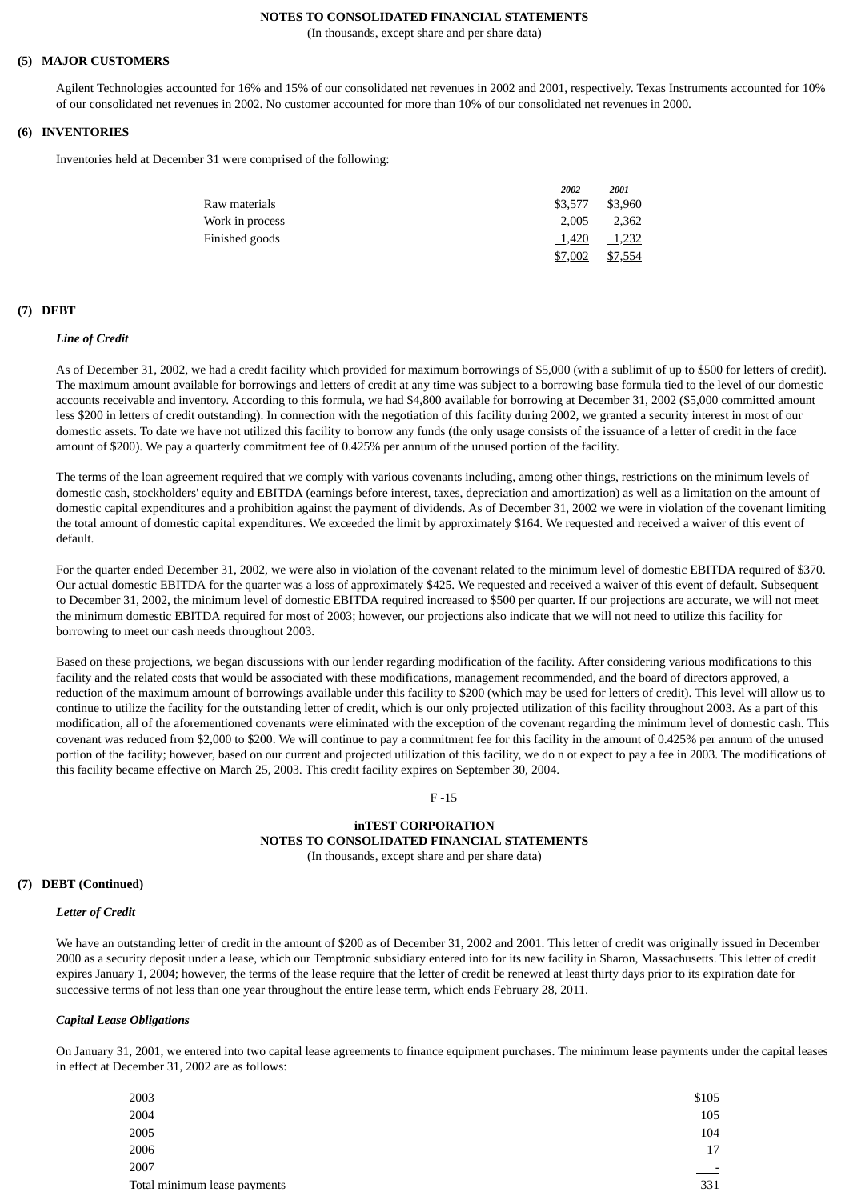NOTES TO CONSOLIDATED FINANCIAL STATEMENTS
(In thousands, except share and per share data)

### (5) MAJOR CUSTOMERS

Agilent Technologies accounted for 16% and 15% of our consolidated net revenues in 2002 and 2001, respectively. Texas Instruments accounted for 10% of our consolidated net revenues in 2002. No customer accounted for more than 10% of our consolidated net revenues in 2000.

### (6) INVENTORIES

Inventories held at December 31 were comprised of the following:

| | 2002 | 2001 |
|---|---|---|
| Raw materials | $3,577 | $3,960 |
| Work in process | 2,005 | 2,362 |
| Finished goods | 1,420 | 1,232 |
| | $7,002 | $7,554 |

### (7) DEBT

***Line of Credit***

As of December 31, 2002, we had a credit facility which provided for maximum borrowings of $5,000 (with a sublimit of up to $500 for letters of credit). The maximum amount available for borrowings and letters of credit at any time was subject to a borrowing base formula tied to the level of our domestic accounts receivable and inventory. According to this formula, we had $4,800 available for borrowing at December 31, 2002 ($5,000 committed amount less $200 in letters of credit outstanding). In connection with the negotiation of this facility during 2002, we granted a security interest in most of our domestic assets. To date we have not utilized this facility to borrow any funds (the only usage consists of the issuance of a letter of credit in the face amount of $200). We pay a quarterly commitment fee of 0.425% per annum of the unused portion of the facility.

The terms of the loan agreement required that we comply with various covenants including, among other things, restrictions on the minimum levels of domestic cash, stockholders' equity and EBITDA (earnings before interest, taxes, depreciation and amortization) as well as a limitation on the amount of domestic capital expenditures and a prohibition against the payment of dividends. As of December 31, 2002 we were in violation of the covenant limiting the total amount of domestic capital expenditures. We exceeded the limit by approximately $164. We requested and received a waiver of this event of default.

For the quarter ended December 31, 2002, we were also in violation of the covenant related to the minimum level of domestic EBITDA required of $370. Our actual domestic EBITDA for the quarter was a loss of approximately $425. We requested and received a waiver of this event of default. Subsequent to December 31, 2002, the minimum level of domestic EBITDA required increased to $500 per quarter. If our projections are accurate, we will not meet the minimum domestic EBITDA required for most of 2003; however, our projections also indicate that we will not need to utilize this facility for borrowing to meet our cash needs throughout 2003.

Based on these projections, we began discussions with our lender regarding modification of the facility. After considering various modifications to this facility and the related costs that would be associated with these modifications, management recommended, and the board of directors approved, a reduction of the maximum amount of borrowings available under this facility to $200 (which may be used for letters of credit). This level will allow us to continue to utilize the facility for the outstanding letter of credit, which is our only projected utilization of this facility throughout 2003. As a part of this modification, all of the aforementioned covenants were eliminated with the exception of the covenant regarding the minimum level of domestic cash. This covenant was reduced from $2,000 to $200. We will continue to pay a commitment fee for this facility in the amount of 0.425% per annum of the unused portion of the facility; however, based on our current and projected utilization of this facility, we do n ot expect to pay a fee in 2003. The modifications of this facility became effective on March 25, 2003. This credit facility expires on September 30, 2004.

inTEST CORPORATION
NOTES TO CONSOLIDATED FINANCIAL STATEMENTS
(In thousands, except share and per share data)

### (7) DEBT (Continued)

***Letter of Credit***

We have an outstanding letter of credit in the amount of $200 as of December 31, 2002 and 2001. This letter of credit was originally issued in December 2000 as a security deposit under a lease, which our Temptronic subsidiary entered into for its new facility in Sharon, Massachusetts. This letter of credit expires January 1, 2004; however, the terms of the lease require that the letter of credit be renewed at least thirty days prior to its expiration date for successive terms of not less than one year throughout the entire lease term, which ends February 28, 2011.

***Capital Lease Obligations***

On January 31, 2001, we entered into two capital lease agreements to finance equipment purchases. The minimum lease payments under the capital leases in effect at December 31, 2002 are as follows:

| | |
|---|---|
| 2003 | $105 |
| 2004 | 105 |
| 2005 | 104 |
| 2006 | 17 |
| 2007 | - |
| Total minimum lease payments | 331 |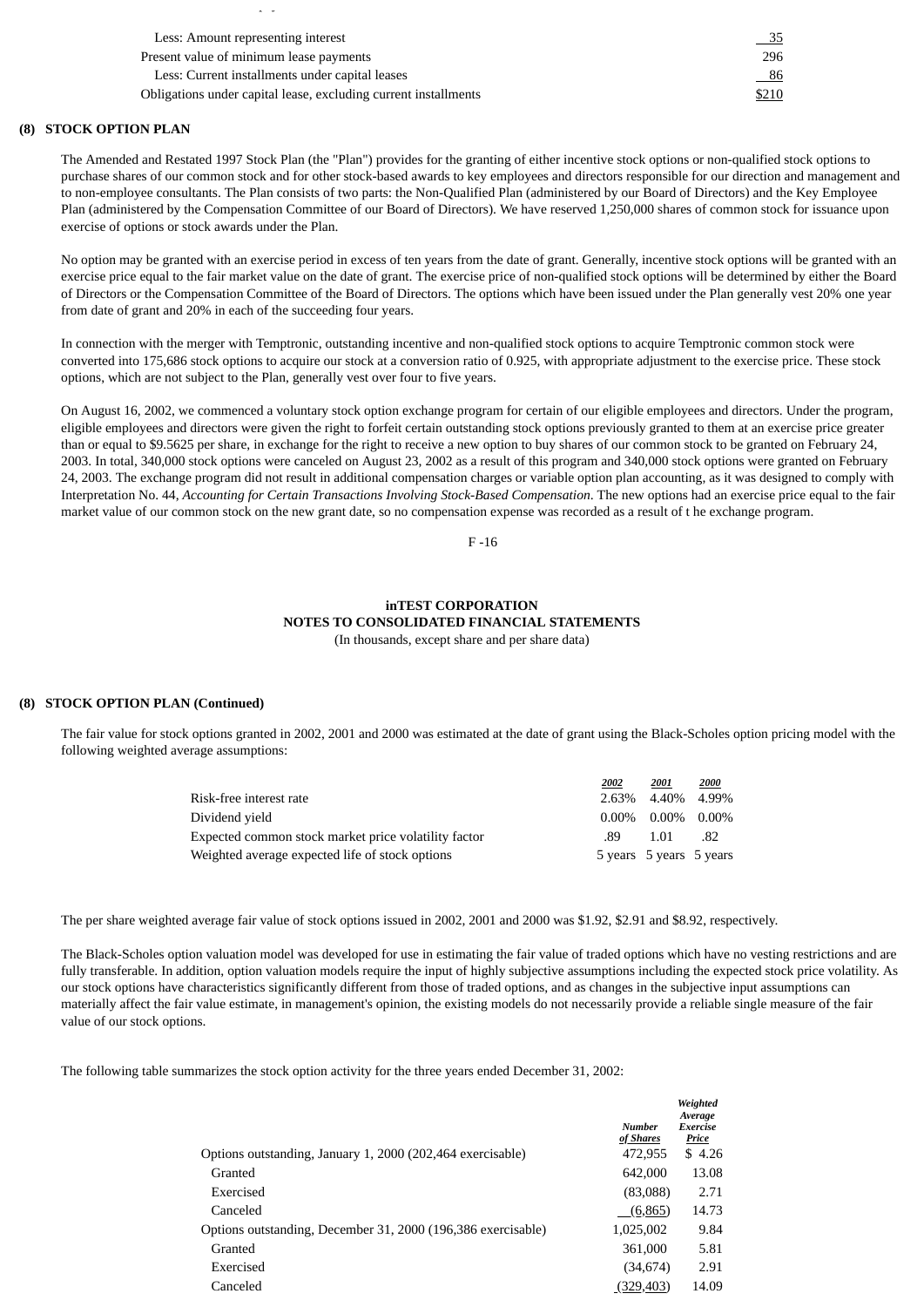| | |
|---|---|
| Less: Amount representing interest | 35 |
| Present value of minimum lease payments | 296 |
| Less: Current installments under capital leases | 86 |
| Obligations under capital lease, excluding current installments | $210 |

**(8) STOCK OPTION PLAN**

The Amended and Restated 1997 Stock Plan (the "Plan") provides for the granting of either incentive stock options or non-qualified stock options to purchase shares of our common stock and for other stock-based awards to key employees and directors responsible for our direction and management and to non-employee consultants. The Plan consists of two parts: the Non-Qualified Plan (administered by our Board of Directors) and the Key Employee Plan (administered by the Compensation Committee of our Board of Directors). We have reserved 1,250,000 shares of common stock for issuance upon exercise of options or stock awards under the Plan.

No option may be granted with an exercise period in excess of ten years from the date of grant. Generally, incentive stock options will be granted with an exercise price equal to the fair market value on the date of grant. The exercise price of non-qualified stock options will be determined by either the Board of Directors or the Compensation Committee of the Board of Directors. The options which have been issued under the Plan generally vest 20% one year from date of grant and 20% in each of the succeeding four years.

In connection with the merger with Temptronic, outstanding incentive and non-qualified stock options to acquire Temptronic common stock were converted into 175,686 stock options to acquire our stock at a conversion ratio of 0.925, with appropriate adjustment to the exercise price. These stock options, which are not subject to the Plan, generally vest over four to five years.

On August 16, 2002, we commenced a voluntary stock option exchange program for certain of our eligible employees and directors. Under the program, eligible employees and directors were given the right to forfeit certain outstanding stock options previously granted to them at an exercise price greater than or equal to $9.5625 per share, in exchange for the right to receive a new option to buy shares of our common stock to be granted on February 24, 2003. In total, 340,000 stock options were canceled on August 23, 2002 as a result of this program and 340,000 stock options were granted on February 24, 2003. The exchange program did not result in additional compensation charges or variable option plan accounting, as it was designed to comply with Interpretation No. 44, *Accounting for Certain Transactions Involving Stock-Based Compensation*. The new options had an exercise price equal to the fair market value of our common stock on the new grant date, so no compensation expense was recorded as a result of t he exchange program.

**inTEST CORPORATION**
**NOTES TO CONSOLIDATED FINANCIAL STATEMENTS**
(In thousands, except share and per share data)

**(8) STOCK OPTION PLAN (Continued)**

The fair value for stock options granted in 2002, 2001 and 2000 was estimated at the date of grant using the Black-Scholes option pricing model with the following weighted average assumptions:

| | *2002* | *2001* | *2000* |
|---|---|---|---|
| Risk-free interest rate | 2.63% | 4.40% | 4.99% |
| Dividend yield | 0.00% | 0.00% | 0.00% |
| Expected common stock market price volatility factor | .89 | 1.01 | .82 |
| Weighted average expected life of stock options | 5 years | 5 years | 5 years |

The per share weighted average fair value of stock options issued in 2002, 2001 and 2000 was $1.92, $2.91 and $8.92, respectively.

The Black-Scholes option valuation model was developed for use in estimating the fair value of traded options which have no vesting restrictions and are fully transferable. In addition, option valuation models require the input of highly subjective assumptions including the expected stock price volatility. As our stock options have characteristics significantly different from those of traded options, and as changes in the subjective input assumptions can materially affect the fair value estimate, in management's opinion, the existing models do not necessarily provide a reliable single measure of the fair value of our stock options.

The following table summarizes the stock option activity for the three years ended December 31, 2002:

| | *Number of Shares* | *Weighted Average Exercise Price* |
|---|---|---|
| Options outstanding, January 1, 2000 (202,464 exercisable) | 472,955 | $ 4.26 |
| Granted | 642,000 | 13.08 |
| Exercised | (83,088) | 2.71 |
| Canceled | (6,865) | 14.73 |
| Options outstanding, December 31, 2000 (196,386 exercisable) | 1,025,002 | 9.84 |
| Granted | 361,000 | 5.81 |
| Exercised | (34,674) | 2.91 |
| Canceled | (329,403) | 14.09 |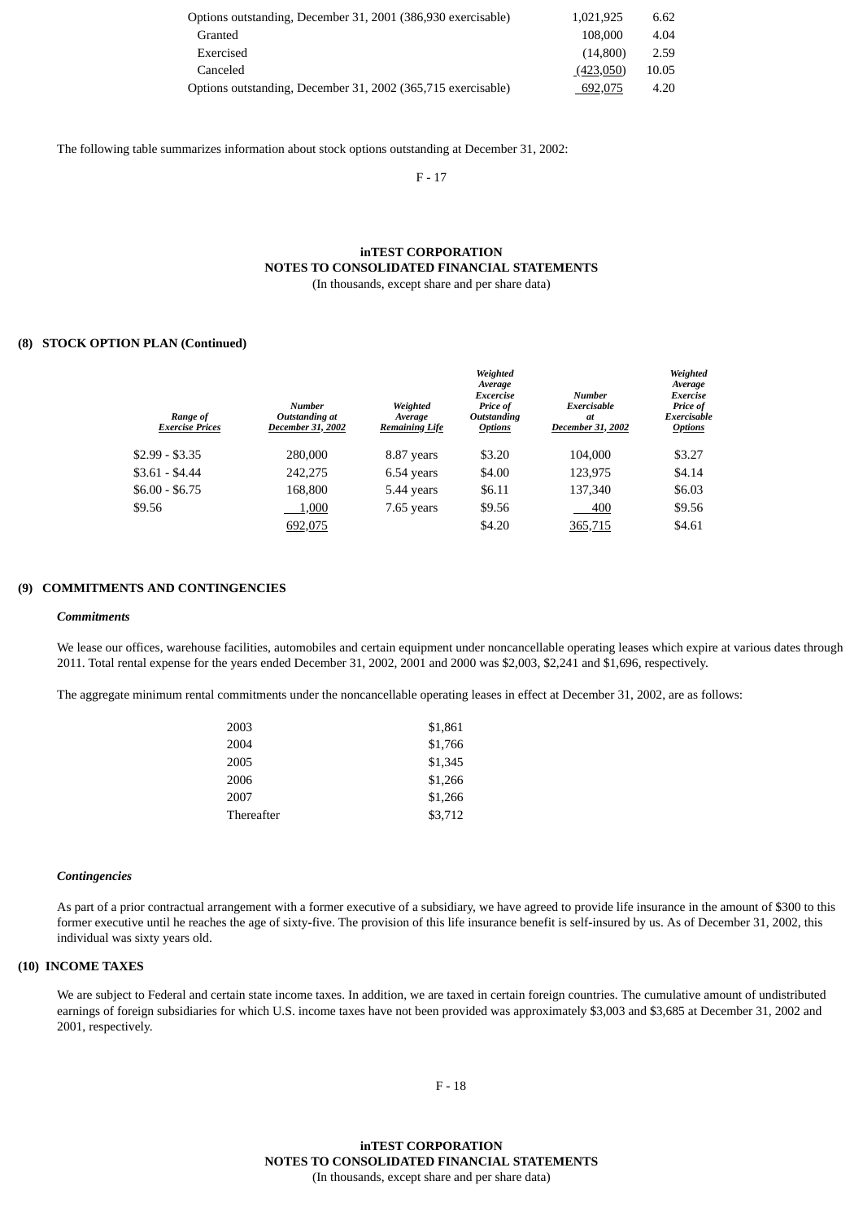| | | |
|---|---|---|
| Options outstanding, December 31, 2001 (386,930 exercisable) | 1,021,925 | 6.62 |
| Granted | 108,000 | 4.04 |
| Exercised | (14,800) | 2.59 |
| Canceled | (423,050) | 10.05 |
| Options outstanding, December 31, 2002 (365,715 exercisable) | 692,075 | 4.20 |

The following table summarizes information about stock options outstanding at December 31, 2002:

**inTEST CORPORATION**
**NOTES TO CONSOLIDATED FINANCIAL STATEMENTS**
(In thousands, except share and per share data)

**(8) STOCK OPTION PLAN (Continued)**

| *Range of Exercise Prices* | *Number Outstanding at December 31, 2002* | *Weighted Average Remaining Life* | *Weighted Average Excercise Price of Outstanding Options* | *Number Exercisable at December 31, 2002* | *Weighted Average Exercise Price of Exercisable Options* |
|---|---|---|---|---|---|
| $2.99 - $3.35 | 280,000 | 8.87 years | $3.20 | 104,000 | $3.27 |
| $3.61 - $4.44 | 242,275 | 6.54 years | $4.00 | 123,975 | $4.14 |
| $6.00 - $6.75 | 168,800 | 5.44 years | $6.11 | 137,340 | $6.03 |
| $9.56 | 1,000 | 7.65 years | $9.56 | 400 | $9.56 |
| | 692,075 | | $4.20 | 365,715 | $4.61 |

**(9) COMMITMENTS AND CONTINGENCIES**

***Commitments***

We lease our offices, warehouse facilities, automobiles and certain equipment under noncancellable operating leases which expire at various dates through 2011. Total rental expense for the years ended December 31, 2002, 2001 and 2000 was $2,003, $2,241 and $1,696, respectively.

The aggregate minimum rental commitments under the noncancellable operating leases in effect at December 31, 2002, are as follows:

| | |
|---|---|
| 2003 | $1,861 |
| 2004 | $1,766 |
| 2005 | $1,345 |
| 2006 | $1,266 |
| 2007 | $1,266 |
| Thereafter | $3,712 |

***Contingencies***

As part of a prior contractual arrangement with a former executive of a subsidiary, we have agreed to provide life insurance in the amount of $300 to this former executive until he reaches the age of sixty-five. The provision of this life insurance benefit is self-insured by us. As of December 31, 2002, this individual was sixty years old.

**(10) INCOME TAXES**

We are subject to Federal and certain state income taxes. In addition, we are taxed in certain foreign countries. The cumulative amount of undistributed earnings of foreign subsidiaries for which U.S. income taxes have not been provided was approximately $3,003 and $3,685 at December 31, 2002 and 2001, respectively.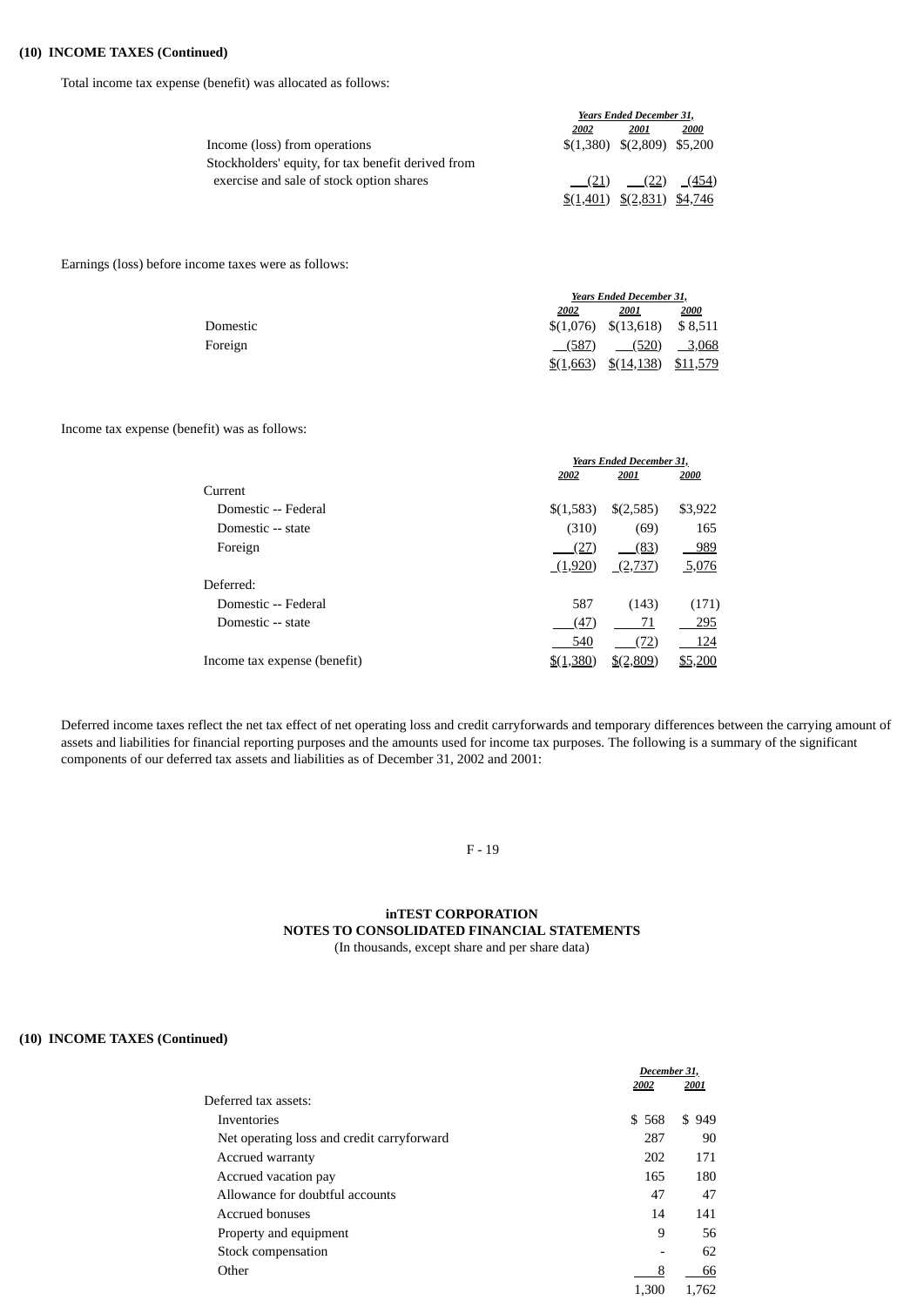**(10) INCOME TAXES (Continued)**

Total income tax expense (benefit) was allocated as follows:

| | Years Ended December 31, | | |
|---|---|---|---|
| | 2002 | 2001 | 2000 |
| Income (loss) from operations | $(1,380) | $(2,809) | $5,200 |
| Stockholders' equity, for tax benefit derived from exercise and sale of stock option shares | (21) | (22) | (454) |
| | $(1,401) | $(2,831) | $4,746 |

Earnings (loss) before income taxes were as follows:

| | Years Ended December 31, | | |
|---|---|---|---|
| | 2002 | 2001 | 2000 |
| Domestic | $(1,076) | $(13,618) | $ 8,511 |
| Foreign | (587) | (520) | 3,068 |
| | $(1,663) | $(14,138) | $11,579 |

Income tax expense (benefit) was as follows:

| | Years Ended December 31, | | |
|---|---|---|---|
| | 2002 | 2001 | 2000 |
| Current | | | |
| Domestic -- Federal | $(1,583) | $(2,585) | $3,922 |
| Domestic -- state | (310) | (69) | 165 |
| Foreign | (27) | (83) | 989 |
| | (1,920) | (2,737) | 5,076 |
| Deferred: | | | |
| Domestic -- Federal | 587 | (143) | (171) |
| Domestic -- state | (47) | 71 | 295 |
| | 540 | (72) | 124 |
| Income tax expense (benefit) | $(1,380) | $(2,809) | $5,200 |

Deferred income taxes reflect the net tax effect of net operating loss and credit carryforwards and temporary differences between the carrying amount of assets and liabilities for financial reporting purposes and the amounts used for income tax purposes. The following is a summary of the significant components of our deferred tax assets and liabilities as of December 31, 2002 and 2001:

**inTEST CORPORATION**
**NOTES TO CONSOLIDATED FINANCIAL STATEMENTS**
(In thousands, except share and per share data)

**(10) INCOME TAXES (Continued)**

| | December 31, | |
|---|---|---|
| | 2002 | 2001 |
| Deferred tax assets: | | |
| Inventories | $ 568 | $ 949 |
| Net operating loss and credit carryforward | 287 | 90 |
| Accrued warranty | 202 | 171 |
| Accrued vacation pay | 165 | 180 |
| Allowance for doubtful accounts | 47 | 47 |
| Accrued bonuses | 14 | 141 |
| Property and equipment | 9 | 56 |
| Stock compensation | - | 62 |
| Other | 8 | 66 |
| | 1,300 | 1,762 |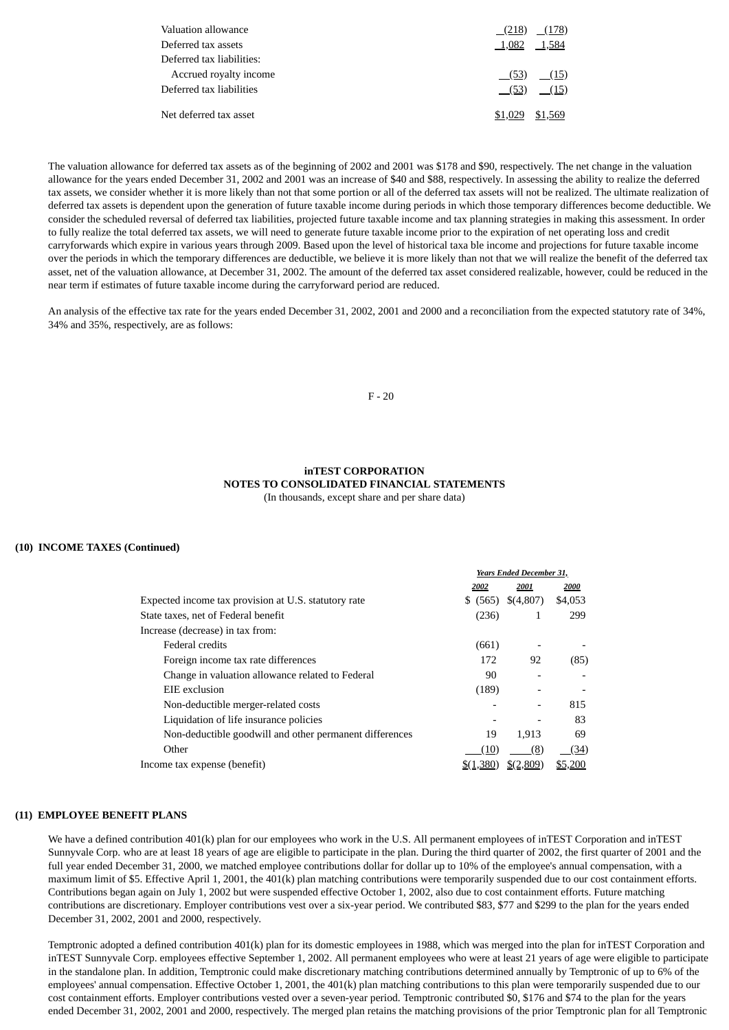| | | |
|---|---|---|
| Valuation allowance | (218) | (178) |
| Deferred tax assets | 1,082 | 1,584 |
| Deferred tax liabilities: | | |
| Accrued royalty income | (53) | (15) |
| Deferred tax liabilities | (53) | (15) |
| Net deferred tax asset | $1,029 | $1,569 |

The valuation allowance for deferred tax assets as of the beginning of 2002 and 2001 was $178 and $90, respectively. The net change in the valuation allowance for the years ended December 31, 2002 and 2001 was an increase of $40 and $88, respectively. In assessing the ability to realize the deferred tax assets, we consider whether it is more likely than not that some portion or all of the deferred tax assets will not be realized. The ultimate realization of deferred tax assets is dependent upon the generation of future taxable income during periods in which those temporary differences become deductible. We consider the scheduled reversal of deferred tax liabilities, projected future taxable income and tax planning strategies in making this assessment. In order to fully realize the total deferred tax assets, we will need to generate future taxable income prior to the expiration of net operating loss and credit carryforwards which expire in various years through 2009. Based upon the level of historical taxa ble income and projections for future taxable income over the periods in which the temporary differences are deductible, we believe it is more likely than not that we will realize the benefit of the deferred tax asset, net of the valuation allowance, at December 31, 2002. The amount of the deferred tax asset considered realizable, however, could be reduced in the near term if estimates of future taxable income during the carryforward period are reduced.

An analysis of the effective tax rate for the years ended December 31, 2002, 2001 and 2000 and a reconciliation from the expected statutory rate of 34%, 34% and 35%, respectively, are as follows:

**inTEST CORPORATION**
**NOTES TO CONSOLIDATED FINANCIAL STATEMENTS**
(In thousands, except share and per share data)

**(10) INCOME TAXES (Continued)**

| | *Years Ended December 31,* | | |
|---|---|---|---|
| | *2002* | *2001* | *2000* |
| Expected income tax provision at U.S. statutory rate | $ (565) | $(4,807) | $4,053 |
| State taxes, net of Federal benefit | (236) | 1 | 299 |
| Increase (decrease) in tax from: | | | |
| Federal credits | (661) | - | - |
| Foreign income tax rate differences | 172 | 92 | (85) |
| Change in valuation allowance related to Federal | 90 | - | - |
| EIE exclusion | (189) | - | - |
| Non-deductible merger-related costs | - | - | 815 |
| Liquidation of life insurance policies | - | - | 83 |
| Non-deductible goodwill and other permanent differences | 19 | 1,913 | 69 |
| Other | (10) | (8) | (34) |
| Income tax expense (benefit) | $(1,380) | $(2,809) | $5,200 |

**(11) EMPLOYEE BENEFIT PLANS**

We have a defined contribution 401(k) plan for our employees who work in the U.S. All permanent employees of inTEST Corporation and inTEST Sunnyvale Corp. who are at least 18 years of age are eligible to participate in the plan. During the third quarter of 2002, the first quarter of 2001 and the full year ended December 31, 2000, we matched employee contributions dollar for dollar up to 10% of the employee's annual compensation, with a maximum limit of $5. Effective April 1, 2001, the 401(k) plan matching contributions were temporarily suspended due to our cost containment efforts. Contributions began again on July 1, 2002 but were suspended effective October 1, 2002, also due to cost containment efforts. Future matching contributions are discretionary. Employer contributions vest over a six-year period. We contributed $83, $77 and $299 to the plan for the years ended December 31, 2002, 2001 and 2000, respectively.

Temptronic adopted a defined contribution 401(k) plan for its domestic employees in 1988, which was merged into the plan for inTEST Corporation and inTEST Sunnyvale Corp. employees effective September 1, 2002. All permanent employees who were at least 21 years of age were eligible to participate in the standalone plan. In addition, Temptronic could make discretionary matching contributions determined annually by Temptronic of up to 6% of the employees' annual compensation. Effective October 1, 2001, the 401(k) plan matching contributions to this plan were temporarily suspended due to our cost containment efforts. Employer contributions vested over a seven-year period. Temptronic contributed $0, $176 and $74 to the plan for the years ended December 31, 2002, 2001 and 2000, respectively. The merged plan retains the matching provisions of the prior Temptronic plan for all Temptronic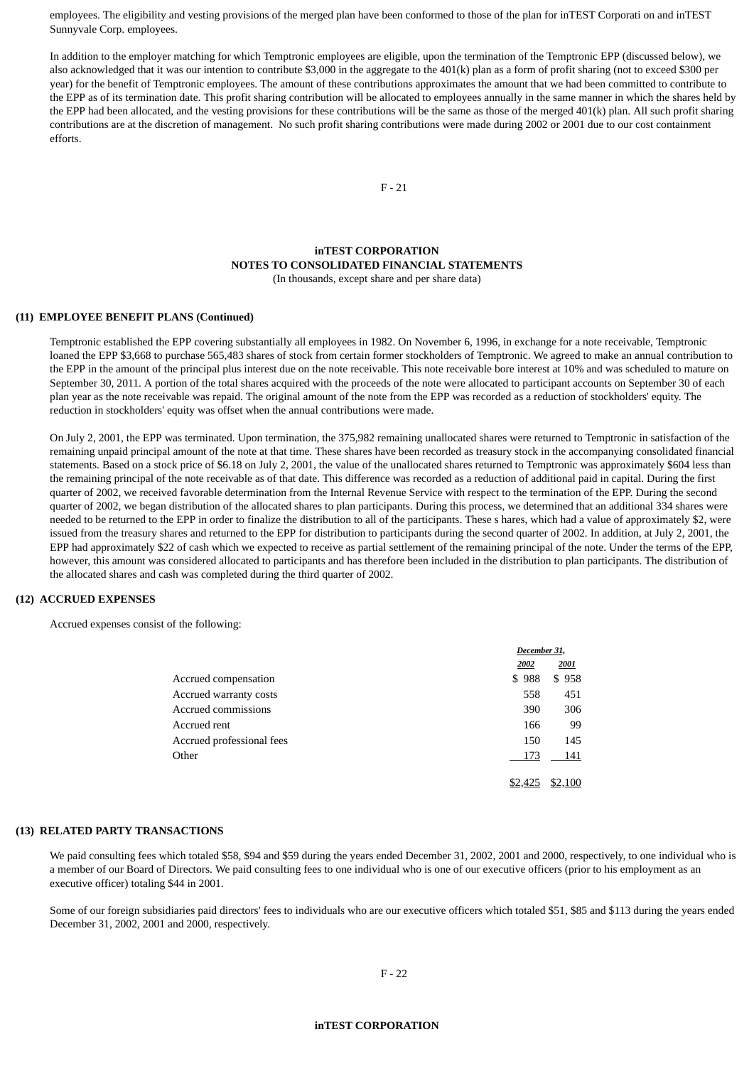employees. The eligibility and vesting provisions of the merged plan have been conformed to those of the plan for inTEST Corporati on and inTEST Sunnyvale Corp. employees.

In addition to the employer matching for which Temptronic employees are eligible, upon the termination of the Temptronic EPP (discussed below), we also acknowledged that it was our intention to contribute $3,000 in the aggregate to the 401(k) plan as a form of profit sharing (not to exceed $300 per year) for the benefit of Temptronic employees. The amount of these contributions approximates the amount that we had been committed to contribute to the EPP as of its termination date. This profit sharing contribution will be allocated to employees annually in the same manner in which the shares held by the EPP had been allocated, and the vesting provisions for these contributions will be the same as those of the merged 401(k) plan. All such profit sharing contributions are at the discretion of management. No such profit sharing contributions were made during 2002 or 2001 due to our cost containment efforts.

**inTEST CORPORATION**
**NOTES TO CONSOLIDATED FINANCIAL STATEMENTS**
(In thousands, except share and per share data)

**(11) EMPLOYEE BENEFIT PLANS (Continued)**

Temptronic established the EPP covering substantially all employees in 1982. On November 6, 1996, in exchange for a note receivable, Temptronic loaned the EPP $3,668 to purchase 565,483 shares of stock from certain former stockholders of Temptronic. We agreed to make an annual contribution to the EPP in the amount of the principal plus interest due on the note receivable. This note receivable bore interest at 10% and was scheduled to mature on September 30, 2011. A portion of the total shares acquired with the proceeds of the note were allocated to participant accounts on September 30 of each plan year as the note receivable was repaid. The original amount of the note from the EPP was recorded as a reduction of stockholders' equity. The reduction in stockholders' equity was offset when the annual contributions were made.

On July 2, 2001, the EPP was terminated. Upon termination, the 375,982 remaining unallocated shares were returned to Temptronic in satisfaction of the remaining unpaid principal amount of the note at that time. These shares have been recorded as treasury stock in the accompanying consolidated financial statements. Based on a stock price of $6.18 on July 2, 2001, the value of the unallocated shares returned to Temptronic was approximately $604 less than the remaining principal of the note receivable as of that date. This difference was recorded as a reduction of additional paid in capital. During the first quarter of 2002, we received favorable determination from the Internal Revenue Service with respect to the termination of the EPP. During the second quarter of 2002, we began distribution of the allocated shares to plan participants. During this process, we determined that an additional 334 shares were needed to be returned to the EPP in order to finalize the distribution to all of the participants. These s hares, which had a value of approximately $2, were issued from the treasury shares and returned to the EPP for distribution to participants during the second quarter of 2002. In addition, at July 2, 2001, the EPP had approximately $22 of cash which we expected to receive as partial settlement of the remaining principal of the note. Under the terms of the EPP, however, this amount was considered allocated to participants and has therefore been included in the distribution to plan participants. The distribution of the allocated shares and cash was completed during the third quarter of 2002.

**(12) ACCRUED EXPENSES**

Accrued expenses consist of the following:

| | *December 31,* | |
|---|---|---|
| | *2002* | *2001* |
| Accrued compensation | $ 988 | $ 958 |
| Accrued warranty costs | 558 | 451 |
| Accrued commissions | 390 | 306 |
| Accrued rent | 166 | 99 |
| Accrued professional fees | 150 | 145 |
| Other | 173 | 141 |
| | $2,425 | $2,100 |

**(13) RELATED PARTY TRANSACTIONS**

We paid consulting fees which totaled $58, $94 and $59 during the years ended December 31, 2002, 2001 and 2000, respectively, to one individual who is a member of our Board of Directors. We paid consulting fees to one individual who is one of our executive officers (prior to his employment as an executive officer) totaling $44 in 2001.

Some of our foreign subsidiaries paid directors' fees to individuals who are our executive officers which totaled $51, $85 and $113 during the years ended December 31, 2002, 2001 and 2000, respectively.

**inTEST CORPORATION**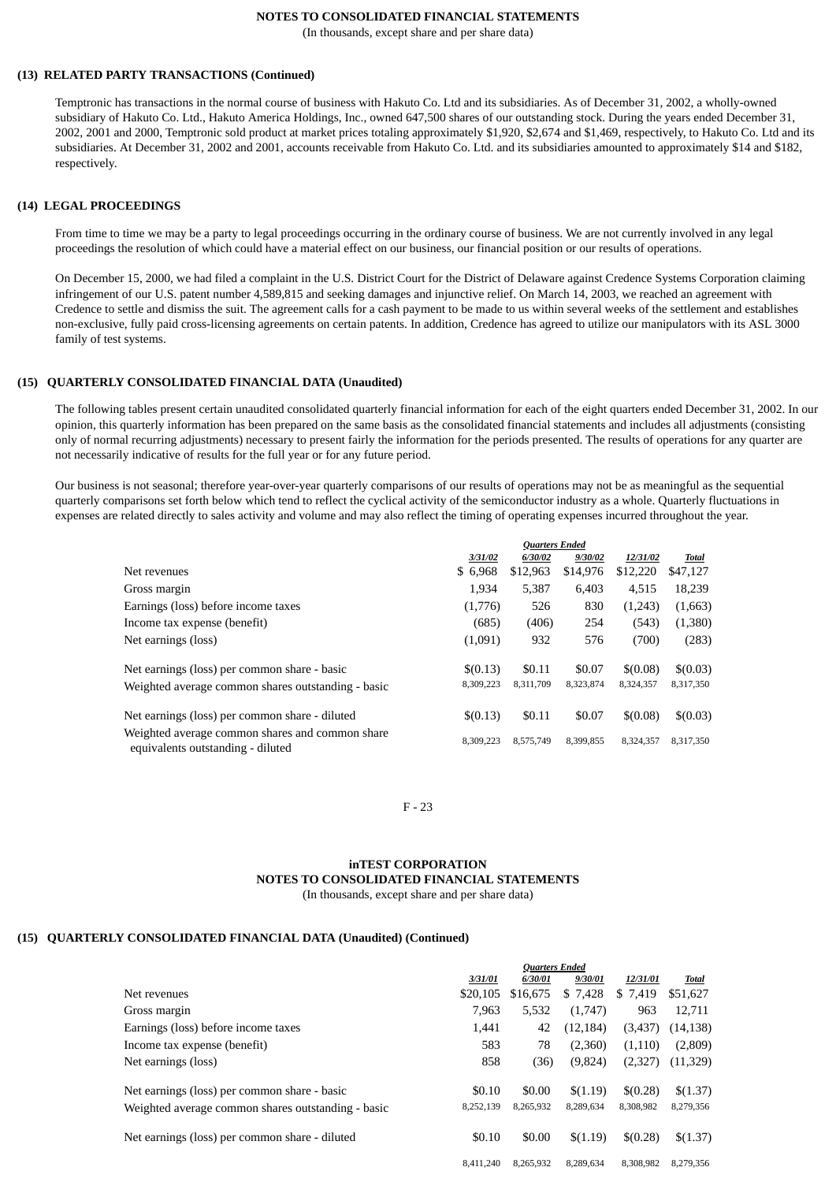NOTES TO CONSOLIDATED FINANCIAL STATEMENTS
(In thousands, except share and per share data)

**(13) RELATED PARTY TRANSACTIONS (Continued)**

Temptronic has transactions in the normal course of business with Hakuto Co. Ltd and its subsidiaries. As of December 31, 2002, a wholly-owned subsidiary of Hakuto Co. Ltd., Hakuto America Holdings, Inc., owned 647,500 shares of our outstanding stock. During the years ended December 31, 2002, 2001 and 2000, Temptronic sold product at market prices totaling approximately $1,920, $2,674 and $1,469, respectively, to Hakuto Co. Ltd and its subsidiaries. At December 31, 2002 and 2001, accounts receivable from Hakuto Co. Ltd. and its subsidiaries amounted to approximately $14 and $182, respectively.

**(14) LEGAL PROCEEDINGS**

From time to time we may be a party to legal proceedings occurring in the ordinary course of business. We are not currently involved in any legal proceedings the resolution of which could have a material effect on our business, our financial position or our results of operations.

On December 15, 2000, we had filed a complaint in the U.S. District Court for the District of Delaware against Credence Systems Corporation claiming infringement of our U.S. patent number 4,589,815 and seeking damages and injunctive relief. On March 14, 2003, we reached an agreement with Credence to settle and dismiss the suit. The agreement calls for a cash payment to be made to us within several weeks of the settlement and establishes non-exclusive, fully paid cross-licensing agreements on certain patents. In addition, Credence has agreed to utilize our manipulators with its ASL 3000 family of test systems.

**(15) QUARTERLY CONSOLIDATED FINANCIAL DATA (Unaudited)**

The following tables present certain unaudited consolidated quarterly financial information for each of the eight quarters ended December 31, 2002. In our opinion, this quarterly information has been prepared on the same basis as the consolidated financial statements and includes all adjustments (consisting only of normal recurring adjustments) necessary to present fairly the information for the periods presented. The results of operations for any quarter are not necessarily indicative of results for the full year or for any future period.

Our business is not seasonal; therefore year-over-year quarterly comparisons of our results of operations may not be as meaningful as the sequential quarterly comparisons set forth below which tend to reflect the cyclical activity of the semiconductor industry as a whole. Quarterly fluctuations in expenses are related directly to sales activity and volume and may also reflect the timing of operating expenses incurred throughout the year.

| | *Quarters Ended* | | | | |
|---|---|---|---|---|---|
| | *3/31/02* | *6/30/02* | *9/30/02* | *12/31/02* | *Total* |
| Net revenues | $ 6,968 | $12,963 | $14,976 | $12,220 | $47,127 |
| Gross margin | 1,934 | 5,387 | 6,403 | 4,515 | 18,239 |
| Earnings (loss) before income taxes | (1,776) | 526 | 830 | (1,243) | (1,663) |
| Income tax expense (benefit) | (685) | (406) | 254 | (543) | (1,380) |
| Net earnings (loss) | (1,091) | 932 | 576 | (700) | (283) |
| Net earnings (loss) per common share - basic | $(0.13) | $0.11 | $0.07 | $(0.08) | $(0.03) |
| Weighted average common shares outstanding - basic | 8,309,223 | 8,311,709 | 8,323,874 | 8,324,357 | 8,317,350 |
| Net earnings (loss) per common share - diluted | $(0.13) | $0.11 | $0.07 | $(0.08) | $(0.03) |
| Weighted average common shares and common share equivalents outstanding - diluted | 8,309,223 | 8,575,749 | 8,399,855 | 8,324,357 | 8,317,350 |

**inTEST CORPORATION**
NOTES TO CONSOLIDATED FINANCIAL STATEMENTS
(In thousands, except share and per share data)

**(15) QUARTERLY CONSOLIDATED FINANCIAL DATA (Unaudited) (Continued)**

| | *Quarters Ended* | | | | |
|---|---|---|---|---|---|
| | *3/31/01* | *6/30/01* | *9/30/01* | *12/31/01* | *Total* |
| Net revenues | $20,105 | $16,675 | $ 7,428 | $ 7,419 | $51,627 |
| Gross margin | 7,963 | 5,532 | (1,747) | 963 | 12,711 |
| Earnings (loss) before income taxes | 1,441 | 42 | (12,184) | (3,437) | (14,138) |
| Income tax expense (benefit) | 583 | 78 | (2,360) | (1,110) | (2,809) |
| Net earnings (loss) | 858 | (36) | (9,824) | (2,327) | (11,329) |
| Net earnings (loss) per common share - basic | $0.10 | $0.00 | $(1.19) | $(0.28) | $(1.37) |
| Weighted average common shares outstanding - basic | 8,252,139 | 8,265,932 | 8,289,634 | 8,308,982 | 8,279,356 |
| Net earnings (loss) per common share - diluted | $0.10 | $0.00 | $(1.19) | $(0.28) | $(1.37) |
| | 8,411,240 | 8,265,932 | 8,289,634 | 8,308,982 | 8,279,356 |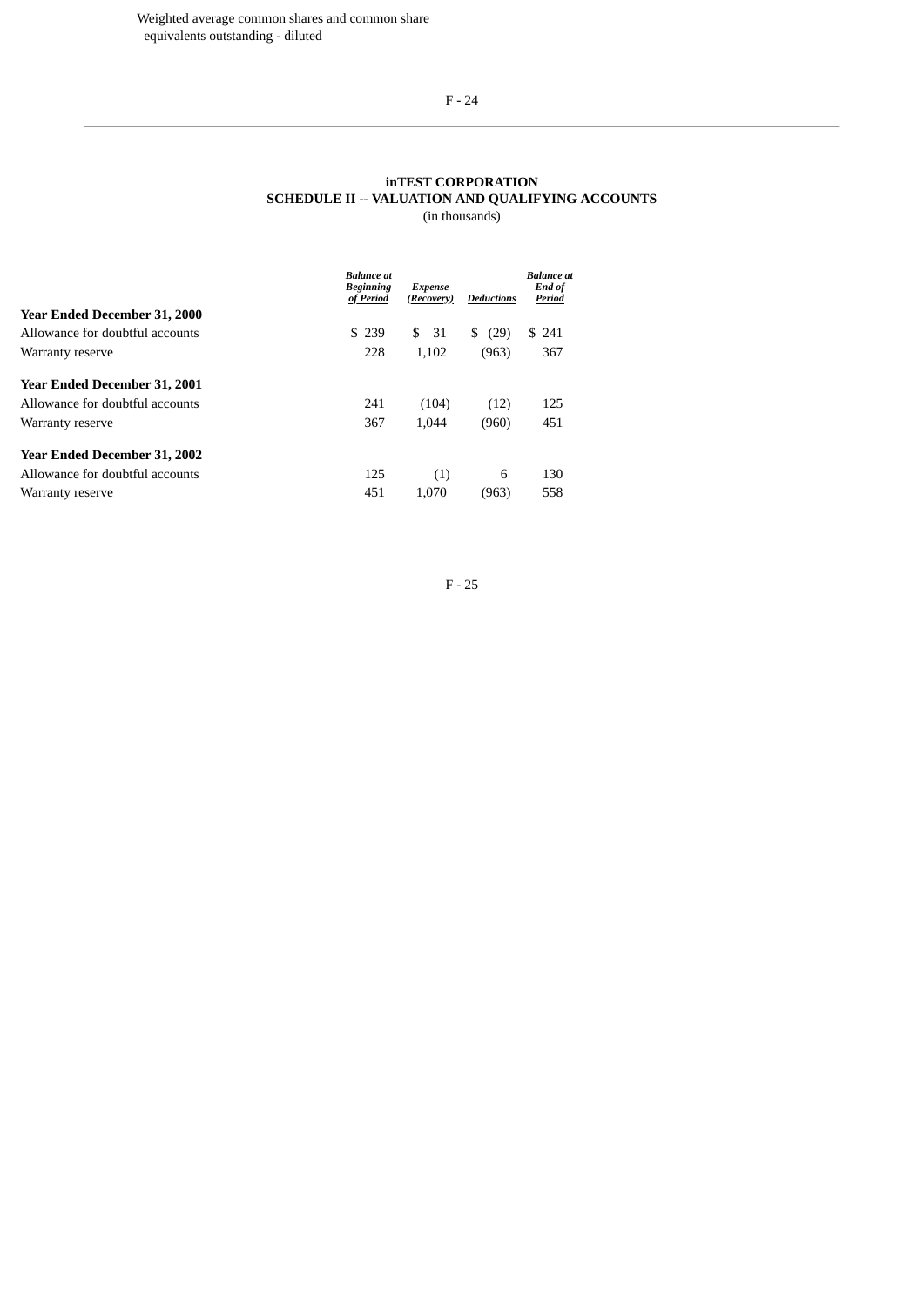Weighted average common shares and common share equivalents outstanding - diluted

**inTEST CORPORATION**
**SCHEDULE II -- VALUATION AND QUALIFYING ACCOUNTS**
(in thousands)

| | *Balance at Beginning of Period* | *Expense (Recovery)* | *Deductions* | *Balance at End of Period* |
|---|---|---|---|---|
| **Year Ended December 31, 2000** | | | | |
| Allowance for doubtful accounts | $ 239 | $ 31 | $ (29) | $ 241 |
| Warranty reserve | 228 | 1,102 | (963) | 367 |
| **Year Ended December 31, 2001** | | | | |
| Allowance for doubtful accounts | 241 | (104) | (12) | 125 |
| Warranty reserve | 367 | 1,044 | (960) | 451 |
| **Year Ended December 31, 2002** | | | | |
| Allowance for doubtful accounts | 125 | (1) | 6 | 130 |
| Warranty reserve | 451 | 1,070 | (963) | 558 |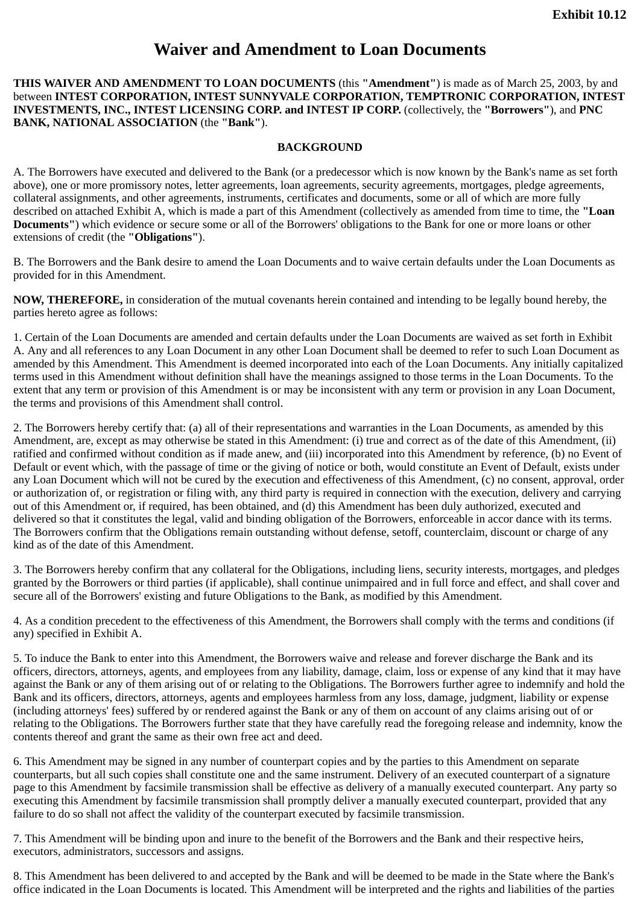**Exhibit 10.12**

# Waiver and Amendment to Loan Documents

**THIS WAIVER AND AMENDMENT TO LOAN DOCUMENTS** (this **"Amendment"**) is made as of March 25, 2003, by and between **INTEST CORPORATION, INTEST SUNNYVALE CORPORATION, TEMPTRONIC CORPORATION, INTEST INVESTMENTS, INC., INTEST LICENSING CORP. and INTEST IP CORP.** (collectively, the **"Borrowers"**), and **PNC BANK, NATIONAL ASSOCIATION** (the **"Bank"**).

**BACKGROUND**

A. The Borrowers have executed and delivered to the Bank (or a predecessor which is now known by the Bank's name as set forth above), one or more promissory notes, letter agreements, loan agreements, security agreements, mortgages, pledge agreements, collateral assignments, and other agreements, instruments, certificates and documents, some or all of which are more fully described on attached Exhibit A, which is made a part of this Amendment (collectively as amended from time to time, the **"Loan Documents"**) which evidence or secure some or all of the Borrowers' obligations to the Bank for one or more loans or other extensions of credit (the **"Obligations"**).

B. The Borrowers and the Bank desire to amend the Loan Documents and to waive certain defaults under the Loan Documents as provided for in this Amendment.

**NOW, THEREFORE,** in consideration of the mutual covenants herein contained and intending to be legally bound hereby, the parties hereto agree as follows:

1. Certain of the Loan Documents are amended and certain defaults under the Loan Documents are waived as set forth in Exhibit A. Any and all references to any Loan Document in any other Loan Document shall be deemed to refer to such Loan Document as amended by this Amendment. This Amendment is deemed incorporated into each of the Loan Documents. Any initially capitalized terms used in this Amendment without definition shall have the meanings assigned to those terms in the Loan Documents. To the extent that any term or provision of this Amendment is or may be inconsistent with any term or provision in any Loan Document, the terms and provisions of this Amendment shall control.

2. The Borrowers hereby certify that: (a) all of their representations and warranties in the Loan Documents, as amended by this Amendment, are, except as may otherwise be stated in this Amendment: (i) true and correct as of the date of this Amendment, (ii) ratified and confirmed without condition as if made anew, and (iii) incorporated into this Amendment by reference, (b) no Event of Default or event which, with the passage of time or the giving of notice or both, would constitute an Event of Default, exists under any Loan Document which will not be cured by the execution and effectiveness of this Amendment, (c) no consent, approval, order or authorization of, or registration or filing with, any third party is required in connection with the execution, delivery and carrying out of this Amendment or, if required, has been obtained, and (d) this Amendment has been duly authorized, executed and delivered so that it constitutes the legal, valid and binding obligation of the Borrowers, enforceable in accor dance with its terms. The Borrowers confirm that the Obligations remain outstanding without defense, setoff, counterclaim, discount or charge of any kind as of the date of this Amendment.

3. The Borrowers hereby confirm that any collateral for the Obligations, including liens, security interests, mortgages, and pledges granted by the Borrowers or third parties (if applicable), shall continue unimpaired and in full force and effect, and shall cover and secure all of the Borrowers' existing and future Obligations to the Bank, as modified by this Amendment.

4. As a condition precedent to the effectiveness of this Amendment, the Borrowers shall comply with the terms and conditions (if any) specified in Exhibit A.

5. To induce the Bank to enter into this Amendment, the Borrowers waive and release and forever discharge the Bank and its officers, directors, attorneys, agents, and employees from any liability, damage, claim, loss or expense of any kind that it may have against the Bank or any of them arising out of or relating to the Obligations. The Borrowers further agree to indemnify and hold the Bank and its officers, directors, attorneys, agents and employees harmless from any loss, damage, judgment, liability or expense (including attorneys' fees) suffered by or rendered against the Bank or any of them on account of any claims arising out of or relating to the Obligations. The Borrowers further state that they have carefully read the foregoing release and indemnity, know the contents thereof and grant the same as their own free act and deed.

6. This Amendment may be signed in any number of counterpart copies and by the parties to this Amendment on separate counterparts, but all such copies shall constitute one and the same instrument. Delivery of an executed counterpart of a signature page to this Amendment by facsimile transmission shall be effective as delivery of a manually executed counterpart. Any party so executing this Amendment by facsimile transmission shall promptly deliver a manually executed counterpart, provided that any failure to do so shall not affect the validity of the counterpart executed by facsimile transmission.

7. This Amendment will be binding upon and inure to the benefit of the Borrowers and the Bank and their respective heirs, executors, administrators, successors and assigns.

8. This Amendment has been delivered to and accepted by the Bank and will be deemed to be made in the State where the Bank's office indicated in the Loan Documents is located. This Amendment will be interpreted and the rights and liabilities of the parties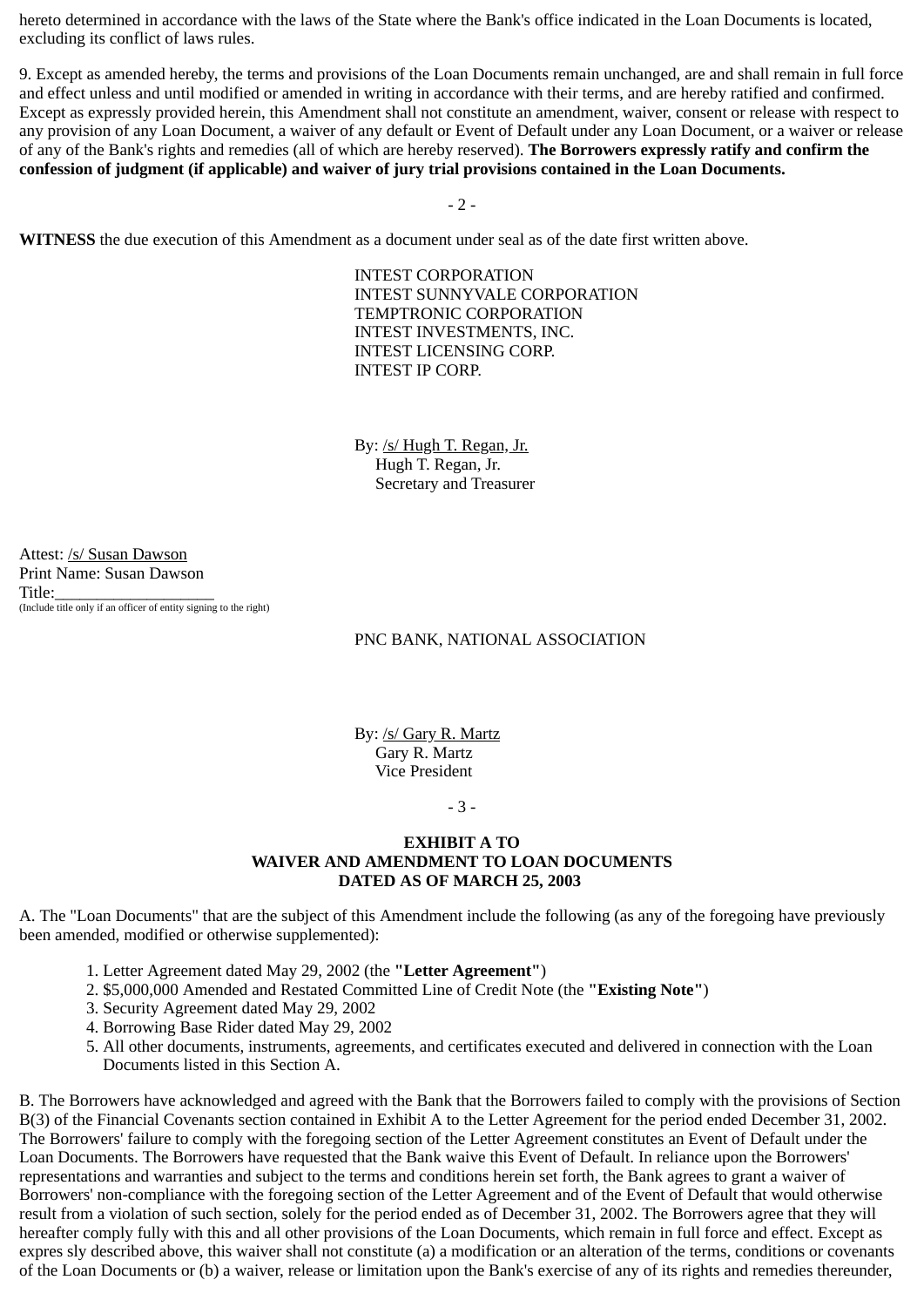hereto determined in accordance with the laws of the State where the Bank's office indicated in the Loan Documents is located, excluding its conflict of laws rules.

9. Except as amended hereby, the terms and provisions of the Loan Documents remain unchanged, are and shall remain in full force and effect unless and until modified or amended in writing in accordance with their terms, and are hereby ratified and confirmed. Except as expressly provided herein, this Amendment shall not constitute an amendment, waiver, consent or release with respect to any provision of any Loan Document, a waiver of any default or Event of Default under any Loan Document, or a waiver or release of any of the Bank's rights and remedies (all of which are hereby reserved). **The Borrowers expressly ratify and confirm the confession of judgment (if applicable) and waiver of jury trial provisions contained in the Loan Documents.**

**WITNESS** the due execution of this Amendment as a document under seal as of the date first written above.

INTEST CORPORATION
INTEST SUNNYVALE CORPORATION
TEMPTRONIC CORPORATION
INTEST INVESTMENTS, INC.
INTEST LICENSING CORP.
INTEST IP CORP.

By: /s/ Hugh T. Regan, Jr.
Hugh T. Regan, Jr.
Secretary and Treasurer

Attest: /s/ Susan Dawson
Print Name: Susan Dawson
Title:___________________
(Include title only if an officer of entity signing to the right)

PNC BANK, NATIONAL ASSOCIATION

By: /s/ Gary R. Martz
Gary R. Martz
Vice President

**EXHIBIT A TO**
**WAIVER AND AMENDMENT TO LOAN DOCUMENTS**
**DATED AS OF MARCH 25, 2003**

A. The "Loan Documents" that are the subject of this Amendment include the following (as any of the foregoing have previously been amended, modified or otherwise supplemented):

1. Letter Agreement dated May 29, 2002 (the **"Letter Agreement"**)
2. $5,000,000 Amended and Restated Committed Line of Credit Note (the **"Existing Note"**)
3. Security Agreement dated May 29, 2002
4. Borrowing Base Rider dated May 29, 2002
5. All other documents, instruments, agreements, and certificates executed and delivered in connection with the Loan Documents listed in this Section A.

B. The Borrowers have acknowledged and agreed with the Bank that the Borrowers failed to comply with the provisions of Section B(3) of the Financial Covenants section contained in Exhibit A to the Letter Agreement for the period ended December 31, 2002. The Borrowers' failure to comply with the foregoing section of the Letter Agreement constitutes an Event of Default under the Loan Documents. The Borrowers have requested that the Bank waive this Event of Default. In reliance upon the Borrowers' representations and warranties and subject to the terms and conditions herein set forth, the Bank agrees to grant a waiver of Borrowers' non-compliance with the foregoing section of the Letter Agreement and of the Event of Default that would otherwise result from a violation of such section, solely for the period ended as of December 31, 2002. The Borrowers agree that they will hereafter comply fully with this and all other provisions of the Loan Documents, which remain in full force and effect. Except as expres sly described above, this waiver shall not constitute (a) a modification or an alteration of the terms, conditions or covenants of the Loan Documents or (b) a waiver, release or limitation upon the Bank's exercise of any of its rights and remedies thereunder,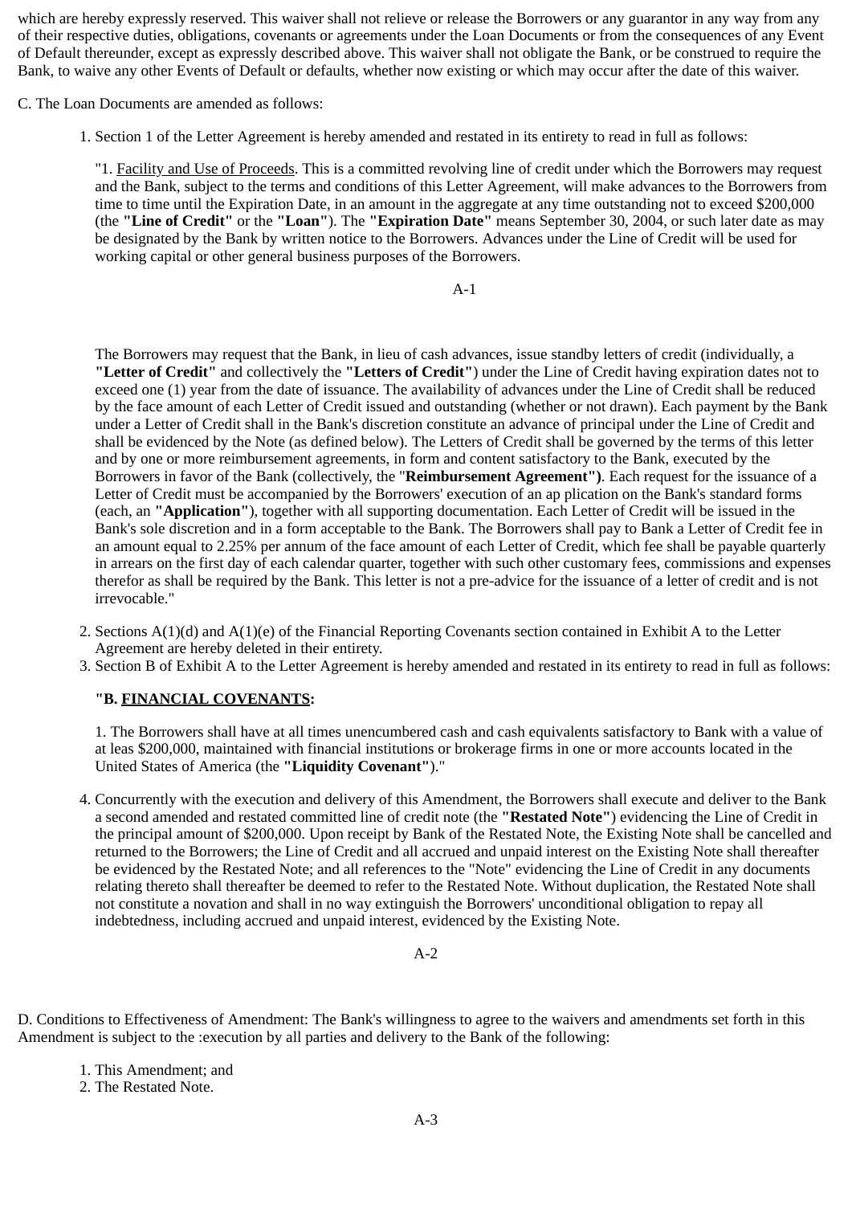which are hereby expressly reserved. This waiver shall not relieve or release the Borrowers or any guarantor in any way from any of their respective duties, obligations, covenants or agreements under the Loan Documents or from the consequences of any Event of Default thereunder, except as expressly described above. This waiver shall not obligate the Bank, or be construed to require the Bank, to waive any other Events of Default or defaults, whether now existing or which may occur after the date of this waiver.

C. The Loan Documents are amended as follows:

1. Section 1 of the Letter Agreement is hereby amended and restated in its entirety to read in full as follows:

   "1. Facility and Use of Proceeds. This is a committed revolving line of credit under which the Borrowers may request and the Bank, subject to the terms and conditions of this Letter Agreement, will make advances to the Borrowers from time to time until the Expiration Date, in an amount in the aggregate at any time outstanding not to exceed $200,000 (the **"Line of Credit"** or the **"Loan"**). The **"Expiration Date"** means September 30, 2004, or such later date as may be designated by the Bank by written notice to the Borrowers. Advances under the Line of Credit will be used for working capital or other general business purposes of the Borrowers.

   The Borrowers may request that the Bank, in lieu of cash advances, issue standby letters of credit (individually, a **"Letter of Credit"** and collectively the **"Letters of Credit"**) under the Line of Credit having expiration dates not to exceed one (1) year from the date of issuance. The availability of advances under the Line of Credit shall be reduced by the face amount of each Letter of Credit issued and outstanding (whether or not drawn). Each payment by the Bank under a Letter of Credit shall in the Bank's discretion constitute an advance of principal under the Line of Credit and shall be evidenced by the Note (as defined below). The Letters of Credit shall be governed by the terms of this letter and by one or more reimbursement agreements, in form and content satisfactory to the Bank, executed by the Borrowers in favor of the Bank (collectively, the "**Reimbursement Agreement")**. Each request for the issuance of a Letter of Credit must be accompanied by the Borrowers' execution of an ap plication on the Bank's standard forms (each, an **"Application"**), together with all supporting documentation. Each Letter of Credit will be issued in the Bank's sole discretion and in a form acceptable to the Bank. The Borrowers shall pay to Bank a Letter of Credit fee in an amount equal to 2.25% per annum of the face amount of each Letter of Credit, which fee shall be payable quarterly in arrears on the first day of each calendar quarter, together with such other customary fees, commissions and expenses therefor as shall be required by the Bank. This letter is not a pre-advice for the issuance of a letter of credit and is not irrevocable."

2. Sections A(1)(d) and A(1)(e) of the Financial Reporting Covenants section contained in Exhibit A to the Letter Agreement are hereby deleted in their entirety.
3. Section B of Exhibit A to the Letter Agreement is hereby amended and restated in its entirety to read in full as follows:

   **"B. FINANCIAL COVENANTS:**

   1. The Borrowers shall have at all times unencumbered cash and cash equivalents satisfactory to Bank with a value of at leas $200,000, maintained with financial institutions or brokerage firms in one or more accounts located in the United States of America (the **"Liquidity Covenant"**)."

4. Concurrently with the execution and delivery of this Amendment, the Borrowers shall execute and deliver to the Bank a second amended and restated committed line of credit note (the **"Restated Note"**) evidencing the Line of Credit in the principal amount of $200,000. Upon receipt by Bank of the Restated Note, the Existing Note shall be cancelled and returned to the Borrowers; the Line of Credit and all accrued and unpaid interest on the Existing Note shall thereafter be evidenced by the Restated Note; and all references to the "Note" evidencing the Line of Credit in any documents relating thereto shall thereafter be deemed to refer to the Restated Note. Without duplication, the Restated Note shall not constitute a novation and shall in no way extinguish the Borrowers' unconditional obligation to repay all indebtedness, including accrued and unpaid interest, evidenced by the Existing Note.

D. Conditions to Effectiveness of Amendment: The Bank's willingness to agree to the waivers and amendments set forth in this Amendment is subject to the :execution by all parties and delivery to the Bank of the following:

1. This Amendment; and
2. The Restated Note.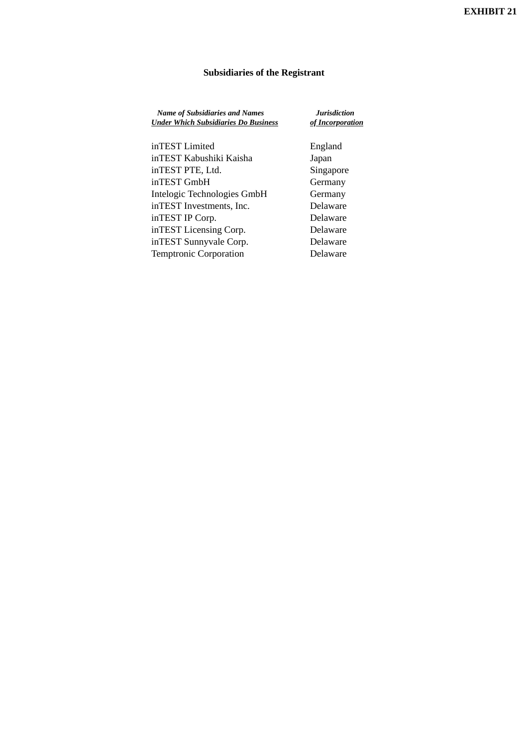**EXHIBIT 21**

## Subsidiaries of the Registrant

| ***Name of Subsidiaries and Names Under Which Subsidiaries Do Business*** | ***Jurisdiction of Incorporation*** |
|---|---|
| inTEST Limited | England |
| inTEST Kabushiki Kaisha | Japan |
| inTEST PTE, Ltd. | Singapore |
| inTEST GmbH | Germany |
| Intelogic Technologies GmbH | Germany |
| inTEST Investments, Inc. | Delaware |
| inTEST IP Corp. | Delaware |
| inTEST Licensing Corp. | Delaware |
| inTEST Sunnyvale Corp. | Delaware |
| Temptronic Corporation | Delaware |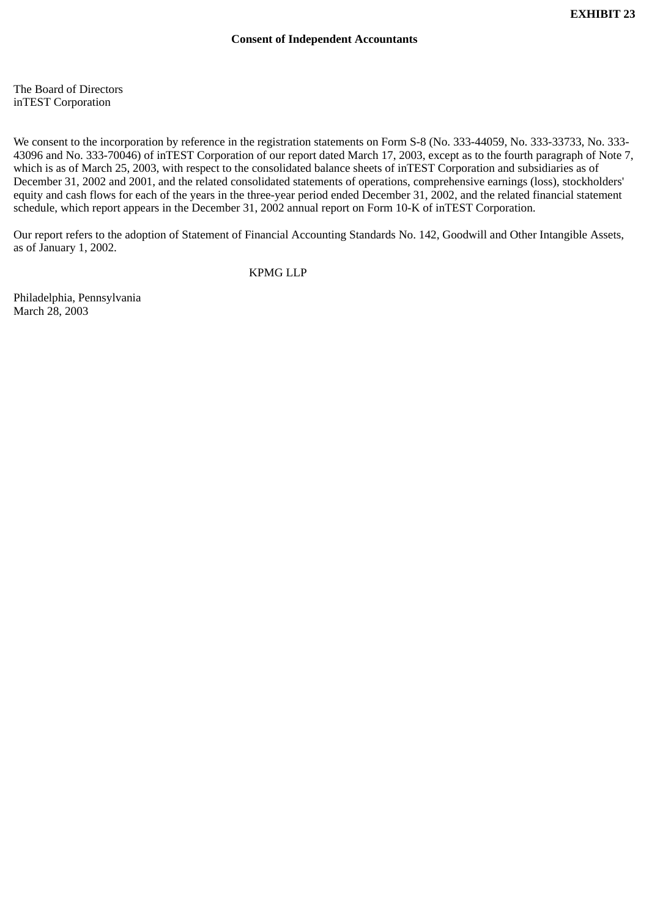**EXHIBIT 23**

## Consent of Independent Accountants

The Board of Directors
inTEST Corporation

We consent to the incorporation by reference in the registration statements on Form S-8 (No. 333-44059, No. 333-33733, No. 333-43096 and No. 333-70046) of inTEST Corporation of our report dated March 17, 2003, except as to the fourth paragraph of Note 7, which is as of March 25, 2003, with respect to the consolidated balance sheets of inTEST Corporation and subsidiaries as of December 31, 2002 and 2001, and the related consolidated statements of operations, comprehensive earnings (loss), stockholders' equity and cash flows for each of the years in the three-year period ended December 31, 2002, and the related financial statement schedule, which report appears in the December 31, 2002 annual report on Form 10-K of inTEST Corporation.

Our report refers to the adoption of Statement of Financial Accounting Standards No. 142, Goodwill and Other Intangible Assets, as of January 1, 2002.

KPMG LLP

Philadelphia, Pennsylvania
March 28, 2003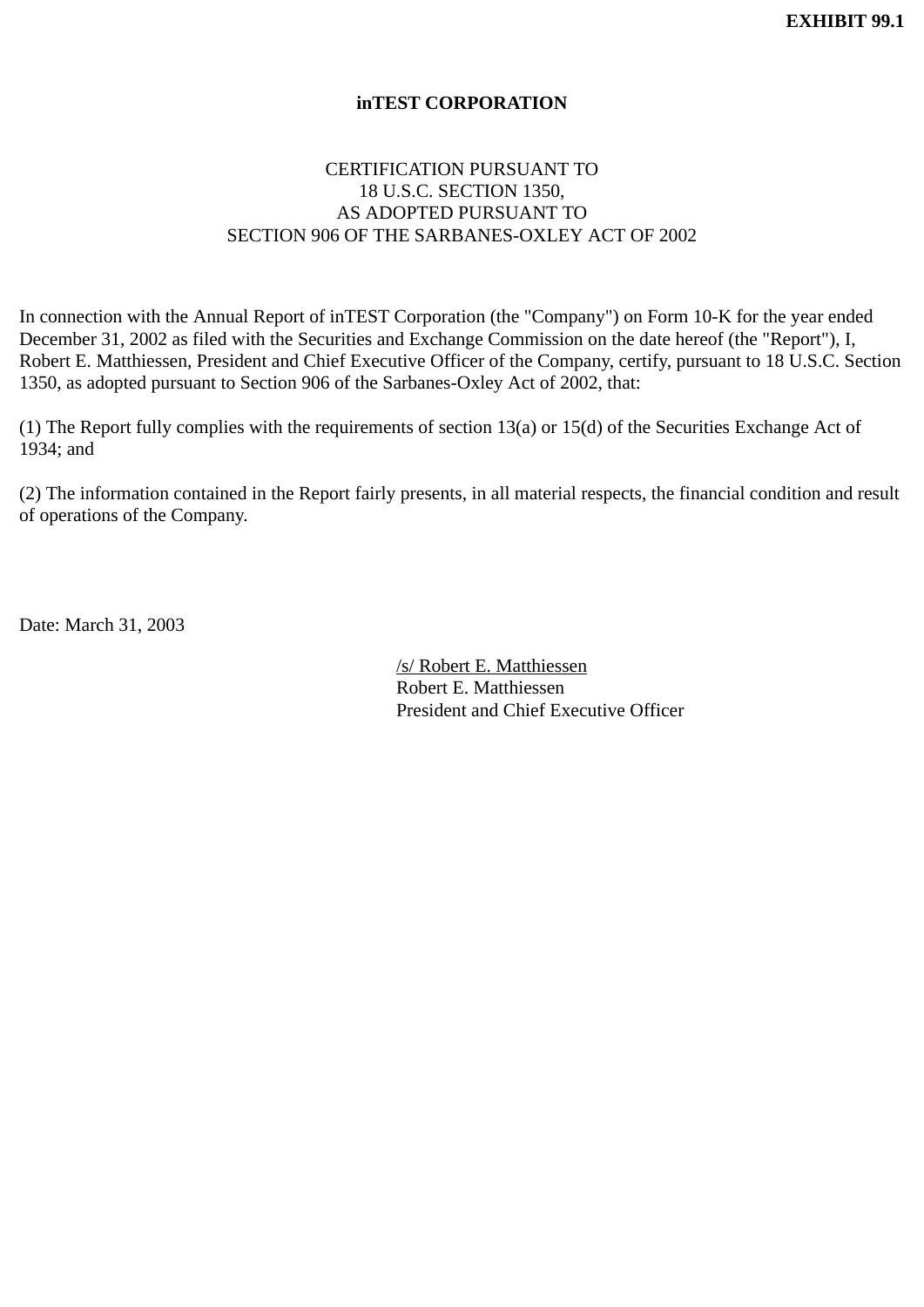**EXHIBIT 99.1**

# inTEST CORPORATION

CERTIFICATION PURSUANT TO
18 U.S.C. SECTION 1350,
AS ADOPTED PURSUANT TO
SECTION 906 OF THE SARBANES-OXLEY ACT OF 2002

In connection with the Annual Report of inTEST Corporation (the "Company") on Form 10-K for the year ended December 31, 2002 as filed with the Securities and Exchange Commission on the date hereof (the "Report"), I, Robert E. Matthiessen, President and Chief Executive Officer of the Company, certify, pursuant to 18 U.S.C. Section 1350, as adopted pursuant to Section 906 of the Sarbanes-Oxley Act of 2002, that:

(1) The Report fully complies with the requirements of section 13(a) or 15(d) of the Securities Exchange Act of 1934; and

(2) The information contained in the Report fairly presents, in all material respects, the financial condition and result of operations of the Company.

Date: March 31, 2003

/s/ Robert E. Matthiessen
Robert E. Matthiessen
President and Chief Executive Officer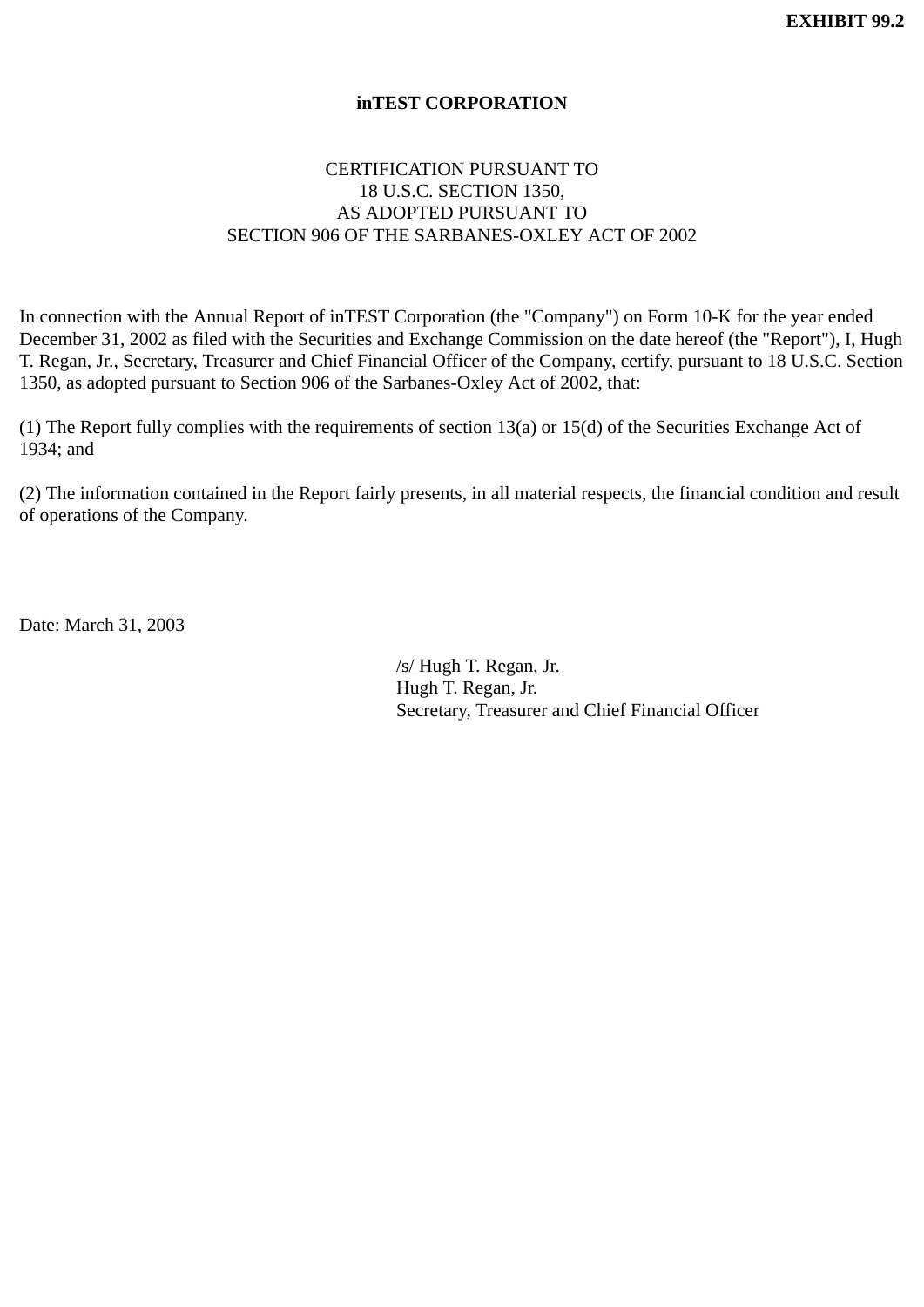**EXHIBIT 99.2**

# inTEST CORPORATION

CERTIFICATION PURSUANT TO
18 U.S.C. SECTION 1350,
AS ADOPTED PURSUANT TO
SECTION 906 OF THE SARBANES-OXLEY ACT OF 2002

In connection with the Annual Report of inTEST Corporation (the "Company") on Form 10-K for the year ended December 31, 2002 as filed with the Securities and Exchange Commission on the date hereof (the "Report"), I, Hugh T. Regan, Jr., Secretary, Treasurer and Chief Financial Officer of the Company, certify, pursuant to 18 U.S.C. Section 1350, as adopted pursuant to Section 906 of the Sarbanes-Oxley Act of 2002, that:

(1) The Report fully complies with the requirements of section 13(a) or 15(d) of the Securities Exchange Act of 1934; and

(2) The information contained in the Report fairly presents, in all material respects, the financial condition and result of operations of the Company.

Date: March 31, 2003

/s/ Hugh T. Regan, Jr.
Hugh T. Regan, Jr.
Secretary, Treasurer and Chief Financial Officer